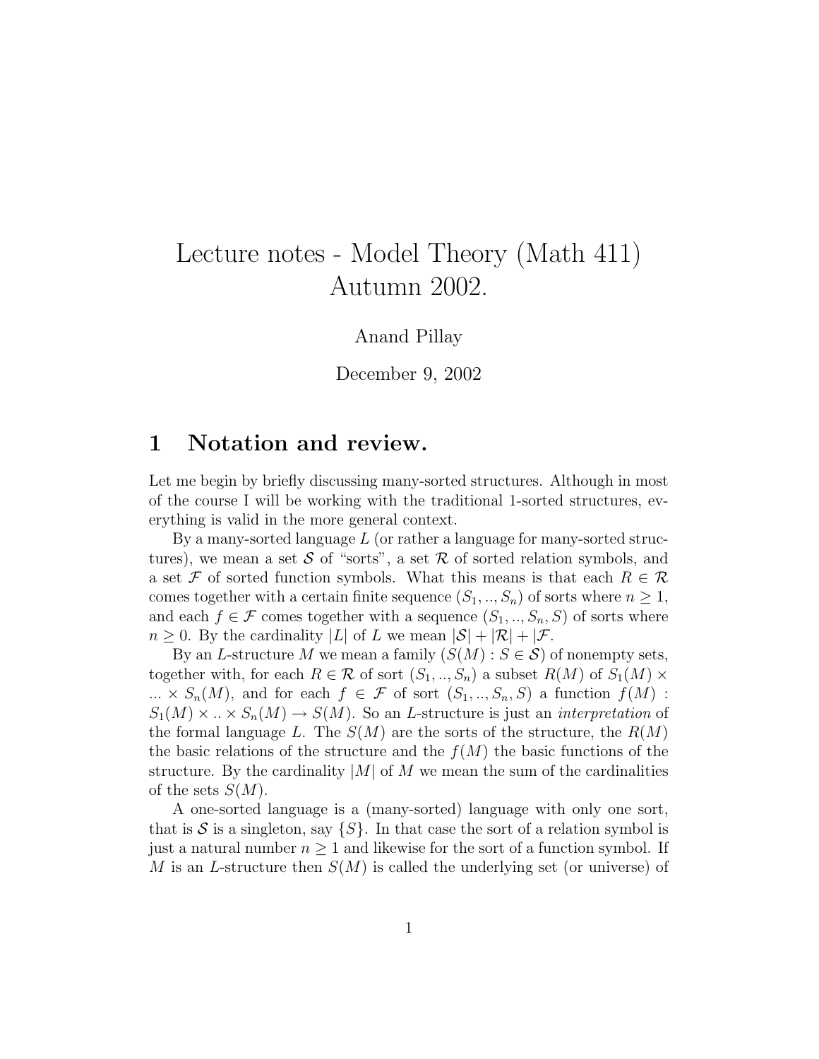# Lecture notes - Model Theory (Math 411) Autumn 2002.

Anand Pillay

December 9, 2002

## 1 Notation and review.

Let me begin by briefly discussing many-sorted structures. Although in most of the course I will be working with the traditional 1-sorted structures, everything is valid in the more general context.

By a many-sorted language $L$ (or rather a language for many-sorted structures), we mean a set $\mathcal{S}$ of "sorts", a set $\mathcal{R}$ of sorted relation symbols, and a set $\mathcal{F}$ of sorted function symbols. What this means is that each $R \in \mathcal{R}$ comes together with a certain finite sequence $(S_1, .., S_n)$ of sorts where $n \geq 1$, and each $f \in \mathcal{F}$ comes together with a sequence $(S_1, .., S_n, S)$ of sorts where $n \geq 0$. By the cardinality $|L|$ of $L$ we mean $|\mathcal{S}| + |\mathcal{R}| + |\mathcal{F}$.

By an $L$-structure $M$ we mean a family $(S(M) : S \in \mathcal{S})$ of nonempty sets, together with, for each $R \in \mathcal{R}$ of sort $(S_1, .., S_n)$ a subset $R(M)$ of $S_1(M) \times ... \times S_n(M)$, and for each $f \in \mathcal{F}$ of sort $(S_1, .., S_n, S)$ a function $f(M) : S_1(M) \times .. \times S_n(M) \to S(M)$. So an $L$-structure is just an *interpretation* of the formal language $L$. The $S(M)$ are the sorts of the structure, the $R(M)$ the basic relations of the structure and the $f(M)$ the basic functions of the structure. By the cardinality $|M|$ of $M$ we mean the sum of the cardinalities of the sets $S(M)$.

A one-sorted language is a (many-sorted) language with only one sort, that is $\mathcal{S}$ is a singleton, say $\{S\}$. In that case the sort of a relation symbol is just a natural number $n \geq 1$ and likewise for the sort of a function symbol. If $M$ is an $L$-structure then $S(M)$ is called the underlying set (or universe) of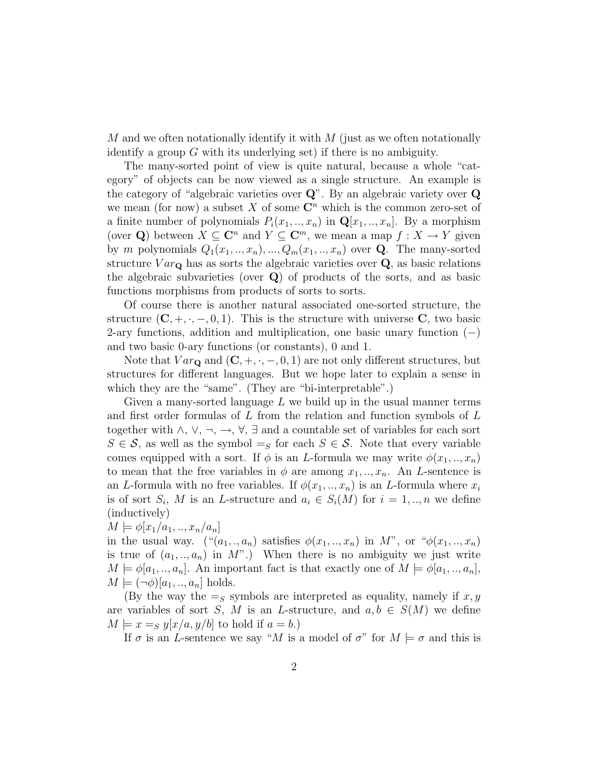$M$ and we often notationally identify it with $M$ (just as we often notationally identify a group $G$ with its underlying set) if there is no ambiguity.

The many-sorted point of view is quite natural, because a whole "category" of objects can be now viewed as a single structure. An example is the category of "algebraic varieties over $\mathbf{Q}$". By an algebraic variety over $\mathbf{Q}$ we mean (for now) a subset $X$ of some $\mathbf{C}^n$ which is the common zero-set of a finite number of polynomials $P_i(x_1,..,x_n)$ in $\mathbf{Q}[x_1,..,x_n]$. By a morphism (over $\mathbf{Q}$) between $X \subseteq \mathbf{C}^n$ and $Y \subseteq \mathbf{C}^m$, we mean a map $f : X \to Y$ given by $m$ polynomials $Q_1(x_1,..,x_n),...,Q_m(x_1,..,x_n)$ over $\mathbf{Q}$. The many-sorted structure $Var_{\mathbf{Q}}$ has as sorts the algebraic varieties over $\mathbf{Q}$, as basic relations the algebraic subvarieties (over $\mathbf{Q}$) of products of the sorts, and as basic functions morphisms from products of sorts to sorts.

Of course there is another natural associated one-sorted structure, the structure $(\mathbf{C},+,\cdot,-,0,1)$. This is the structure with universe $\mathbf{C}$, two basic 2-ary functions, addition and multiplication, one basic unary function $(-)$ and two basic 0-ary functions (or constants), 0 and 1.

Note that $Var_{\mathbf{Q}}$ and $(\mathbf{C},+,\cdot,-,0,1)$ are not only different structures, but structures for different languages. But we hope later to explain a sense in which they are the "same". (They are "bi-interpretable".)

Given a many-sorted language $L$ we build up in the usual manner terms and first order formulas of $L$ from the relation and function symbols of $L$ together with $\wedge$, $\vee$, $\neg$, $\to$, $\forall$, $\exists$ and a countable set of variables for each sort $S \in \mathcal{S}$, as well as the symbol $=_S$ for each $S \in \mathcal{S}$. Note that every variable comes equipped with a sort. If $\phi$ is an $L$-formula we may write $\phi(x_1,..,x_n)$ to mean that the free variables in $\phi$ are among $x_1,..,x_n$. An $L$-sentence is an $L$-formula with no free variables. If $\phi(x_1,..,x_n)$ is an $L$-formula where $x_i$ is of sort $S_i$, $M$ is an $L$-structure and $a_i \in S_i(M)$ for $i = 1,..,n$ we define (inductively)

$M \models \phi[x_1/a_1,..,x_n/a_n]$

in the usual way. ("$(a_1,.,a_n)$ satisfies $\phi(x_1,..,x_n)$ in $M$", or "$\phi(x_1,..,x_n)$ is true of $(a_1,..,a_n)$ in $M$".) When there is no ambiguity we just write $M \models \phi[a_1,..,a_n]$. An important fact is that exactly one of $M \models \phi[a_1,..,a_n]$, $M \models (\neg\phi)[a_1,..,a_n]$ holds.

(By the way the $=_S$ symbols are interpreted as equality, namely if $x, y$ are variables of sort $S$, $M$ is an $L$-structure, and $a, b \in S(M)$ we define $M \models x =_S y[x/a, y/b]$ to hold if $a = b$.)

If $\sigma$ is an $L$-sentence we say "$M$ is a model of $\sigma$" for $M \models \sigma$ and this is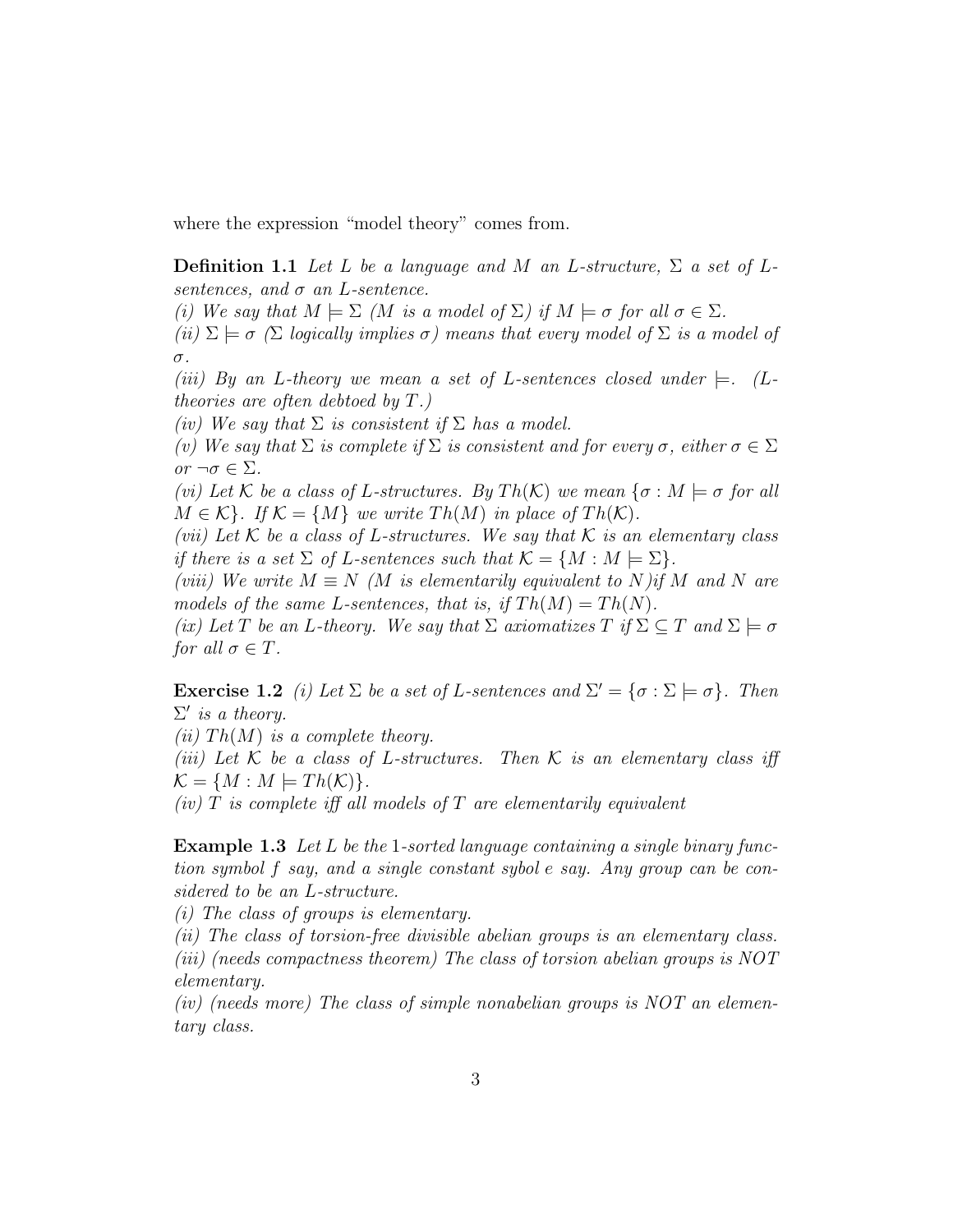where the expression "model theory" comes from.

**Definition 1.1** *Let $L$ be a language and $M$ an $L$-structure, $\Sigma$ a set of $L$-sentences, and $\sigma$ an $L$-sentence.*
*(i) We say that $M \models \Sigma$ ($M$ is a model of $\Sigma$) if $M \models \sigma$ for all $\sigma \in \Sigma$.*
*(ii) $\Sigma \models \sigma$ ($\Sigma$ logically implies $\sigma$) means that every model of $\Sigma$ is a model of $\sigma$.*
*(iii) By an $L$-theory we mean a set of $L$-sentences closed under $\models$. ($L$-theories are often debtoed by $T$.)*
*(iv) We say that $\Sigma$ is consistent if $\Sigma$ has a model.*
*(v) We say that $\Sigma$ is complete if $\Sigma$ is consistent and for every $\sigma$, either $\sigma \in \Sigma$ or $\neg\sigma \in \Sigma$.*
*(vi) Let $\mathcal{K}$ be a class of $L$-structures. By $Th(\mathcal{K})$ we mean $\{\sigma : M \models \sigma$ for all $M \in \mathcal{K}\}$. If $\mathcal{K} = \{M\}$ we write $Th(M)$ in place of $Th(\mathcal{K})$.*
*(vii) Let $\mathcal{K}$ be a class of $L$-structures. We say that $\mathcal{K}$ is an elementary class if there is a set $\Sigma$ of $L$-sentences such that $\mathcal{K} = \{M : M \models \Sigma\}$.*
*(viii) We write $M \equiv N$ ($M$ is elementarily equivalent to $N$)if $M$ and $N$ are models of the same $L$-sentences, that is, if $Th(M) = Th(N)$.*
*(ix) Let $T$ be an $L$-theory. We say that $\Sigma$ axiomatizes $T$ if $\Sigma \subseteq T$ and $\Sigma \models \sigma$ for all $\sigma \in T$.*

**Exercise 1.2** *(i) Let $\Sigma$ be a set of $L$-sentences and $\Sigma' = \{\sigma : \Sigma \models \sigma\}$. Then $\Sigma'$ is a theory.*
*(ii) $Th(M)$ is a complete theory.*
*(iii) Let $\mathcal{K}$ be a class of $L$-structures. Then $\mathcal{K}$ is an elementary class iff $\mathcal{K} = \{M : M \models Th(\mathcal{K})\}$.*
*(iv) $T$ is complete iff all models of $T$ are elementarily equivalent*

**Example 1.3** *Let $L$ be the 1-sorted language containing a single binary function symbol $f$ say, and a single constant sybol $e$ say. Any group can be considered to be an $L$-structure.*
*(i) The class of groups is elementary.*
*(ii) The class of torsion-free divisible abelian groups is an elementary class.*
*(iii) (needs compactness theorem) The class of torsion abelian groups is NOT elementary.*
*(iv) (needs more) The class of simple nonabelian groups is NOT an elementary class.*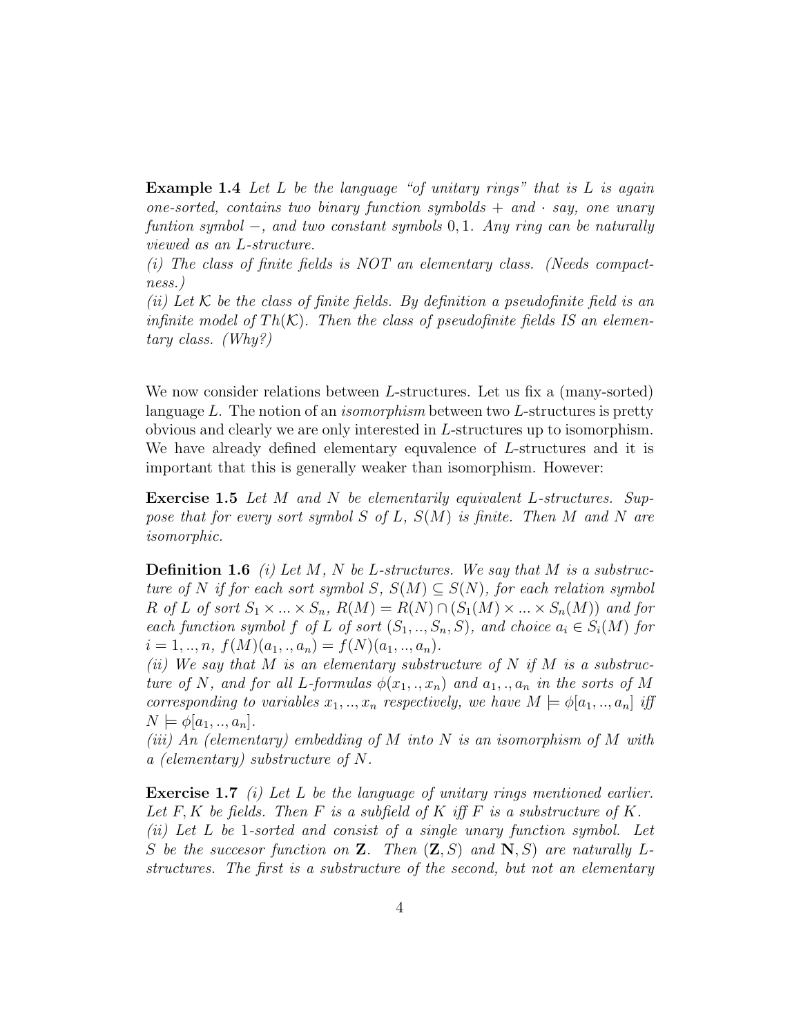**Example 1.4** *Let $L$ be the language "of unitary rings" that is $L$ is again one-sorted, contains two binary function symbolds $+$ and $\cdot$ say, one unary funtion symbol $-$, and two constant symbols $0, 1$. Any ring can be naturally viewed as an $L$-structure.*

*(i) The class of finite fields is NOT an elementary class. (Needs compactness.)*

*(ii) Let $\mathcal{K}$ be the class of finite fields. By definition a pseudofinite field is an infinite model of $Th(\mathcal{K})$. Then the class of pseudofinite fields IS an elementary class. (Why?)*

We now consider relations between $L$-structures. Let us fix a (many-sorted) language $L$. The notion of an *isomorphism* between two $L$-structures is pretty obvious and clearly we are only interested in $L$-structures up to isomorphism. We have already defined elementary equvalence of $L$-structures and it is important that this is generally weaker than isomorphism. However:

**Exercise 1.5** *Let $M$ and $N$ be elementarily equivalent $L$-structures. Suppose that for every sort symbol $S$ of $L$, $S(M)$ is finite. Then $M$ and $N$ are isomorphic.*

**Definition 1.6** *(i) Let $M$, $N$ be $L$-structures. We say that $M$ is a substructure of $N$ if for each sort symbol $S$, $S(M) \subseteq S(N)$, for each relation symbol $R$ of $L$ of sort $S_1 \times ... \times S_n$, $R(M) = R(N) \cap (S_1(M) \times ... \times S_n(M))$ and for each function symbol $f$ of $L$ of sort $(S_1, .., S_n, S)$, and choice $a_i \in S_i(M)$ for $i = 1, .., n$, $f(M)(a_1, ., a_n) = f(N)(a_1, .., a_n)$.*

*(ii) We say that $M$ is an elementary substructure of $N$ if $M$ is a substructure of $N$, and for all $L$-formulas $\phi(x_1, ., x_n)$ and $a_1, ., a_n$ in the sorts of $M$ corresponding to variables $x_1, .., x_n$ respectively, we have $M \models \phi[a_1, .., a_n]$ iff $N \models \phi[a_1, .., a_n]$.*

*(iii) An (elementary) embedding of $M$ into $N$ is an isomorphism of $M$ with a (elementary) substructure of $N$.*

**Exercise 1.7** *(i) Let $L$ be the language of unitary rings mentioned earlier. Let $F, K$ be fields. Then $F$ is a subfield of $K$ iff $F$ is a substructure of $K$.*

*(ii) Let $L$ be 1-sorted and consist of a single unary function symbol. Let $S$ be the succesor function on $\mathbf{Z}$. Then $(\mathbf{Z}, S)$ and $\mathbf{N}, S)$ are naturally $L$-structures. The first is a substructure of the second, but not an elementary*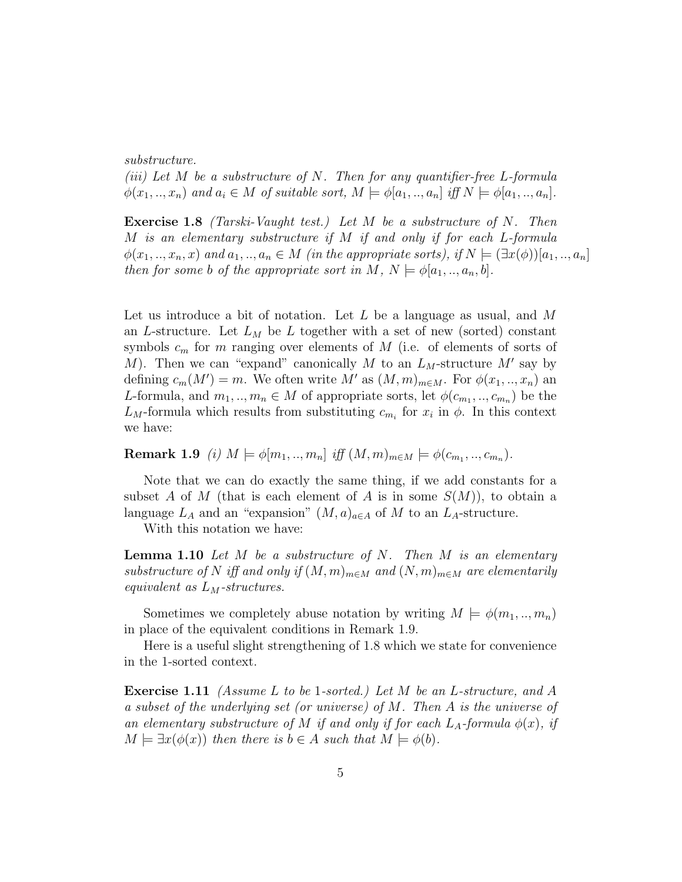*substructure.*

*(iii) Let $M$ be a substructure of $N$. Then for any quantifier-free $L$-formula $\phi(x_1,..,x_n)$ and $a_i \in M$ of suitable sort, $M \models \phi[a_1,..,a_n]$ iff $N \models \phi[a_1,..,a_n]$.*

**Exercise 1.8** *(Tarski-Vaught test.) Let $M$ be a substructure of $N$. Then $M$ is an elementary substructure if $M$ if and only if for each $L$-formula $\phi(x_1,..,x_n,x)$ and $a_1,..,a_n \in M$ (in the appropriate sorts), if $N \models (\exists x(\phi))[a_1,..,a_n]$ then for some $b$ of the appropriate sort in $M$, $N \models \phi[a_1,..,a_n,b]$.*

Let us introduce a bit of notation. Let $L$ be a language as usual, and $M$ an $L$-structure. Let $L_M$ be $L$ together with a set of new (sorted) constant symbols $c_m$ for $m$ ranging over elements of $M$ (i.e. of elements of sorts of $M$). Then we can "expand" canonically $M$ to an $L_M$-structure $M'$ say by defining $c_m(M') = m$. We often write $M'$ as $(M,m)_{m\in M}$. For $\phi(x_1,..,x_n)$ an $L$-formula, and $m_1,..,m_n \in M$ of appropriate sorts, let $\phi(c_{m_1},..,c_{m_n})$ be the $L_M$-formula which results from substituting $c_{m_i}$ for $x_i$ in $\phi$. In this context we have:

**Remark 1.9** *(i) $M \models \phi[m_1,..,m_n]$ iff $(M,m)_{m\in M} \models \phi(c_{m_1},..,c_{m_n})$.*

Note that we can do exactly the same thing, if we add constants for a subset $A$ of $M$ (that is each element of $A$ is in some $S(M)$), to obtain a language $L_A$ and an "expansion" $(M,a)_{a\in A}$ of $M$ to an $L_A$-structure.

With this notation we have:

**Lemma 1.10** *Let $M$ be a substructure of $N$. Then $M$ is an elementary substructure of $N$ iff and only if $(M,m)_{m\in M}$ and $(N,m)_{m\in M}$ are elementarily equivalent as $L_M$-structures.*

Sometimes we completely abuse notation by writing $M \models \phi(m_1,..,m_n)$ in place of the equivalent conditions in Remark 1.9.

Here is a useful slight strengthening of 1.8 which we state for convenience in the 1-sorted context.

**Exercise 1.11** *(Assume $L$ to be 1-sorted.) Let $M$ be an $L$-structure, and $A$ a subset of the underlying set (or universe) of $M$. Then $A$ is the universe of an elementary substructure of $M$ if and only if for each $L_A$-formula $\phi(x)$, if $M \models \exists x(\phi(x))$ then there is $b \in A$ such that $M \models \phi(b)$.*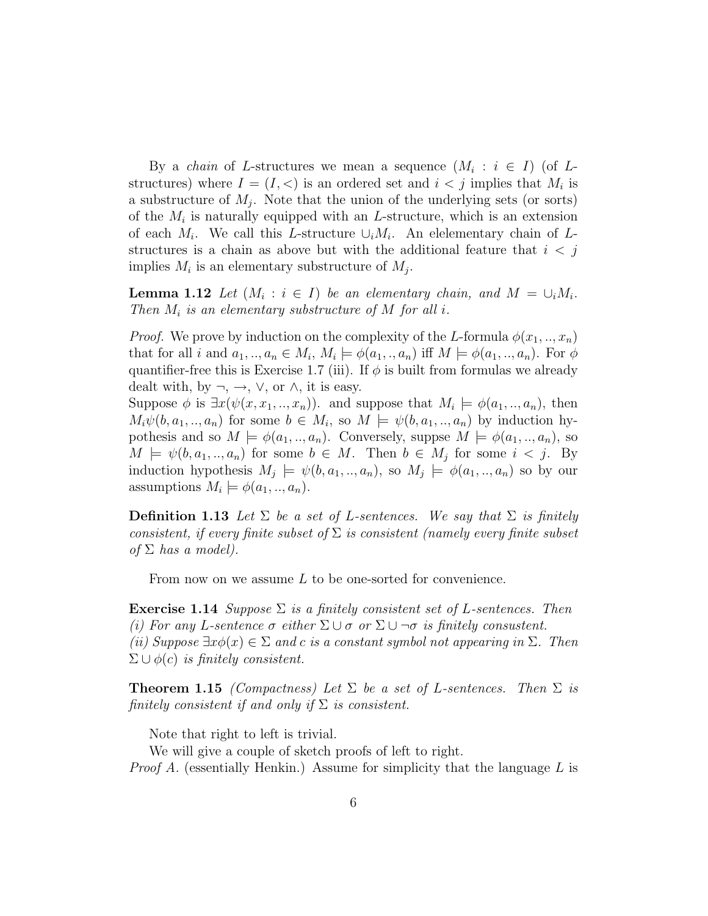By a *chain* of $L$-structures we mean a sequence $(M_i : i \in I)$ (of $L$-structures) where $I = (I, <)$ is an ordered set and $i < j$ implies that $M_i$ is a substructure of $M_j$. Note that the union of the underlying sets (or sorts) of the $M_i$ is naturally equipped with an $L$-structure, which is an extension of each $M_i$. We call this $L$-structure $\cup_i M_i$. An elelementary chain of $L$-structures is a chain as above but with the additional feature that $i < j$ implies $M_i$ is an elementary substructure of $M_j$.

**Lemma 1.12** *Let $(M_i : i \in I)$ be an elementary chain, and $M = \cup_i M_i$. Then $M_i$ is an elementary substructure of $M$ for all $i$.*

*Proof.* We prove by induction on the complexity of the $L$-formula $\phi(x_1, .., x_n)$ that for all $i$ and $a_1, .., a_n \in M_i$, $M_i \models \phi(a_1, ., a_n)$ iff $M \models \phi(a_1, .., a_n)$. For $\phi$ quantifier-free this is Exercise 1.7 (iii). If $\phi$ is built from formulas we already dealt with, by $\neg$, $\rightarrow$, $\vee$, or $\wedge$, it is easy.
Suppose $\phi$ is $\exists x(\psi(x, x_1, .., x_n))$. and suppose that $M_i \models \phi(a_1, .., a_n)$, then $M_i \psi(b, a_1, .., a_n)$ for some $b \in M_i$, so $M \models \psi(b, a_1, .., a_n)$ by induction hypothesis and so $M \models \phi(a_1, .., a_n)$. Conversely, suppse $M \models \phi(a_1, .., a_n)$, so $M \models \psi(b, a_1, .., a_n)$ for some $b \in M$. Then $b \in M_j$ for some $i < j$. By induction hypothesis $M_j \models \psi(b, a_1, .., a_n)$, so $M_j \models \phi(a_1, .., a_n)$ so by our assumptions $M_i \models \phi(a_1, .., a_n)$.

**Definition 1.13** *Let $\Sigma$ be a set of $L$-sentences. We say that $\Sigma$ is finitely consistent, if every finite subset of $\Sigma$ is consistent (namely every finite subset of $\Sigma$ has a model).*

From now on we assume $L$ to be one-sorted for convenience.

**Exercise 1.14** *Suppose $\Sigma$ is a finitely consistent set of $L$-sentences. Then*
*(i) For any $L$-sentence $\sigma$ either $\Sigma \cup \sigma$ or $\Sigma \cup \neg\sigma$ is finitely consustent.*
*(ii) Suppose $\exists x \phi(x) \in \Sigma$ and $c$ is a constant symbol not appearing in $\Sigma$. Then $\Sigma \cup \phi(c)$ is finitely consistent.*

**Theorem 1.15** *(Compactness) Let $\Sigma$ be a set of $L$-sentences. Then $\Sigma$ is finitely consistent if and only if $\Sigma$ is consistent.*

Note that right to left is trivial.

We will give a couple of sketch proofs of left to right.

*Proof A.* (essentially Henkin.) Assume for simplicity that the language $L$ is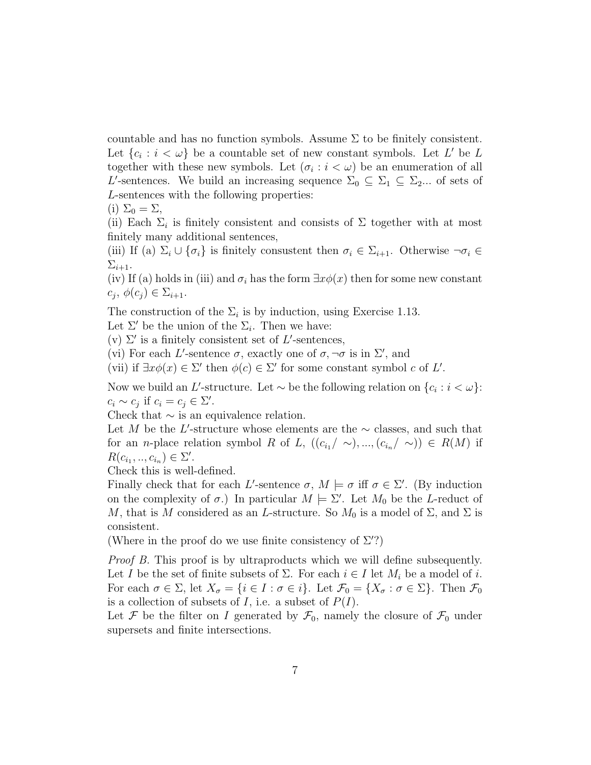countable and has no function symbols. Assume $\Sigma$ to be finitely consistent. Let $\{c_i : i < \omega\}$ be a countable set of new constant symbols. Let $L'$ be $L$ together with these new symbols. Let $(\sigma_i : i < \omega)$ be an enumeration of all $L'$-sentences. We build an increasing sequence $\Sigma_0 \subseteq \Sigma_1 \subseteq \Sigma_2 ...$ of sets of $L$-sentences with the following properties:

(i) $\Sigma_0 = \Sigma$,

(ii) Each $\Sigma_i$ is finitely consistent and consists of $\Sigma$ together with at most finitely many additional sentences,

(iii) If (a) $\Sigma_i \cup \{\sigma_i\}$ is finitely consustent then $\sigma_i \in \Sigma_{i+1}$. Otherwise $\neg\sigma_i \in \Sigma_{i+1}$.

(iv) If (a) holds in (iii) and $\sigma_i$ has the form $\exists x \phi(x)$ then for some new constant $c_j$, $\phi(c_j) \in \Sigma_{i+1}$.

The construction of the $\Sigma_i$ is by induction, using Exercise 1.13.

Let $\Sigma'$ be the union of the $\Sigma_i$. Then we have:

(v) $\Sigma'$ is a finitely consistent set of $L'$-sentences,

(vi) For each $L'$-sentence $\sigma$, exactly one of $\sigma, \neg\sigma$ is in $\Sigma'$, and

(vii) if $\exists x \phi(x) \in \Sigma'$ then $\phi(c) \in \Sigma'$ for some constant symbol $c$ of $L'$.

Now we build an $L'$-structure. Let $\sim$ be the following relation on $\{c_i : i < \omega\}$: $c_i \sim c_j$ if $c_i = c_j \in \Sigma'$.

Check that $\sim$ is an equivalence relation.

Let $M$ be the $L'$-structure whose elements are the $\sim$ classes, and such that for an $n$-place relation symbol $R$ of $L$, $((c_{i_1}/\sim), ..., (c_{i_n}/\sim)) \in R(M)$ if $R(c_{i_1}, .., c_{i_n}) \in \Sigma'$.

Check this is well-defined.

Finally check that for each $L'$-sentence $\sigma$, $M \models \sigma$ iff $\sigma \in \Sigma'$. (By induction on the complexity of $\sigma$.) In particular $M \models \Sigma'$. Let $M_0$ be the $L$-reduct of $M$, that is $M$ considered as an $L$-structure. So $M_0$ is a model of $\Sigma$, and $\Sigma$ is consistent.

(Where in the proof do we use finite consistency of $\Sigma'$?)

*Proof B.* This proof is by ultraproducts which we will define subsequently. Let $I$ be the set of finite subsets of $\Sigma$. For each $i \in I$ let $M_i$ be a model of $i$. For each $\sigma \in \Sigma$, let $X_\sigma = \{i \in I : \sigma \in i\}$. Let $\mathcal{F}_0 = \{X_\sigma : \sigma \in \Sigma\}$. Then $\mathcal{F}_0$ is a collection of subsets of $I$, i.e. a subset of $P(I)$.

Let $\mathcal{F}$ be the filter on $I$ generated by $\mathcal{F}_0$, namely the closure of $\mathcal{F}_0$ under supersets and finite intersections.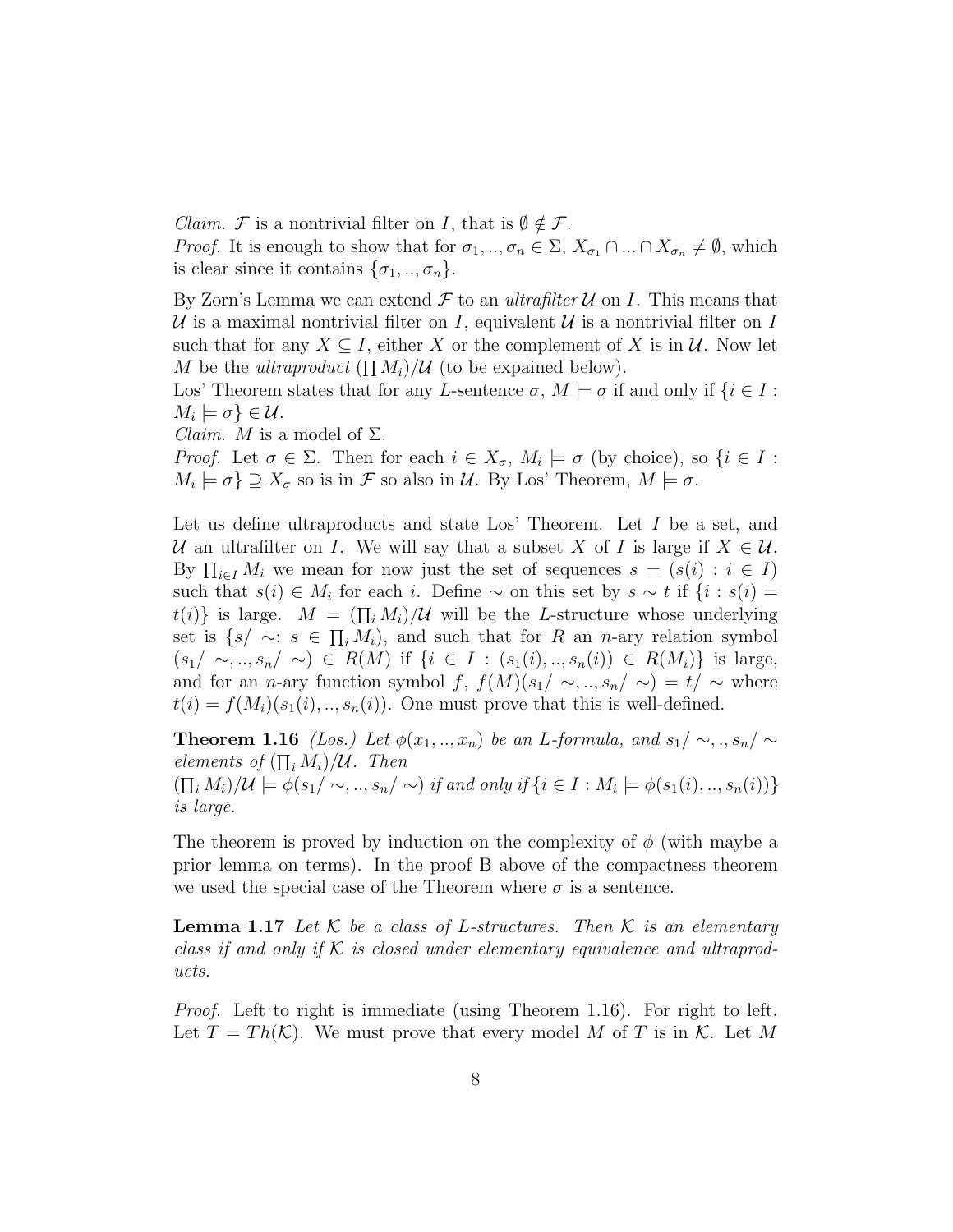*Claim.* $\mathcal{F}$ is a nontrivial filter on $I$, that is $\emptyset \notin \mathcal{F}$.
*Proof.* It is enough to show that for $\sigma_1, .., \sigma_n \in \Sigma$, $X_{\sigma_1} \cap ... \cap X_{\sigma_n} \neq \emptyset$, which is clear since it contains $\{\sigma_1, .., \sigma_n\}$.

By Zorn's Lemma we can extend $\mathcal{F}$ to an *ultrafilter* $\mathcal{U}$ on $I$. This means that $\mathcal{U}$ is a maximal nontrivial filter on $I$, equivalent $\mathcal{U}$ is a nontrivial filter on $I$ such that for any $X \subseteq I$, either $X$ or the complement of $X$ is in $\mathcal{U}$. Now let $M$ be the *ultraproduct* $(\prod M_i)/\mathcal{U}$ (to be expained below).
Los' Theorem states that for any $L$-sentence $\sigma$, $M \models \sigma$ if and only if $\{i \in I : M_i \models \sigma\} \in \mathcal{U}$.
*Claim.* $M$ is a model of $\Sigma$.
*Proof.* Let $\sigma \in \Sigma$. Then for each $i \in X_\sigma$, $M_i \models \sigma$ (by choice), so $\{i \in I : M_i \models \sigma\} \supseteq X_\sigma$ so is in $\mathcal{F}$ so also in $\mathcal{U}$. By Los' Theorem, $M \models \sigma$.

Let us define ultraproducts and state Los' Theorem. Let $I$ be a set, and $\mathcal{U}$ an ultrafilter on $I$. We will say that a subset $X$ of $I$ is large if $X \in \mathcal{U}$. By $\prod_{i \in I} M_i$ we mean for now just the set of sequences $s = (s(i) : i \in I)$ such that $s(i) \in M_i$ for each $i$. Define $\sim$ on this set by $s \sim t$ if $\{i : s(i) = t(i)\}$ is large. $M = (\prod_i M_i)/\mathcal{U}$ will be the $L$-structure whose underlying set is $\{s/\sim : s \in \prod_i M_i\}$, and such that for $R$ an $n$-ary relation symbol $(s_1/\sim, .., s_n/\sim) \in R(M)$ if $\{i \in I : (s_1(i), .., s_n(i)) \in R(M_i)\}$ is large, and for an $n$-ary function symbol $f$, $f(M)(s_1/\sim, .., s_n/\sim) = t/\sim$ where $t(i) = f(M_i)(s_1(i), .., s_n(i))$. One must prove that this is well-defined.

**Theorem 1.16** *(Los.) Let $\phi(x_1, .., x_n)$ be an L-formula, and $s_1/\sim, ., s_n/\sim$ elements of $(\prod_i M_i)/\mathcal{U}$. Then*
*$(\prod_i M_i)/\mathcal{U} \models \phi(s_1/\sim, .., s_n/\sim)$ if and only if $\{i \in I : M_i \models \phi(s_1(i), .., s_n(i))\}$ is large.*

The theorem is proved by induction on the complexity of $\phi$ (with maybe a prior lemma on terms). In the proof B above of the compactness theorem we used the special case of the Theorem where $\sigma$ is a sentence.

**Lemma 1.17** *Let $\mathcal{K}$ be a class of L-structures. Then $\mathcal{K}$ is an elementary class if and only if $\mathcal{K}$ is closed under elementary equivalence and ultraproducts.*

*Proof.* Left to right is immediate (using Theorem 1.16). For right to left. Let $T = Th(\mathcal{K})$. We must prove that every model $M$ of $T$ is in $\mathcal{K}$. Let $M$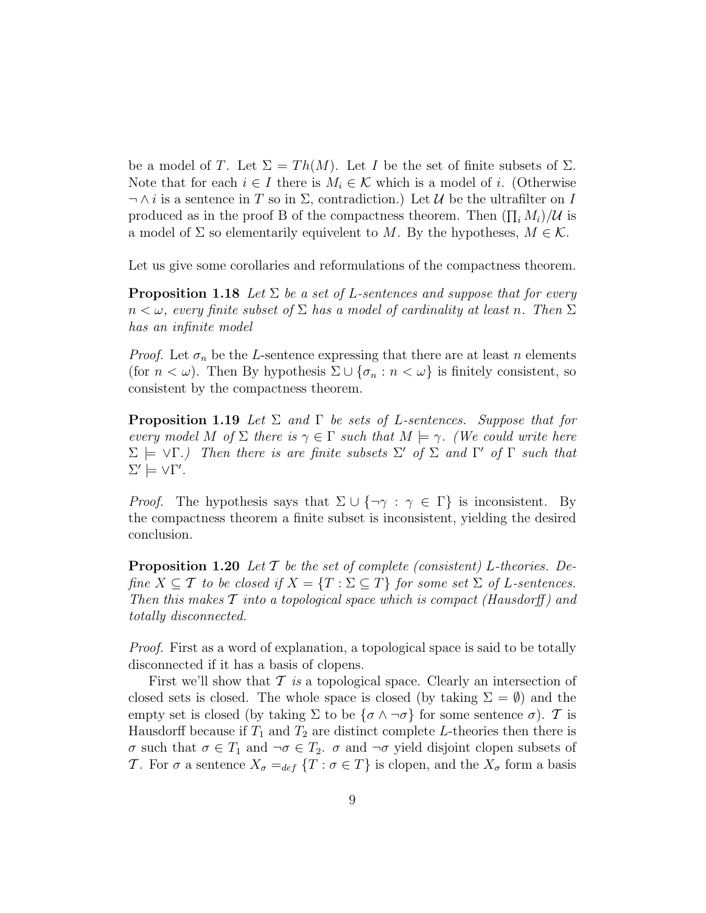be a model of $T$. Let $\Sigma = Th(M)$. Let $I$ be the set of finite subsets of $\Sigma$. Note that for each $i \in I$ there is $M_i \in \mathcal{K}$ which is a model of $i$. (Otherwise $\neg \wedge i$ is a sentence in $T$ so in $\Sigma$, contradiction.) Let $\mathcal{U}$ be the ultrafilter on $I$ produced as in the proof B of the compactness theorem. Then $(\prod_i M_i)/\mathcal{U}$ is a model of $\Sigma$ so elementarily equivelent to $M$. By the hypotheses, $M \in \mathcal{K}$.

Let us give some corollaries and reformulations of the compactness theorem.

**Proposition 1.18** *Let $\Sigma$ be a set of $L$-sentences and suppose that for every $n < \omega$, every finite subset of $\Sigma$ has a model of cardinality at least $n$. Then $\Sigma$ has an infinite model*

*Proof.* Let $\sigma_n$ be the $L$-sentence expressing that there are at least $n$ elements (for $n < \omega$). Then By hypothesis $\Sigma \cup \{\sigma_n : n < \omega\}$ is finitely consistent, so consistent by the compactness theorem.

**Proposition 1.19** *Let $\Sigma$ and $\Gamma$ be sets of $L$-sentences. Suppose that for every model $M$ of $\Sigma$ there is $\gamma \in \Gamma$ such that $M \models \gamma$. (We could write here $\Sigma \models \vee\Gamma$.) Then there is are finite subsets $\Sigma'$ of $\Sigma$ and $\Gamma'$ of $\Gamma$ such that $\Sigma' \models \vee\Gamma'$.*

*Proof.* The hypothesis says that $\Sigma \cup \{\neg\gamma : \gamma \in \Gamma\}$ is inconsistent. By the compactness theorem a finite subset is inconsistent, yielding the desired conclusion.

**Proposition 1.20** *Let $\mathcal{T}$ be the set of complete (consistent) $L$-theories. Define $X \subseteq \mathcal{T}$ to be closed if $X = \{T : \Sigma \subseteq T\}$ for some set $\Sigma$ of $L$-sentences. Then this makes $\mathcal{T}$ into a topological space which is compact (Hausdorff) and totally disconnected.*

*Proof.* First as a word of explanation, a topological space is said to be totally disconnected if it has a basis of clopens.

First we'll show that $\mathcal{T}$ *is* a topological space. Clearly an intersection of closed sets is closed. The whole space is closed (by taking $\Sigma = \emptyset$) and the empty set is closed (by taking $\Sigma$ to be $\{\sigma \wedge \neg\sigma\}$ for some sentence $\sigma$). $\mathcal{T}$ is Hausdorff because if $T_1$ and $T_2$ are distinct complete $L$-theories then there is $\sigma$ such that $\sigma \in T_1$ and $\neg\sigma \in T_2$. $\sigma$ and $\neg\sigma$ yield disjoint clopen subsets of $\mathcal{T}$. For $\sigma$ a sentence $X_\sigma =_{def} \{T : \sigma \in T\}$ is clopen, and the $X_\sigma$ form a basis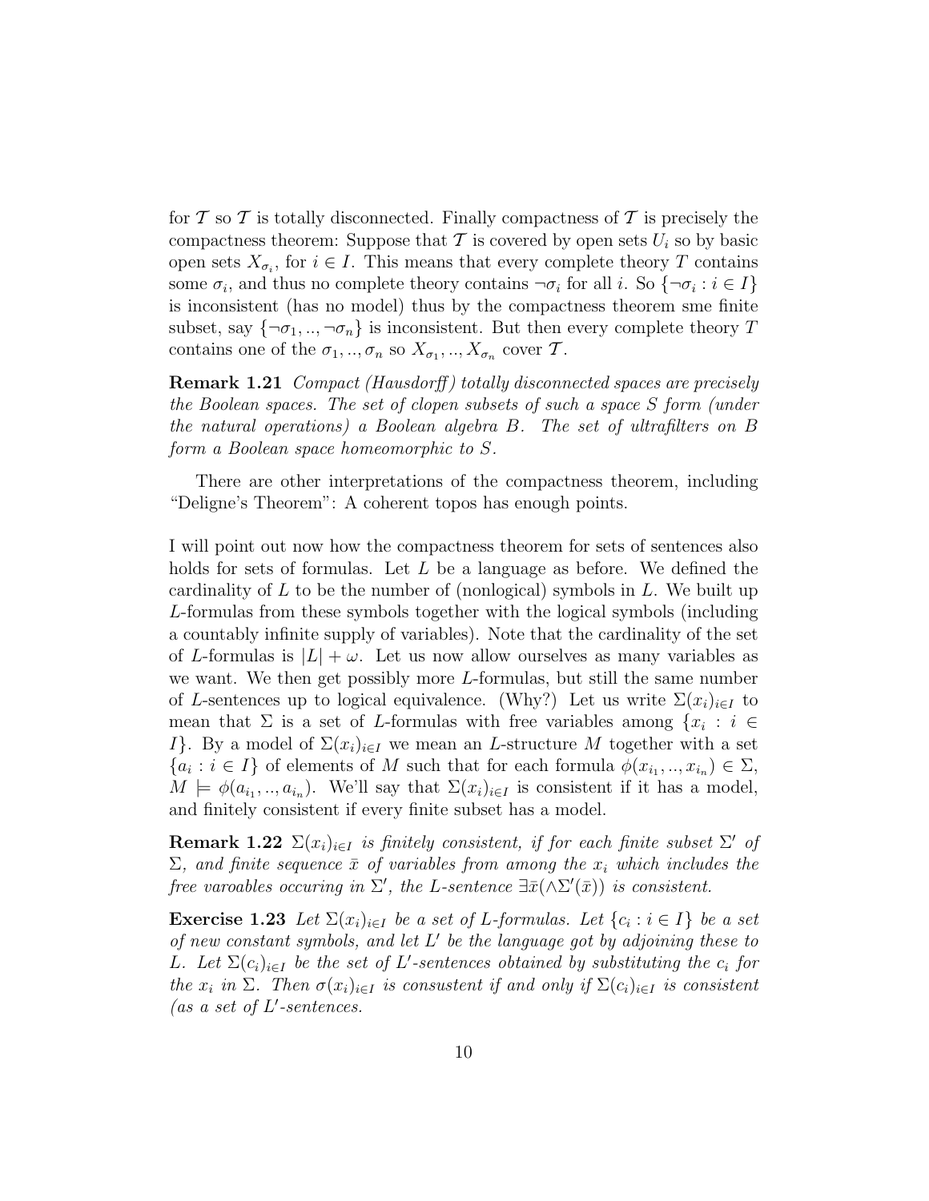for $\mathcal{T}$ so $\mathcal{T}$ is totally disconnected. Finally compactness of $\mathcal{T}$ is precisely the compactness theorem: Suppose that $\mathcal{T}$ is covered by open sets $U_i$ so by basic open sets $X_{\sigma_i}$, for $i \in I$. This means that every complete theory $T$ contains some $\sigma_i$, and thus no complete theory contains $\neg\sigma_i$ for all $i$. So $\{\neg\sigma_i : i \in I\}$ is inconsistent (has no model) thus by the compactness theorem sme finite subset, say $\{\neg\sigma_1, .., \neg\sigma_n\}$ is inconsistent. But then every complete theory $T$ contains one of the $\sigma_1, .., \sigma_n$ so $X_{\sigma_1}, .., X_{\sigma_n}$ cover $\mathcal{T}$.

**Remark 1.21** *Compact (Hausdorff) totally disconnected spaces are precisely the Boolean spaces. The set of clopen subsets of such a space $S$ form (under the natural operations) a Boolean algebra $B$. The set of ultrafilters on $B$ form a Boolean space homeomorphic to $S$.*

There are other interpretations of the compactness theorem, including "Deligne's Theorem": A coherent topos has enough points.

I will point out now how the compactness theorem for sets of sentences also holds for sets of formulas. Let $L$ be a language as before. We defined the cardinality of $L$ to be the number of (nonlogical) symbols in $L$. We built up $L$-formulas from these symbols together with the logical symbols (including a countably infinite supply of variables). Note that the cardinality of the set of $L$-formulas is $|L| + \omega$. Let us now allow ourselves as many variables as we want. We then get possibly more $L$-formulas, but still the same number of $L$-sentences up to logical equivalence. (Why?) Let us write $\Sigma(x_i)_{i\in I}$ to mean that $\Sigma$ is a set of $L$-formulas with free variables among $\{x_i : i \in I\}$. By a model of $\Sigma(x_i)_{i\in I}$ we mean an $L$-structure $M$ together with a set $\{a_i : i \in I\}$ of elements of $M$ such that for each formula $\phi(x_{i_1}, .., x_{i_n}) \in \Sigma$, $M \models \phi(a_{i_1}, .., a_{i_n})$. We'll say that $\Sigma(x_i)_{i\in I}$ is consistent if it has a model, and finitely consistent if every finite subset has a model.

**Remark 1.22** *$\Sigma(x_i)_{i\in I}$ is finitely consistent, if for each finite subset $\Sigma'$ of $\Sigma$, and finite sequence $\bar{x}$ of variables from among the $x_i$ which includes the free varoables occuring in $\Sigma'$, the $L$-sentence $\exists\bar{x}(\wedge\Sigma'(\bar{x}))$ is consistent.*

**Exercise 1.23** *Let $\Sigma(x_i)_{i\in I}$ be a set of $L$-formulas. Let $\{c_i : i \in I\}$ be a set of new constant symbols, and let $L'$ be the language got by adjoining these to $L$. Let $\Sigma(c_i)_{i\in I}$ be the set of $L'$-sentences obtained by substituting the $c_i$ for the $x_i$ in $\Sigma$. Then $\sigma(x_i)_{i\in I}$ is consustent if and only if $\Sigma(c_i)_{i\in I}$ is consistent (as a set of $L'$-sentences.*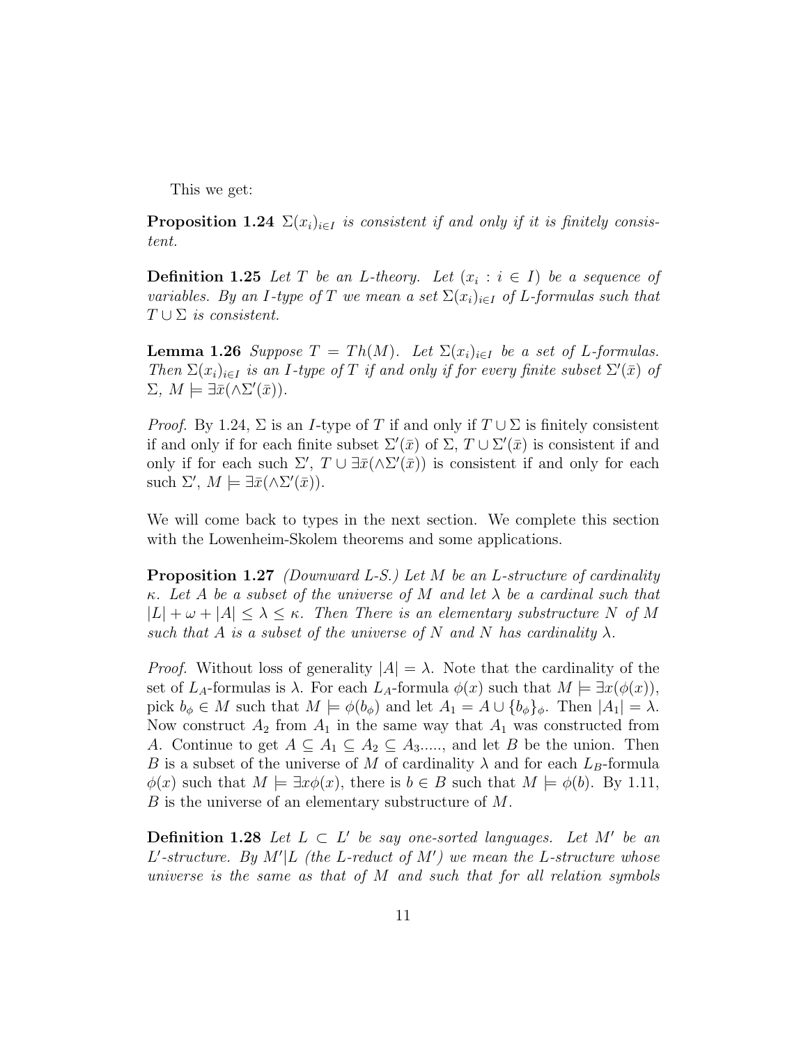This we get:

**Proposition 1.24** *$\Sigma(x_i)_{i\in I}$ is consistent if and only if it is finitely consistent.*

**Definition 1.25** *Let $T$ be an $L$-theory. Let $(x_i : i \in I)$ be a sequence of variables. By an $I$-type of $T$ we mean a set $\Sigma(x_i)_{i\in I}$ of $L$-formulas such that $T \cup \Sigma$ is consistent.*

**Lemma 1.26** *Suppose $T = Th(M)$. Let $\Sigma(x_i)_{i\in I}$ be a set of $L$-formulas. Then $\Sigma(x_i)_{i\in I}$ is an $I$-type of $T$ if and only if for every finite subset $\Sigma'(\bar{x})$ of $\Sigma$, $M \models \exists\bar{x}(\wedge\Sigma'(\bar{x}))$.*

*Proof.* By 1.24, $\Sigma$ is an $I$-type of $T$ if and only if $T \cup \Sigma$ is finitely consistent if and only if for each finite subset $\Sigma'(\bar{x})$ of $\Sigma$, $T \cup \Sigma'(\bar{x})$ is consistent if and only if for each such $\Sigma'$, $T \cup \exists\bar{x}(\wedge\Sigma'(\bar{x}))$ is consistent if and only for each such $\Sigma'$, $M \models \exists\bar{x}(\wedge\Sigma'(\bar{x}))$.

We will come back to types in the next section. We complete this section with the Lowenheim-Skolem theorems and some applications.

**Proposition 1.27** *(Downward L-S.) Let $M$ be an $L$-structure of cardinality $\kappa$. Let $A$ be a subset of the universe of $M$ and let $\lambda$ be a cardinal such that $|L| + \omega + |A| \leq \lambda \leq \kappa$. Then There is an elementary substructure $N$ of $M$ such that $A$ is a subset of the universe of $N$ and $N$ has cardinality $\lambda$.*

*Proof.* Without loss of generality $|A| = \lambda$. Note that the cardinality of the set of $L_A$-formulas is $\lambda$. For each $L_A$-formula $\phi(x)$ such that $M \models \exists x(\phi(x))$, pick $b_\phi \in M$ such that $M \models \phi(b_\phi)$ and let $A_1 = A \cup \{b_\phi\}_\phi$. Then $|A_1| = \lambda$. Now construct $A_2$ from $A_1$ in the same way that $A_1$ was constructed from $A$. Continue to get $A \subseteq A_1 \subseteq A_2 \subseteq A_3$....., and let $B$ be the union. Then $B$ is a subset of the universe of $M$ of cardinality $\lambda$ and for each $L_B$-formula $\phi(x)$ such that $M \models \exists x\phi(x)$, there is $b \in B$ such that $M \models \phi(b)$. By 1.11, $B$ is the universe of an elementary substructure of $M$.

**Definition 1.28** *Let $L \subset L'$ be say one-sorted languages. Let $M'$ be an $L'$-structure. By $M'|L$ (the $L$-reduct of $M'$) we mean the $L$-structure whose universe is the same as that of $M$ and such that for all relation symbols*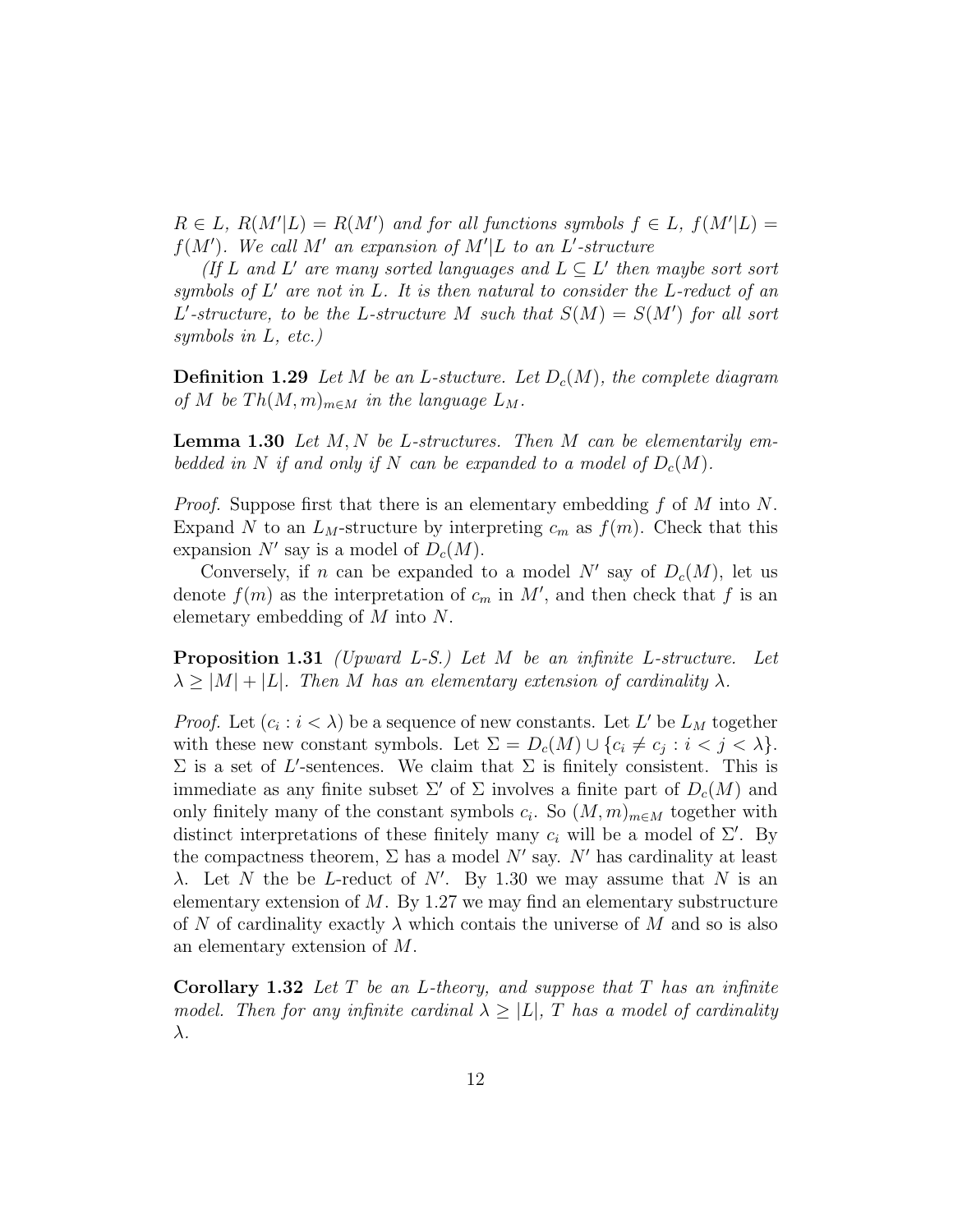*$R \in L$, $R(M'|L) = R(M')$ and for all functions symbols $f \in L$, $f(M'|L) = f(M')$. We call $M'$ an expansion of $M'|L$ to an $L'$-structure*

*(If $L$ and $L'$ are many sorted languages and $L \subseteq L'$ then maybe sort sort symbols of $L'$ are not in $L$. It is then natural to consider the $L$-reduct of an $L'$-structure, to be the $L$-structure $M$ such that $S(M) = S(M')$ for all sort symbols in $L$, etc.)*

**Definition 1.29** *Let $M$ be an $L$-stucture. Let $D_c(M)$, the complete diagram of $M$ be $Th(M, m)_{m \in M}$ in the language $L_M$.*

**Lemma 1.30** *Let $M, N$ be $L$-structures. Then $M$ can be elementarily embedded in $N$ if and only if $N$ can be expanded to a model of $D_c(M)$.*

*Proof.* Suppose first that there is an elementary embedding $f$ of $M$ into $N$. Expand $N$ to an $L_M$-structure by interpreting $c_m$ as $f(m)$. Check that this expansion $N'$ say is a model of $D_c(M)$.

Conversely, if $n$ can be expanded to a model $N'$ say of $D_c(M)$, let us denote $f(m)$ as the interpretation of $c_m$ in $M'$, and then check that $f$ is an elemetary embedding of $M$ into $N$.

**Proposition 1.31** *(Upward L-S.) Let $M$ be an infinite $L$-structure. Let $\lambda \geq |M| + |L|$. Then $M$ has an elementary extension of cardinality $\lambda$.*

*Proof.* Let $(c_i : i < \lambda)$ be a sequence of new constants. Let $L'$ be $L_M$ together with these new constant symbols. Let $\Sigma = D_c(M) \cup \{c_i \neq c_j : i < j < \lambda\}$. $\Sigma$ is a set of $L'$-sentences. We claim that $\Sigma$ is finitely consistent. This is immediate as any finite subset $\Sigma'$ of $\Sigma$ involves a finite part of $D_c(M)$ and only finitely many of the constant symbols $c_i$. So $(M, m)_{m \in M}$ together with distinct interpretations of these finitely many $c_i$ will be a model of $\Sigma'$. By the compactness theorem, $\Sigma$ has a model $N'$ say. $N'$ has cardinality at least $\lambda$. Let $N$ the be $L$-reduct of $N'$. By 1.30 we may assume that $N$ is an elementary extension of $M$. By 1.27 we may find an elementary substructure of $N$ of cardinality exactly $\lambda$ which contais the universe of $M$ and so is also an elementary extension of $M$.

**Corollary 1.32** *Let $T$ be an $L$-theory, and suppose that $T$ has an infinite model. Then for any infinite cardinal $\lambda \geq |L|$, $T$ has a model of cardinality $\lambda$.*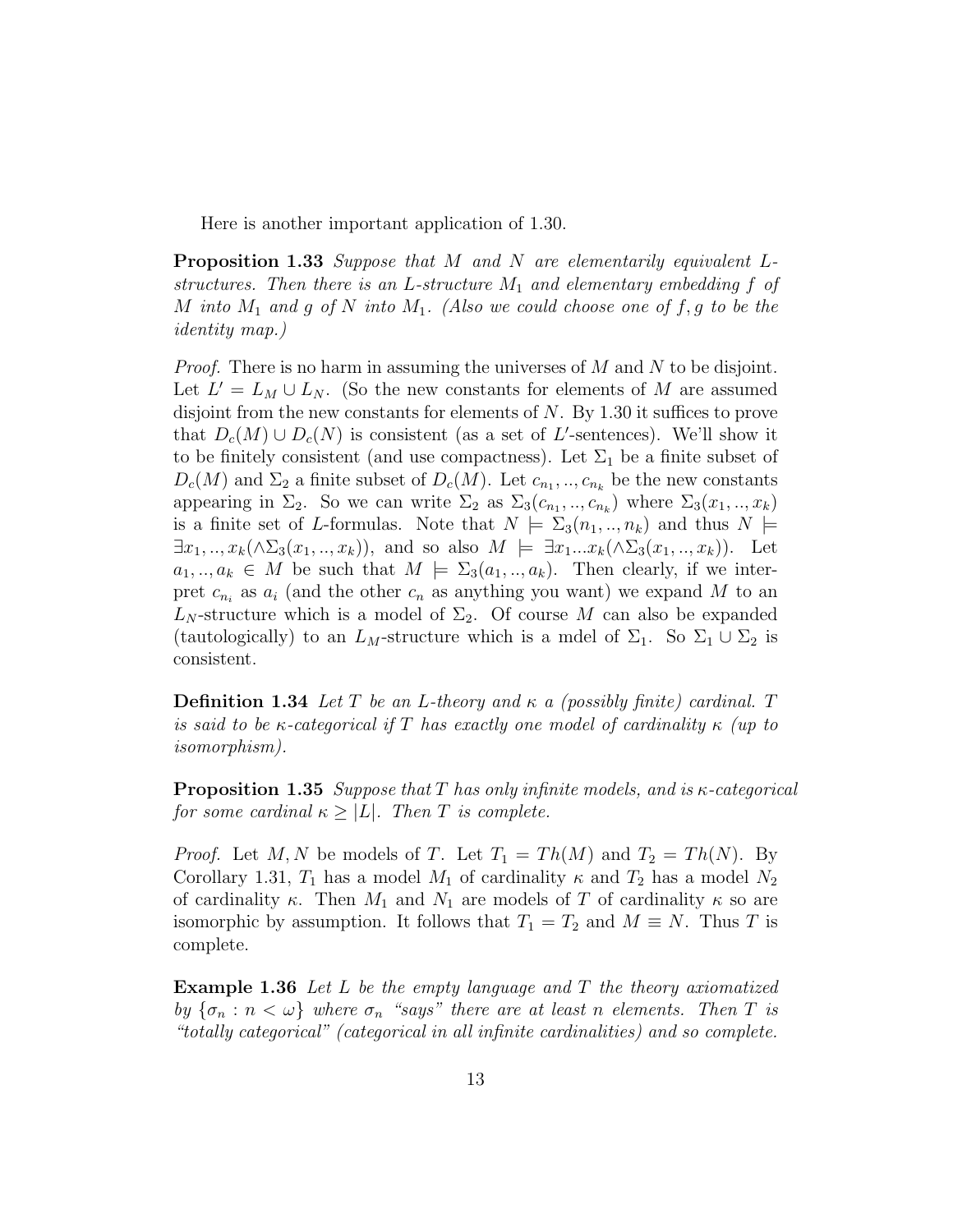Here is another important application of 1.30.

**Proposition 1.33** *Suppose that $M$ and $N$ are elementarily equivalent $L$-structures. Then there is an $L$-structure $M_1$ and elementary embedding $f$ of $M$ into $M_1$ and $g$ of $N$ into $M_1$. (Also we could choose one of $f, g$ to be the identity map.)*

*Proof.* There is no harm in assuming the universes of $M$ and $N$ to be disjoint. Let $L' = L_M \cup L_N$. (So the new constants for elements of $M$ are assumed disjoint from the new constants for elements of $N$. By 1.30 it suffices to prove that $D_c(M) \cup D_c(N)$ is consistent (as a set of $L'$-sentences). We'll show it to be finitely consistent (and use compactness). Let $\Sigma_1$ be a finite subset of $D_c(M)$ and $\Sigma_2$ a finite subset of $D_c(M)$. Let $c_{n_1}, .., c_{n_k}$ be the new constants appearing in $\Sigma_2$. So we can write $\Sigma_2$ as $\Sigma_3(c_{n_1}, .., c_{n_k})$ where $\Sigma_3(x_1, .., x_k)$ is a finite set of $L$-formulas. Note that $N \models \Sigma_3(n_1, .., n_k)$ and thus $N \models \exists x_1, .., x_k(\wedge \Sigma_3(x_1, .., x_k))$, and so also $M \models \exists x_1...x_k(\wedge \Sigma_3(x_1, .., x_k))$. Let $a_1, .., a_k \in M$ be such that $M \models \Sigma_3(a_1, .., a_k)$. Then clearly, if we interpret $c_{n_i}$ as $a_i$ (and the other $c_n$ as anything you want) we expand $M$ to an $L_N$-structure which is a model of $\Sigma_2$. Of course $M$ can also be expanded (tautologically) to an $L_M$-structure which is a mdel of $\Sigma_1$. So $\Sigma_1 \cup \Sigma_2$ is consistent.

**Definition 1.34** *Let $T$ be an $L$-theory and $\kappa$ a (possibly finite) cardinal. $T$ is said to be $\kappa$-categorical if $T$ has exactly one model of cardinality $\kappa$ (up to isomorphism).*

**Proposition 1.35** *Suppose that $T$ has only infinite models, and is $\kappa$-categorical for some cardinal $\kappa \geq |L|$. Then $T$ is complete.*

*Proof.* Let $M, N$ be models of $T$. Let $T_1 = Th(M)$ and $T_2 = Th(N)$. By Corollary 1.31, $T_1$ has a model $M_1$ of cardinality $\kappa$ and $T_2$ has a model $N_2$ of cardinality $\kappa$. Then $M_1$ and $N_1$ are models of $T$ of cardinality $\kappa$ so are isomorphic by assumption. It follows that $T_1 = T_2$ and $M \equiv N$. Thus $T$ is complete.

**Example 1.36** *Let $L$ be the empty language and $T$ the theory axiomatized by $\{\sigma_n : n < \omega\}$ where $\sigma_n$ "says" there are at least $n$ elements. Then $T$ is "totally categorical" (categorical in all infinite cardinalities) and so complete.*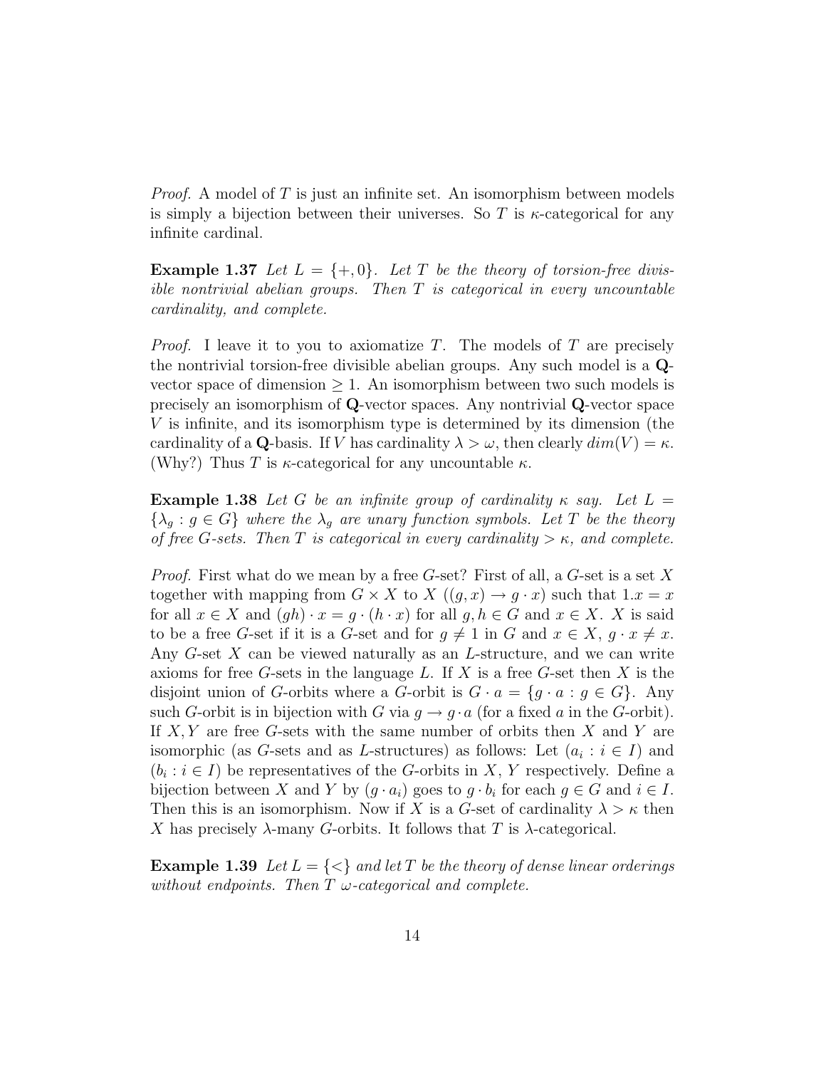*Proof.* A model of $T$ is just an infinite set. An isomorphism between models is simply a bijection between their universes. So $T$ is $\kappa$-categorical for any infinite cardinal.

**Example 1.37** *Let $L = \{+, 0\}$. Let $T$ be the theory of torsion-free divisible nontrivial abelian groups. Then $T$ is categorical in every uncountable cardinality, and complete.*

*Proof.* I leave it to you to axiomatize $T$. The models of $T$ are precisely the nontrivial torsion-free divisible abelian groups. Any such model is a $\mathbf{Q}$-vector space of dimension $\geq 1$. An isomorphism between two such models is precisely an isomorphism of $\mathbf{Q}$-vector spaces. Any nontrivial $\mathbf{Q}$-vector space $V$ is infinite, and its isomorphism type is determined by its dimension (the cardinality of a $\mathbf{Q}$-basis. If $V$ has cardinality $\lambda > \omega$, then clearly $dim(V) = \kappa$. (Why?) Thus $T$ is $\kappa$-categorical for any uncountable $\kappa$.

**Example 1.38** *Let $G$ be an infinite group of cardinality $\kappa$ say. Let $L = \{\lambda_g : g \in G\}$ where the $\lambda_g$ are unary function symbols. Let $T$ be the theory of free $G$-sets. Then $T$ is categorical in every cardinality $> \kappa$, and complete.*

*Proof.* First what do we mean by a free $G$-set? First of all, a $G$-set is a set $X$ together with mapping from $G \times X$ to $X$ ($(g, x) \to g \cdot x$) such that $1.x = x$ for all $x \in X$ and $(gh) \cdot x = g \cdot (h \cdot x)$ for all $g, h \in G$ and $x \in X$. $X$ is said to be a free $G$-set if it is a $G$-set and for $g \neq 1$ in $G$ and $x \in X$, $g \cdot x \neq x$. Any $G$-set $X$ can be viewed naturally as an $L$-structure, and we can write axioms for free $G$-sets in the language $L$. If $X$ is a free $G$-set then $X$ is the disjoint union of $G$-orbits where a $G$-orbit is $G \cdot a = \{g \cdot a : g \in G\}$. Any such $G$-orbit is in bijection with $G$ via $g \to g \cdot a$ (for a fixed $a$ in the $G$-orbit). If $X, Y$ are free $G$-sets with the same number of orbits then $X$ and $Y$ are isomorphic (as $G$-sets and as $L$-structures) as follows: Let $(a_i : i \in I)$ and $(b_i : i \in I)$ be representatives of the $G$-orbits in $X$, $Y$ respectively. Define a bijection between $X$ and $Y$ by $(g \cdot a_i)$ goes to $g \cdot b_i$ for each $g \in G$ and $i \in I$. Then this is an isomorphism. Now if $X$ is a $G$-set of cardinality $\lambda > \kappa$ then $X$ has precisely $\lambda$-many $G$-orbits. It follows that $T$ is $\lambda$-categorical.

**Example 1.39** *Let $L = \{<\}$ and let $T$ be the theory of dense linear orderings without endpoints. Then $T$ $\omega$-categorical and complete.*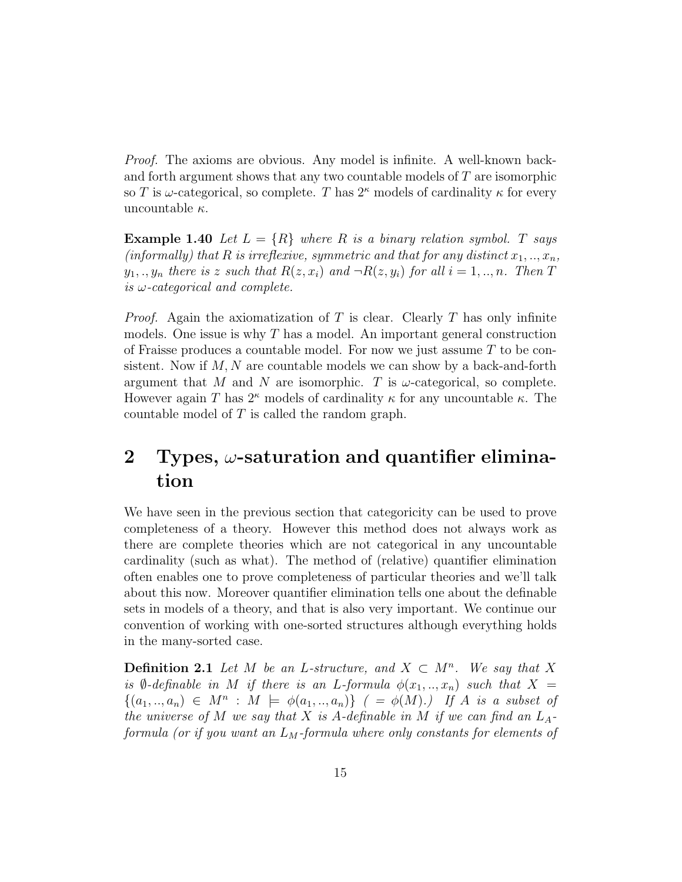*Proof.* The axioms are obvious. Any model is infinite. A well-known back-and forth argument shows that any two countable models of $T$ are isomorphic so $T$ is $\omega$-categorical, so complete. $T$ has $2^\kappa$ models of cardinality $\kappa$ for every uncountable $\kappa$.

**Example 1.40** *Let $L = \{R\}$ where $R$ is a binary relation symbol. $T$ says (informally) that $R$ is irreflexive, symmetric and that for any distinct $x_1, .., x_n$, $y_1, ., y_n$ there is $z$ such that $R(z, x_i)$ and $\neg R(z, y_i)$ for all $i = 1, .., n$. Then $T$ is $\omega$-categorical and complete.*

*Proof.* Again the axiomatization of $T$ is clear. Clearly $T$ has only infinite models. One issue is why $T$ has a model. An important general construction of Fraisse produces a countable model. For now we just assume $T$ to be consistent. Now if $M, N$ are countable models we can show by a back-and-forth argument that $M$ and $N$ are isomorphic. $T$ is $\omega$-categorical, so complete. However again $T$ has $2^\kappa$ models of cardinality $\kappa$ for any uncountable $\kappa$. The countable model of $T$ is called the random graph.

# 2 Types, $\omega$-saturation and quantifier elimination

We have seen in the previous section that categoricity can be used to prove completeness of a theory. However this method does not always work as there are complete theories which are not categorical in any uncountable cardinality (such as what). The method of (relative) quantifier elimination often enables one to prove completeness of particular theories and we'll talk about this now. Moreover quantifier elimination tells one about the definable sets in models of a theory, and that is also very important. We continue our convention of working with one-sorted structures although everything holds in the many-sorted case.

**Definition 2.1** *Let $M$ be an $L$-structure, and $X \subset M^n$. We say that $X$ is $\emptyset$-definable in $M$ if there is an $L$-formula $\phi(x_1, .., x_n)$ such that $X = \{(a_1, .., a_n) \in M^n : M \models \phi(a_1, .., a_n)\}$ ( $= \phi(M)$.) If $A$ is a subset of the universe of $M$ we say that $X$ is $A$-definable in $M$ if we can find an $L_A$-formula (or if you want an $L_M$-formula where only constants for elements of*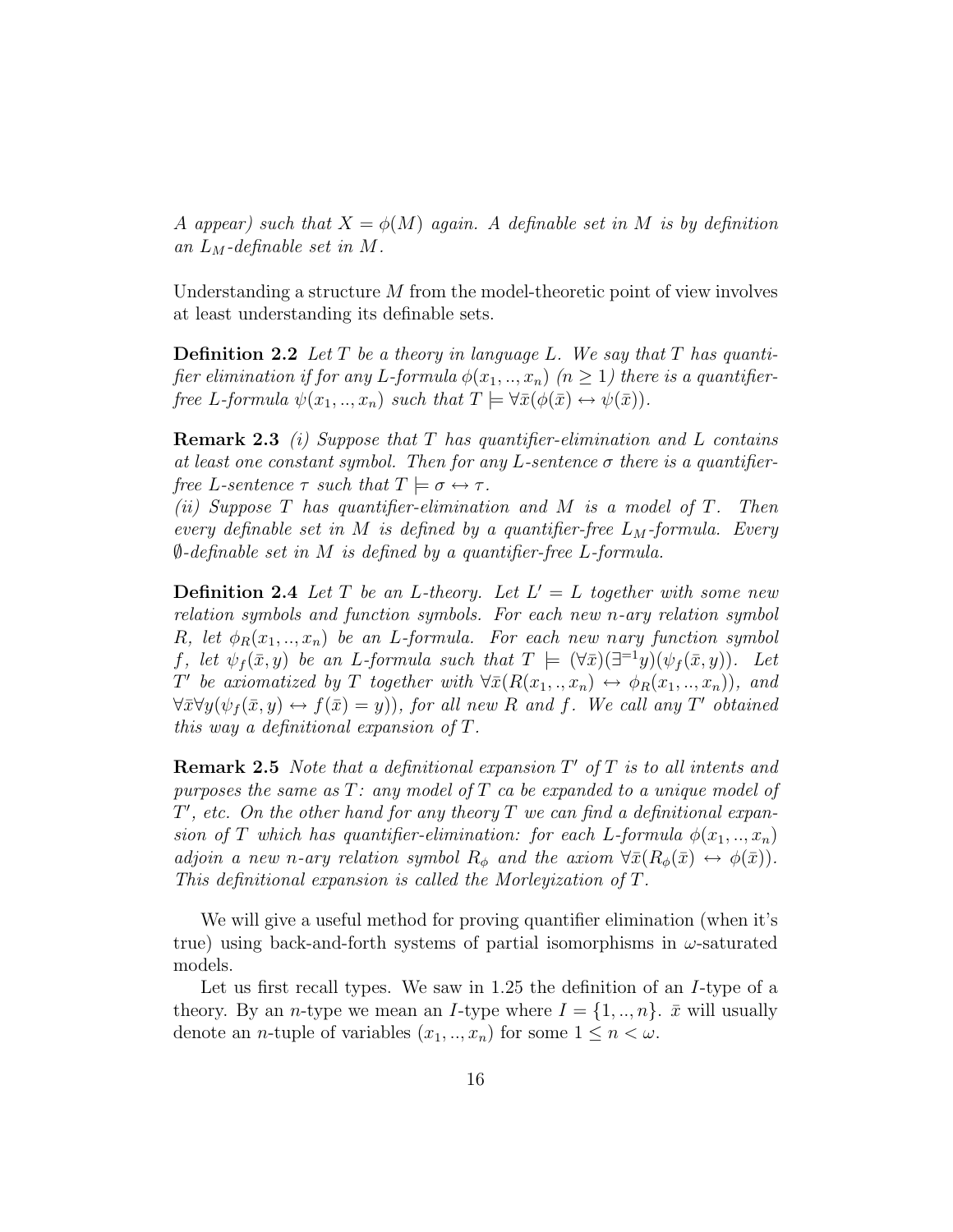*A appear) such that $X = \phi(M)$ again. A definable set in $M$ is by definition an $L_M$-definable set in $M$.*

Understanding a structure $M$ from the model-theoretic point of view involves at least understanding its definable sets.

**Definition 2.2** *Let $T$ be a theory in language $L$. We say that $T$ has quantifier elimination if for any $L$-formula $\phi(x_1, .., x_n)$ ($n \geq 1$) there is a quantifier-free $L$-formula $\psi(x_1, .., x_n)$ such that $T \models \forall \bar{x}(\phi(\bar{x}) \leftrightarrow \psi(\bar{x}))$.*

**Remark 2.3** *(i) Suppose that $T$ has quantifier-elimination and $L$ contains at least one constant symbol. Then for any $L$-sentence $\sigma$ there is a quantifier-free $L$-sentence $\tau$ such that $T \models \sigma \leftrightarrow \tau$.*
*(ii) Suppose $T$ has quantifier-elimination and $M$ is a model of $T$. Then every definable set in $M$ is defined by a quantifier-free $L_M$-formula. Every $\emptyset$-definable set in $M$ is defined by a quantifier-free $L$-formula.*

**Definition 2.4** *Let $T$ be an $L$-theory. Let $L' = L$ together with some new relation symbols and function symbols. For each new $n$-ary relation symbol $R$, let $\phi_R(x_1, .., x_n)$ be an $L$-formula. For each new nary function symbol $f$, let $\psi_f(\bar{x}, y)$ be an $L$-formula such that $T \models (\forall \bar{x})(\exists^{=1} y)(\psi_f(\bar{x}, y))$. Let $T'$ be axiomatized by $T$ together with $\forall \bar{x}(R(x_1, ., x_n) \leftrightarrow \phi_R(x_1, .., x_n))$, and $\forall \bar{x} \forall y(\psi_f(\bar{x}, y) \leftrightarrow f(\bar{x}) = y))$, for all new $R$ and $f$. We call any $T'$ obtained this way a definitional expansion of $T$.*

**Remark 2.5** *Note that a definitional expansion $T'$ of $T$ is to all intents and purposes the same as $T$: any model of $T$ ca be expanded to a unique model of $T'$, etc. On the other hand for any theory $T$ we can find a definitional expansion of $T$ which has quantifier-elimination: for each $L$-formula $\phi(x_1, .., x_n)$ adjoin a new $n$-ary relation symbol $R_\phi$ and the axiom $\forall \bar{x}(R_\phi(\bar{x}) \leftrightarrow \phi(\bar{x}))$. This definitional expansion is called the Morleyization of $T$.*

We will give a useful method for proving quantifier elimination (when it's true) using back-and-forth systems of partial isomorphisms in $\omega$-saturated models.

Let us first recall types. We saw in 1.25 the definition of an $I$-type of a theory. By an $n$-type we mean an $I$-type where $I = \{1, .., n\}$. $\bar{x}$ will usually denote an $n$-tuple of variables $(x_1, .., x_n)$ for some $1 \leq n < \omega$.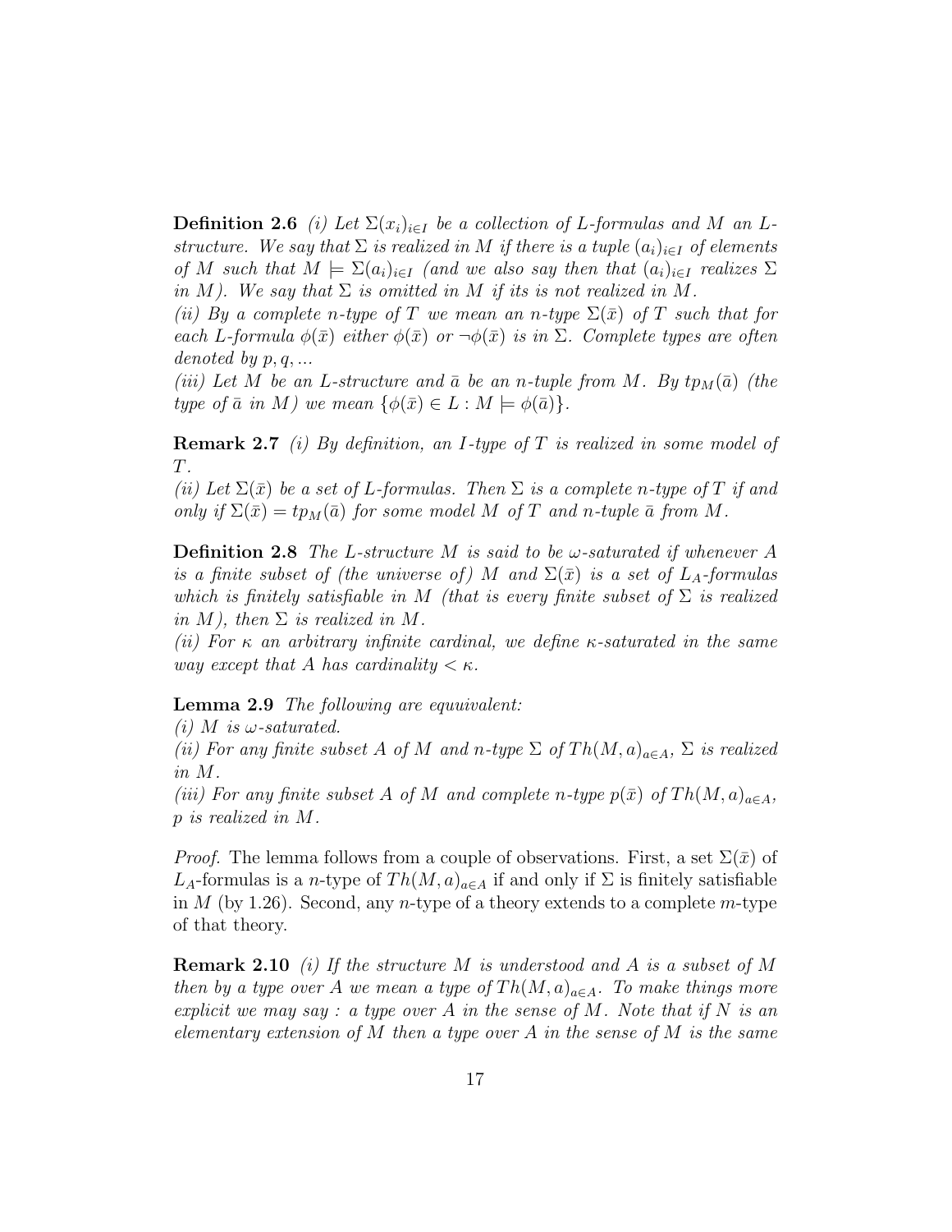**Definition 2.6** *(i) Let $\Sigma(x_i)_{i \in I}$ be a collection of $L$-formulas and $M$ an $L$-structure. We say that $\Sigma$ is realized in $M$ if there is a tuple $(a_i)_{i \in I}$ of elements of $M$ such that $M \models \Sigma(a_i)_{i \in I}$ (and we also say then that $(a_i)_{i \in I}$ realizes $\Sigma$ in $M$). We say that $\Sigma$ is omitted in $M$ if its is not realized in $M$.*
*(ii) By a complete $n$-type of $T$ we mean an $n$-type $\Sigma(\bar{x})$ of $T$ such that for each $L$-formula $\phi(\bar{x})$ either $\phi(\bar{x})$ or $\neg\phi(\bar{x})$ is in $\Sigma$. Complete types are often denoted by $p, q, ...$*
*(iii) Let $M$ be an $L$-structure and $\bar{a}$ be an $n$-tuple from $M$. By $tp_M(\bar{a})$ (the type of $\bar{a}$ in $M$) we mean $\{\phi(\bar{x}) \in L : M \models \phi(\bar{a})\}$.*

**Remark 2.7** *(i) By definition, an $I$-type of $T$ is realized in some model of $T$.*
*(ii) Let $\Sigma(\bar{x})$ be a set of $L$-formulas. Then $\Sigma$ is a complete $n$-type of $T$ if and only if $\Sigma(\bar{x}) = tp_M(\bar{a})$ for some model $M$ of $T$ and $n$-tuple $\bar{a}$ from $M$.*

**Definition 2.8** *The $L$-structure $M$ is said to be $\omega$-saturated if whenever $A$ is a finite subset of (the universe of) $M$ and $\Sigma(\bar{x})$ is a set of $L_A$-formulas which is finitely satisfiable in $M$ (that is every finite subset of $\Sigma$ is realized in $M$), then $\Sigma$ is realized in $M$.*
*(ii) For $\kappa$ an arbitrary infinite cardinal, we define $\kappa$-saturated in the same way except that $A$ has cardinality $< \kappa$.*

**Lemma 2.9** *The following are equuivalent:*
*(i) $M$ is $\omega$-saturated.*
*(ii) For any finite subset $A$ of $M$ and $n$-type $\Sigma$ of $Th(M, a)_{a \in A}$, $\Sigma$ is realized in $M$.*
*(iii) For any finite subset $A$ of $M$ and complete $n$-type $p(\bar{x})$ of $Th(M, a)_{a \in A}$, $p$ is realized in $M$.*

*Proof.* The lemma follows from a couple of observations. First, a set $\Sigma(\bar{x})$ of $L_A$-formulas is a $n$-type of $Th(M, a)_{a \in A}$ if and only if $\Sigma$ is finitely satisfiable in $M$ (by 1.26). Second, any $n$-type of a theory extends to a complete $m$-type of that theory.

**Remark 2.10** *(i) If the structure $M$ is understood and $A$ is a subset of $M$ then by a type over $A$ we mean a type of $Th(M, a)_{a \in A}$. To make things more explicit we may say : a type over $A$ in the sense of $M$. Note that if $N$ is an elementary extension of $M$ then a type over $A$ in the sense of $M$ is the same*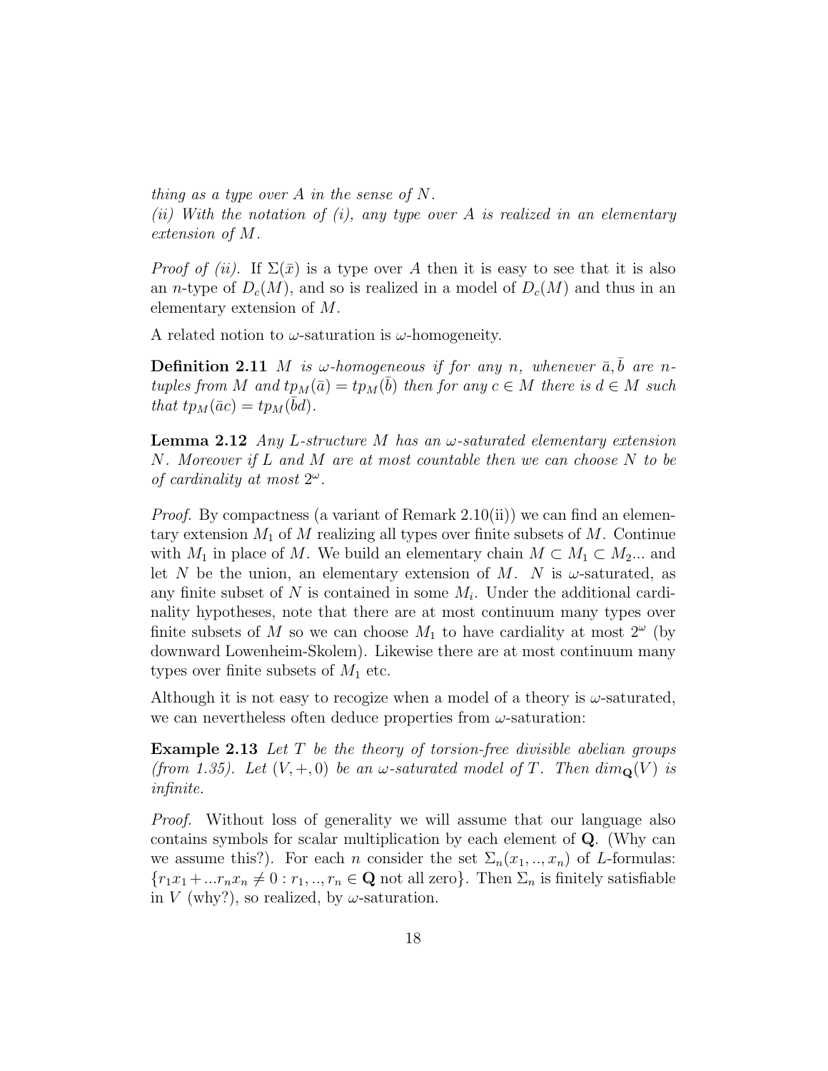*thing as a type over $A$ in the sense of $N$.*
*(ii) With the notation of (i), any type over $A$ is realized in an elementary extension of $M$.*

*Proof of (ii).* If $\Sigma(\bar{x})$ is a type over $A$ then it is easy to see that it is also an $n$-type of $D_c(M)$, and so is realized in a model of $D_c(M)$ and thus in an elementary extension of $M$.

A related notion to $\omega$-saturation is $\omega$-homogeneity.

**Definition 2.11** *$M$ is $\omega$-homogeneous if for any $n$, whenever $\bar{a}, \bar{b}$ are $n$-tuples from $M$ and $tp_M(\bar{a}) = tp_M(\bar{b})$ then for any $c \in M$ there is $d \in M$ such that $tp_M(\bar{a}c) = tp_M(\bar{b}d)$.*

**Lemma 2.12** *Any $L$-structure $M$ has an $\omega$-saturated elementary extension $N$. Moreover if $L$ and $M$ are at most countable then we can choose $N$ to be of cardinality at most $2^\omega$.*

*Proof.* By compactness (a variant of Remark 2.10(ii)) we can find an elementary extension $M_1$ of $M$ realizing all types over finite subsets of $M$. Continue with $M_1$ in place of $M$. We build an elementary chain $M \subset M_1 \subset M_2 ...$ and let $N$ be the union, an elementary extension of $M$. $N$ is $\omega$-saturated, as any finite subset of $N$ is contained in some $M_i$. Under the additional cardinality hypotheses, note that there are at most continuum many types over finite subsets of $M$ so we can choose $M_1$ to have cardiality at most $2^\omega$ (by downward Lowenheim-Skolem). Likewise there are at most continuum many types over finite subsets of $M_1$ etc.

Although it is not easy to recogize when a model of a theory is $\omega$-saturated, we can nevertheless often deduce properties from $\omega$-saturation:

**Example 2.13** *Let $T$ be the theory of torsion-free divisible abelian groups (from 1.35). Let $(V, +, 0)$ be an $\omega$-saturated model of $T$. Then $dim_{\mathbf{Q}}(V)$ is infinite.*

*Proof.* Without loss of generality we will assume that our language also contains symbols for scalar multiplication by each element of $\mathbf{Q}$. (Why can we assume this?). For each $n$ consider the set $\Sigma_n(x_1, .., x_n)$ of $L$-formulas: $\{r_1x_1 + ... r_nx_n \neq 0 : r_1, .., r_n \in \mathbf{Q} \text{ not all zero}\}$. Then $\Sigma_n$ is finitely satisfiable in $V$ (why?), so realized, by $\omega$-saturation.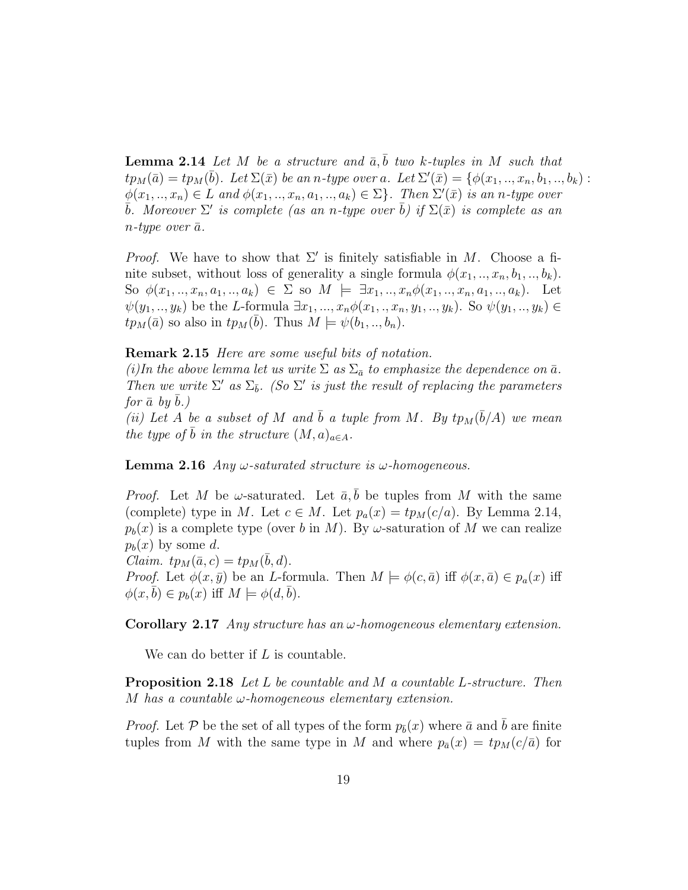**Lemma 2.14** *Let $M$ be a structure and $\bar{a}, \bar{b}$ two $k$-tuples in $M$ such that $tp_M(\bar{a}) = tp_M(\bar{b})$. Let $\Sigma(\bar{x})$ be an $n$-type over $a$. Let $\Sigma'(\bar{x}) = \{\phi(x_1, .., x_n, b_1, .., b_k) : \phi(x_1, .., x_n) \in L$ and $\phi(x_1, .., x_n, a_1, .., a_k) \in \Sigma\}$. Then $\Sigma'(\bar{x})$ is an $n$-type over $\bar{b}$. Moreover $\Sigma'$ is complete (as an $n$-type over $\bar{b}$) if $\Sigma(\bar{x})$ is complete as an $n$-type over $\bar{a}$.*

*Proof.* We have to show that $\Sigma'$ is finitely satisfiable in $M$. Choose a finite subset, without loss of generality a single formula $\phi(x_1, .., x_n, b_1, .., b_k)$. So $\phi(x_1, .., x_n, a_1, .., a_k) \in \Sigma$ so $M \models \exists x_1, .., x_n \phi(x_1, .., x_n, a_1, .., a_k)$. Let $\psi(y_1, .., y_k)$ be the $L$-formula $\exists x_1, ..., x_n \phi(x_1, ., x_n, y_1, .., y_k)$. So $\psi(y_1, .., y_k) \in tp_M(\bar{a})$ so also in $tp_M(\bar{b})$. Thus $M \models \psi(b_1, .., b_n)$.

**Remark 2.15** *Here are some useful bits of notation.*
*(i)In the above lemma let us write $\Sigma$ as $\Sigma_{\bar{a}}$ to emphasize the dependence on $\bar{a}$. Then we write $\Sigma'$ as $\Sigma_{\bar{b}}$. (So $\Sigma'$ is just the result of replacing the parameters for $\bar{a}$ by $\bar{b}$.)*
*(ii) Let $A$ be a subset of $M$ and $\bar{b}$ a tuple from $M$. By $tp_M(\bar{b}/A)$ we mean the type of $\bar{b}$ in the structure $(M, a)_{a \in A}$.*

**Lemma 2.16** *Any $\omega$-saturated structure is $\omega$-homogeneous.*

*Proof.* Let $M$ be $\omega$-saturated. Let $\bar{a}, \bar{b}$ be tuples from $M$ with the same (complete) type in $M$. Let $c \in M$. Let $p_a(x) = tp_M(c/a)$. By Lemma 2.14, $p_b(x)$ is a complete type (over $b$ in $M$). By $\omega$-saturation of $M$ we can realize $p_b(x)$ by some $d$.
*Claim.* $tp_M(\bar{a}, c) = tp_M(\bar{b}, d)$.
*Proof.* Let $\phi(x, \bar{y})$ be an $L$-formula. Then $M \models \phi(c, \bar{a})$ iff $\phi(x, \bar{a}) \in p_a(x)$ iff $\phi(x, \bar{b}) \in p_b(x)$ iff $M \models \phi(d, \bar{b})$.

**Corollary 2.17** *Any structure has an $\omega$-homogeneous elementary extension.*

We can do better if $L$ is countable.

**Proposition 2.18** *Let $L$ be countable and $M$ a countable $L$-structure. Then $M$ has a countable $\omega$-homogeneous elementary extension.*

*Proof.* Let $\mathcal{P}$ be the set of all types of the form $p_{\bar{b}}(x)$ where $\bar{a}$ and $\bar{b}$ are finite tuples from $M$ with the same type in $M$ and where $p_{\bar{a}}(x) = tp_M(c/\bar{a})$ for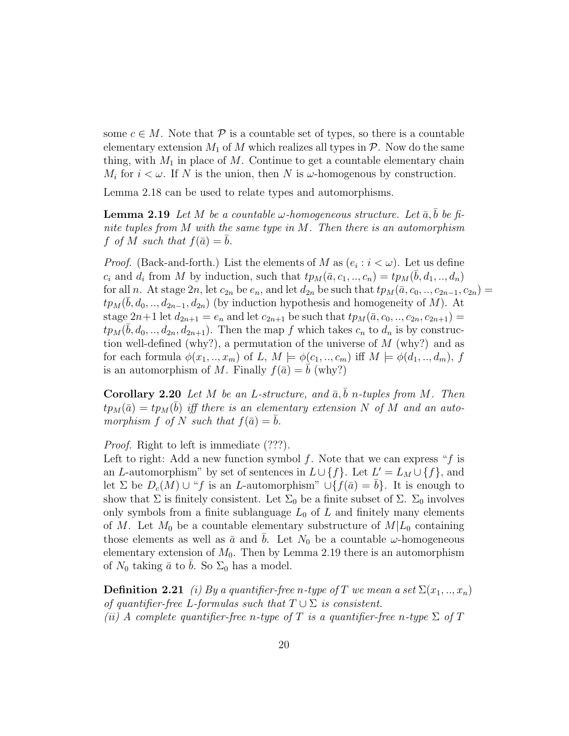some $c \in M$. Note that $\mathcal{P}$ is a countable set of types, so there is a countable elementary extension $M_1$ of $M$ which realizes all types in $\mathcal{P}$. Now do the same thing, with $M_1$ in place of $M$. Continue to get a countable elementary chain $M_i$ for $i < \omega$. If $N$ is the union, then $N$ is $\omega$-homogenous by construction.

Lemma 2.18 can be used to relate types and automorphisms.

**Lemma 2.19** *Let $M$ be a countable $\omega$-homogeneous structure. Let $\bar{a}, \bar{b}$ be finite tuples from $M$ with the same type in $M$. Then there is an automorphism $f$ of $M$ such that $f(\bar{a}) = \bar{b}$.*

*Proof.* (Back-and-forth.) List the elements of $M$ as $(e_i : i < \omega)$. Let us define $c_i$ and $d_i$ from $M$ by induction, such that $tp_M(\bar{a}, c_1, .., c_n) = tp_M(\bar{b}, d_1, .., d_n)$ for all $n$. At stage $2n$, let $c_{2n}$ be $e_n$, and let $d_{2n}$ be such that $tp_M(\bar{a}, c_0, .., c_{2n-1}, c_{2n}) = tp_M(\bar{b}, d_0, .., d_{2n-1}, d_{2n})$ (by induction hypothesis and homogeneity of $M$). At stage $2n+1$ let $d_{2n+1} = e_n$ and let $c_{2n+1}$ be such that $tp_M(\bar{a}, c_0, .., c_{2n}, c_{2n+1}) = tp_M(\bar{b}, d_0, .., d_{2n}, d_{2n+1})$. Then the map $f$ which takes $c_n$ to $d_n$ is by construction well-defined (why?), a permutation of the universe of $M$ (why?) and as for each formula $\phi(x_1, .., x_m)$ of $L$, $M \models \phi(c_1, .., c_m)$ iff $M \models \phi(d_1, .., d_m)$, $f$ is an automorphism of $M$. Finally $f(\bar{a}) = \bar{b}$ (why?)

**Corollary 2.20** *Let $M$ be an $L$-structure, and $\bar{a}, \bar{b}$ $n$-tuples from $M$. Then $tp_M(\bar{a}) = tp_M(\bar{b})$ iff there is an elementary extension $N$ of $M$ and an automorphism $f$ of $N$ such that $f(\bar{a}) = \bar{b}$.*

*Proof.* Right to left is immediate (???).
Left to right: Add a new function symbol $f$. Note that we can express "$f$ is an $L$-automorphism" by set of sentences in $L \cup \{f\}$. Let $L' = L_M \cup \{f\}$, and let $\Sigma$ be $D_c(M) \cup$ "$f$ is an $L$-automorphism" $\cup \{f(\bar{a}) = \bar{b}\}$. It is enough to show that $\Sigma$ is finitely consistent. Let $\Sigma_0$ be a finite subset of $\Sigma$. $\Sigma_0$ involves only symbols from a finite sublanguage $L_0$ of $L$ and finitely many elements of $M$. Let $M_0$ be a countable elementary substructure of $M|L_0$ containing those elements as well as $\bar{a}$ and $\bar{b}$. Let $N_0$ be a countable $\omega$-homogeneous elementary extension of $M_0$. Then by Lemma 2.19 there is an automorphism of $N_0$ taking $\bar{a}$ to $\bar{b}$. So $\Sigma_0$ has a model.

**Definition 2.21** *(i) By a quantifier-free $n$-type of $T$ we mean a set $\Sigma(x_1, .., x_n)$ of quantifier-free $L$-formulas such that $T \cup \Sigma$ is consistent.*
*(ii) A complete quantifier-free $n$-type of $T$ is a quantifier-free $n$-type $\Sigma$ of $T$*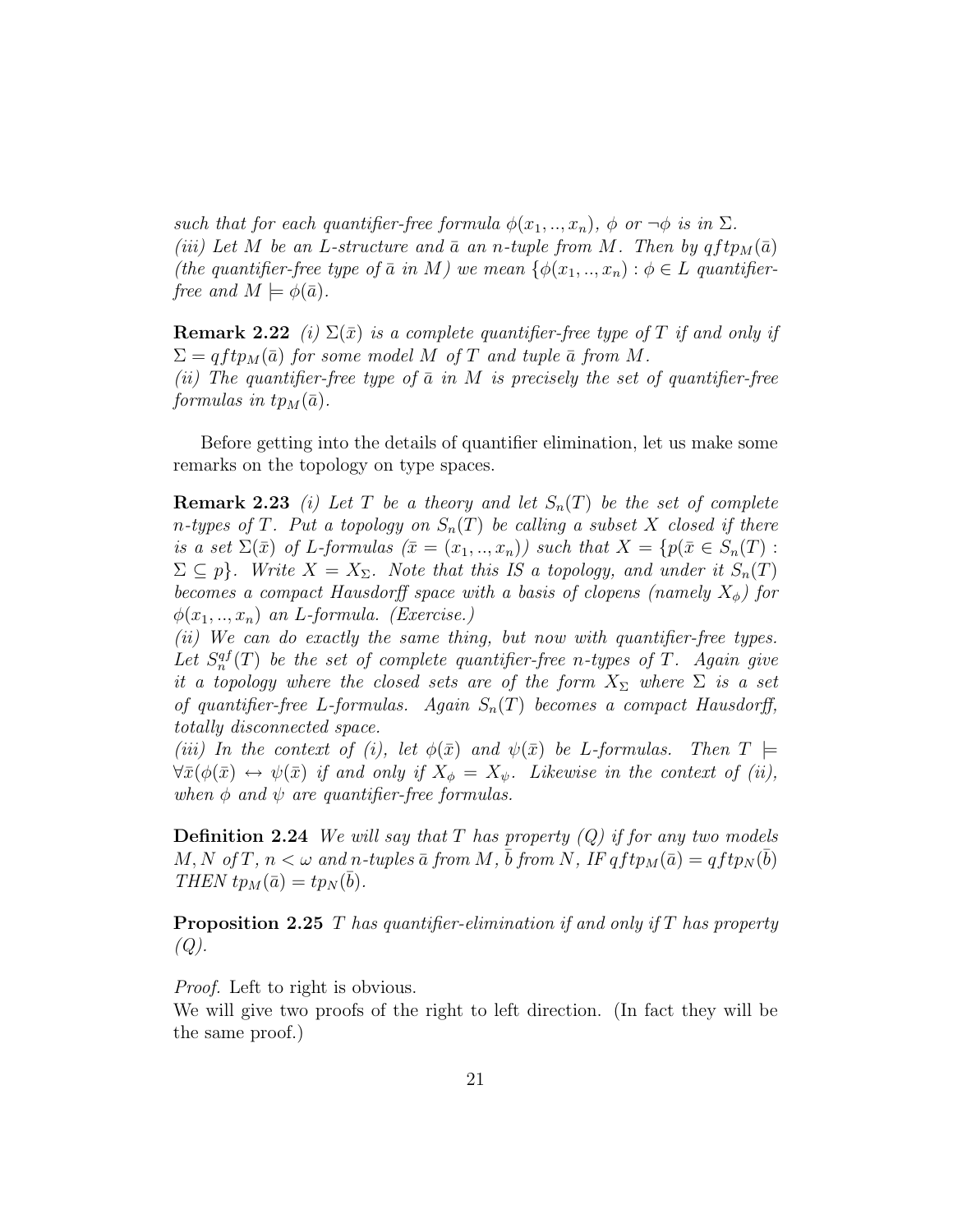*such that for each quantifier-free formula $\phi(x_1,..,x_n)$, $\phi$ or $\neg\phi$ is in $\Sigma$.*
*(iii) Let $M$ be an $L$-structure and $\bar{a}$ an $n$-tuple from $M$. Then by $qftp_M(\bar{a})$ (the quantifier-free type of $\bar{a}$ in $M$) we mean $\{\phi(x_1,..,x_n) : \phi \in L$ quantifier-free and $M \models \phi(\bar{a})$.*

**Remark 2.22** *(i) $\Sigma(\bar{x})$ is a complete quantifier-free type of $T$ if and only if $\Sigma = qftp_M(\bar{a})$ for some model $M$ of $T$ and tuple $\bar{a}$ from $M$.*
*(ii) The quantifier-free type of $\bar{a}$ in $M$ is precisely the set of quantifier-free formulas in $tp_M(\bar{a})$.*

Before getting into the details of quantifier elimination, let us make some remarks on the topology on type spaces.

**Remark 2.23** *(i) Let $T$ be a theory and let $S_n(T)$ be the set of complete $n$-types of $T$. Put a topology on $S_n(T)$ be calling a subset $X$ closed if there is a set $\Sigma(\bar{x})$ of $L$-formulas ($\bar{x} = (x_1,..,x_n)$) such that $X = \{p(\bar{x} \in S_n(T) : \Sigma \subseteq p\}$. Write $X = X_\Sigma$. Note that this IS a topology, and under it $S_n(T)$ becomes a compact Hausdorff space with a basis of clopens (namely $X_\phi$) for $\phi(x_1,..,x_n)$ an $L$-formula. (Exercise.)*
*(ii) We can do exactly the same thing, but now with quantifier-free types. Let $S_n^{qf}(T)$ be the set of complete quantifier-free $n$-types of $T$. Again give it a topology where the closed sets are of the form $X_\Sigma$ where $\Sigma$ is a set of quantifier-free $L$-formulas. Again $S_n(T)$ becomes a compact Hausdorff, totally disconnected space.*
*(iii) In the context of (i), let $\phi(\bar{x})$ and $\psi(\bar{x})$ be $L$-formulas. Then $T \models \forall\bar{x}(\phi(\bar{x}) \leftrightarrow \psi(\bar{x})$ if and only if $X_\phi = X_\psi$. Likewise in the context of (ii), when $\phi$ and $\psi$ are quantifier-free formulas.*

**Definition 2.24** *We will say that $T$ has property (Q) if for any two models $M, N$ of $T$, $n < \omega$ and $n$-tuples $\bar{a}$ from $M$, $\bar{b}$ from $N$, IF $qftp_M(\bar{a}) = qftp_N(\bar{b})$ THEN $tp_M(\bar{a}) = tp_N(\bar{b})$.*

**Proposition 2.25** *$T$ has quantifier-elimination if and only if $T$ has property (Q).*

*Proof.* Left to right is obvious.
We will give two proofs of the right to left direction. (In fact they will be the same proof.)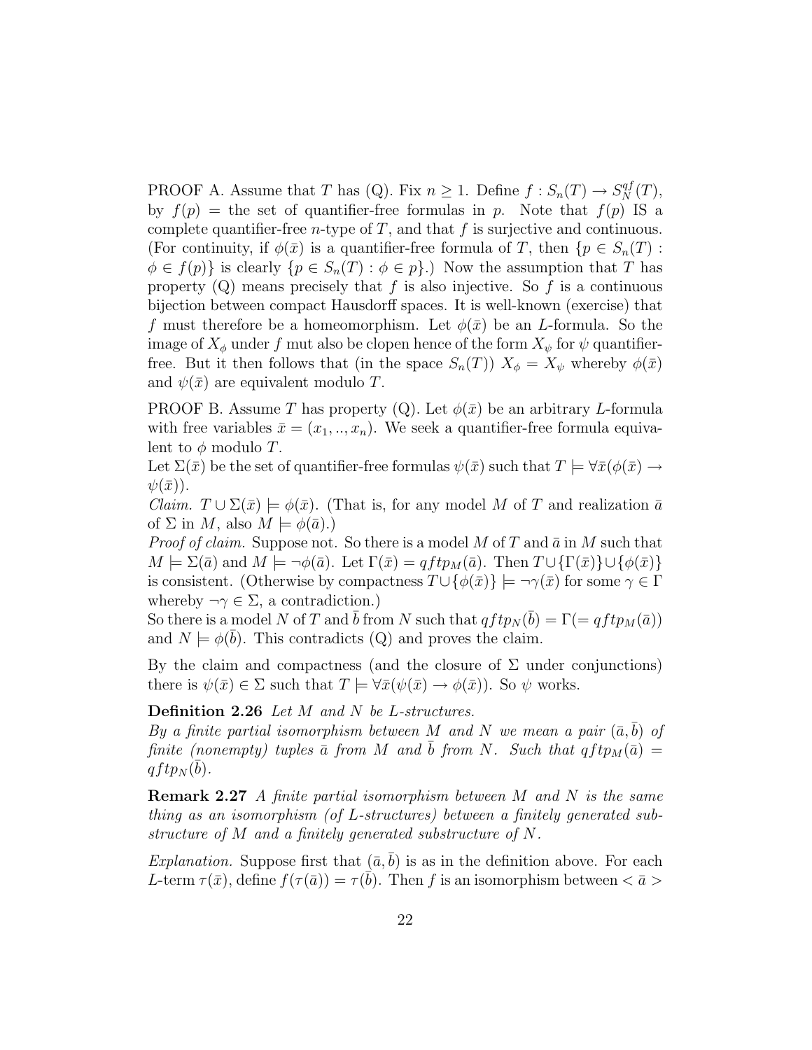PROOF A. Assume that $T$ has (Q). Fix $n \geq 1$. Define $f : S_n(T) \to S_N^{qf}(T)$, by $f(p)$ = the set of quantifier-free formulas in $p$. Note that $f(p)$ IS a complete quantifier-free $n$-type of $T$, and that $f$ is surjective and continuous. (For continuity, if $\phi(\bar{x})$ is a quantifier-free formula of $T$, then $\{p \in S_n(T) : \phi \in f(p)\}$ is clearly $\{p \in S_n(T) : \phi \in p\}$.) Now the assumption that $T$ has property (Q) means precisely that $f$ is also injective. So $f$ is a continuous bijection between compact Hausdorff spaces. It is well-known (exercise) that $f$ must therefore be a homeomorphism. Let $\phi(\bar{x})$ be an $L$-formula. So the image of $X_\phi$ under $f$ mut also be clopen hence of the form $X_\psi$ for $\psi$ quantifier-free. But it then follows that (in the space $S_n(T)$) $X_\phi = X_\psi$ whereby $\phi(\bar{x})$ and $\psi(\bar{x})$ are equivalent modulo $T$.

PROOF B. Assume $T$ has property (Q). Let $\phi(\bar{x})$ be an arbitrary $L$-formula with free variables $\bar{x} = (x_1, .., x_n)$. We seek a quantifier-free formula equivalent to $\phi$ modulo $T$.
Let $\Sigma(\bar{x})$ be the set of quantifier-free formulas $\psi(\bar{x})$ such that $T \models \forall \bar{x}(\phi(\bar{x}) \to \psi(\bar{x}))$.
*Claim.* $T \cup \Sigma(\bar{x}) \models \phi(\bar{x})$. (That is, for any model $M$ of $T$ and realization $\bar{a}$ of $\Sigma$ in $M$, also $M \models \phi(\bar{a})$.)
*Proof of claim.* Suppose not. So there is a model $M$ of $T$ and $\bar{a}$ in $M$ such that $M \models \Sigma(\bar{a})$ and $M \models \neg\phi(\bar{a})$. Let $\Gamma(\bar{x}) = qftp_M(\bar{a})$. Then $T \cup \{\Gamma(\bar{x})\} \cup \{\phi(\bar{x})\}$ is consistent. (Otherwise by compactness $T \cup \{\phi(\bar{x})\} \models \neg\gamma(\bar{x})$ for some $\gamma \in \Gamma$ whereby $\neg\gamma \in \Sigma$, a contradiction.)
So there is a model $N$ of $T$ and $\bar{b}$ from $N$ such that $qftp_N(\bar{b}) = \Gamma(= qftp_M(\bar{a}))$ and $N \models \phi(\bar{b})$. This contradicts (Q) and proves the claim.

By the claim and compactness (and the closure of $\Sigma$ under conjunctions) there is $\psi(\bar{x}) \in \Sigma$ such that $T \models \forall \bar{x}(\psi(\bar{x}) \to \phi(\bar{x}))$. So $\psi$ works.

**Definition 2.26** *Let $M$ and $N$ be $L$-structures.*
*By a finite partial isomorphism between $M$ and $N$ we mean a pair $(\bar{a}, \bar{b})$ of finite (nonempty) tuples $\bar{a}$ from $M$ and $\bar{b}$ from $N$. Such that $qftp_M(\bar{a}) = qftp_N(\bar{b})$.*

**Remark 2.27** *A finite partial isomorphism between $M$ and $N$ is the same thing as an isomorphism (of $L$-structures) between a finitely generated substructure of $M$ and a finitely generated substructure of $N$.*

*Explanation.* Suppose first that $(\bar{a}, \bar{b})$ is as in the definition above. For each $L$-term $\tau(\bar{x})$, define $f(\tau(\bar{a})) = \tau(\bar{b})$. Then $f$ is an isomorphism between $< \bar{a} >$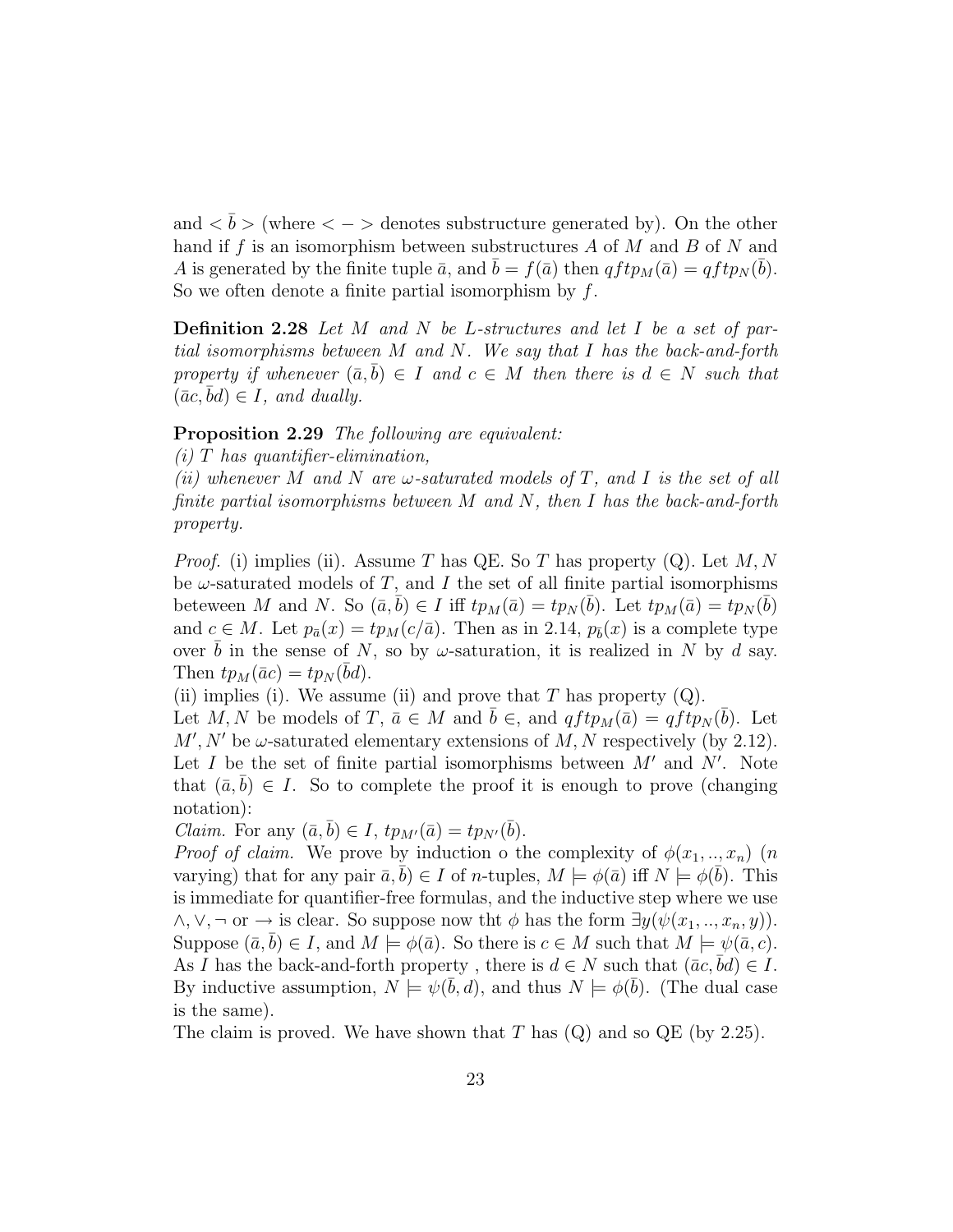and $<\bar{b}>$ (where $<->$ denotes substructure generated by). On the other hand if $f$ is an isomorphism between substructures $A$ of $M$ and $B$ of $N$ and $A$ is generated by the finite tuple $\bar{a}$, and $\bar{b} = f(\bar{a})$ then $qftp_M(\bar{a}) = qftp_N(\bar{b})$. So we often denote a finite partial isomorphism by $f$.

**Definition 2.28** *Let $M$ and $N$ be $L$-structures and let $I$ be a set of partial isomorphisms between $M$ and $N$. We say that $I$ has the back-and-forth property if whenever $(\bar{a}, \bar{b}) \in I$ and $c \in M$ then there is $d \in N$ such that $(\bar{a}c, \bar{b}d) \in I$, and dually.*

**Proposition 2.29** *The following are equivalent:*
*(i) $T$ has quantifier-elimination,*
*(ii) whenever $M$ and $N$ are $\omega$-saturated models of $T$, and $I$ is the set of all finite partial isomorphisms between $M$ and $N$, then $I$ has the back-and-forth property.*

*Proof.* (i) implies (ii). Assume $T$ has QE. So $T$ has property (Q). Let $M, N$ be $\omega$-saturated models of $T$, and $I$ the set of all finite partial isomorphisms beteween $M$ and $N$. So $(\bar{a}, \bar{b}) \in I$ iff $tp_M(\bar{a}) = tp_N(\bar{b})$. Let $tp_M(\bar{a}) = tp_N(\bar{b})$ and $c \in M$. Let $p_{\bar{a}}(x) = tp_M(c/\bar{a})$. Then as in 2.14, $p_{\bar{b}}(x)$ is a complete type over $\bar{b}$ in the sense of $N$, so by $\omega$-saturation, it is realized in $N$ by $d$ say. Then $tp_M(\bar{a}c) = tp_N(\bar{b}d)$.
(ii) implies (i). We assume (ii) and prove that $T$ has property (Q).
Let $M, N$ be models of $T$, $\bar{a} \in M$ and $\bar{b} \in$, and $qftp_M(\bar{a}) = qftp_N(\bar{b})$. Let $M', N'$ be $\omega$-saturated elementary extensions of $M, N$ respectively (by 2.12). Let $I$ be the set of finite partial isomorphisms between $M'$ and $N'$. Note that $(\bar{a}, \bar{b}) \in I$. So to complete the proof it is enough to prove (changing notation):
*Claim.* For any $(\bar{a}, \bar{b}) \in I$, $tp_{M'}(\bar{a}) = tp_{N'}(\bar{b})$.
*Proof of claim.* We prove by induction o the complexity of $\phi(x_1, .., x_n)$ ($n$ varying) that for any pair $\bar{a}, \bar{b}) \in I$ of $n$-tuples, $M \models \phi(\bar{a})$ iff $N \models \phi(\bar{b})$. This is immediate for quantifier-free formulas, and the inductive step where we use $\wedge, \vee, \neg$ or $\rightarrow$ is clear. So suppose now tht $\phi$ has the form $\exists y(\psi(x_1, .., x_n, y))$. Suppose $(\bar{a}, \bar{b}) \in I$, and $M \models \phi(\bar{a})$. So there is $c \in M$ such that $M \models \psi(\bar{a}, c)$. As $I$ has the back-and-forth property , there is $d \in N$ such that $(\bar{a}c, \bar{b}d) \in I$. By inductive assumption, $N \models \psi(\bar{b}, d)$, and thus $N \models \phi(\bar{b})$. (The dual case is the same).
The claim is proved. We have shown that $T$ has (Q) and so QE (by 2.25).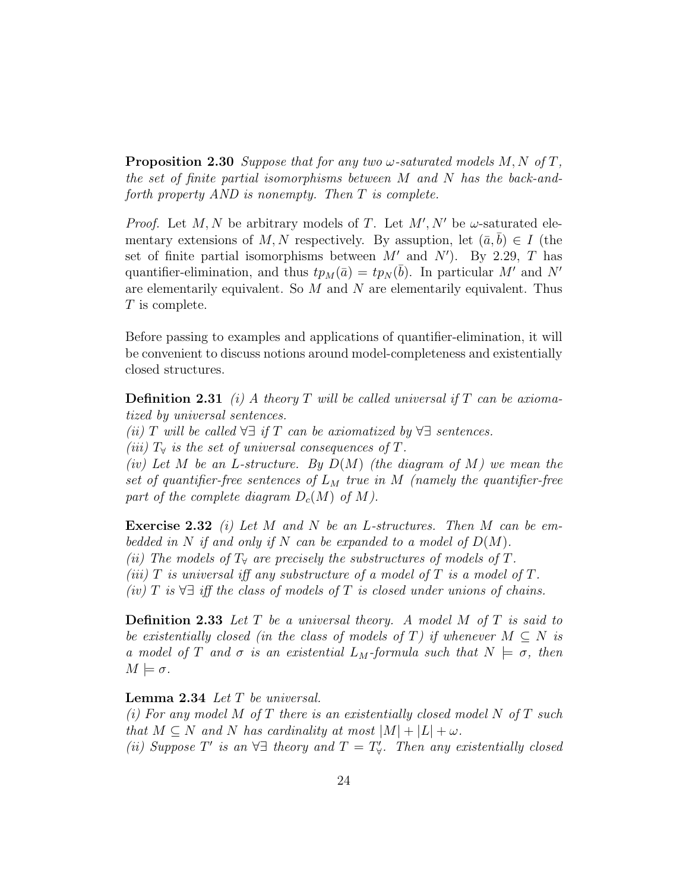**Proposition 2.30** *Suppose that for any two $\omega$-saturated models $M, N$ of $T$, the set of finite partial isomorphisms between $M$ and $N$ has the back-and-forth property AND is nonempty. Then $T$ is complete.*

*Proof.* Let $M, N$ be arbitrary models of $T$. Let $M', N'$ be $\omega$-saturated elementary extensions of $M, N$ respectively. By assuption, let $(\bar{a}, \bar{b}) \in I$ (the set of finite partial isomorphisms between $M'$ and $N'$). By 2.29, $T$ has quantifier-elimination, and thus $tp_M(\bar{a}) = tp_N(\bar{b})$. In particular $M'$ and $N'$ are elementarily equivalent. So $M$ and $N$ are elementarily equivalent. Thus $T$ is complete.

Before passing to examples and applications of quantifier-elimination, it will be convenient to discuss notions around model-completeness and existentially closed structures.

**Definition 2.31** *(i) A theory $T$ will be called universal if $T$ can be axiomatized by universal sentences.*
*(ii) $T$ will be called $\forall\exists$ if $T$ can be axiomatized by $\forall\exists$ sentences.*
*(iii) $T_\forall$ is the set of universal consequences of $T$.*
*(iv) Let $M$ be an $L$-structure. By $D(M)$ (the diagram of $M$) we mean the set of quantifier-free sentences of $L_M$ true in $M$ (namely the quantifier-free part of the complete diagram $D_c(M)$ of $M$).*

**Exercise 2.32** *(i) Let $M$ and $N$ be an $L$-structures. Then $M$ can be embedded in $N$ if and only if $N$ can be expanded to a model of $D(M)$.*
*(ii) The models of $T_\forall$ are precisely the substructures of models of $T$.*
*(iii) $T$ is universal iff any substructure of a model of $T$ is a model of $T$.*
*(iv) $T$ is $\forall\exists$ iff the class of models of $T$ is closed under unions of chains.*

**Definition 2.33** *Let $T$ be a universal theory. A model $M$ of $T$ is said to be existentially closed (in the class of models of $T$) if whenever $M \subseteq N$ is a model of $T$ and $\sigma$ is an existential $L_M$-formula such that $N \models \sigma$, then $M \models \sigma$.*

**Lemma 2.34** *Let $T$ be universal.*
*(i) For any model $M$ of $T$ there is an existentially closed model $N$ of $T$ such that $M \subseteq N$ and $N$ has cardinality at most $|M| + |L| + \omega$.*
*(ii) Suppose $T'$ is an $\forall\exists$ theory and $T = T'_\forall$. Then any existentially closed*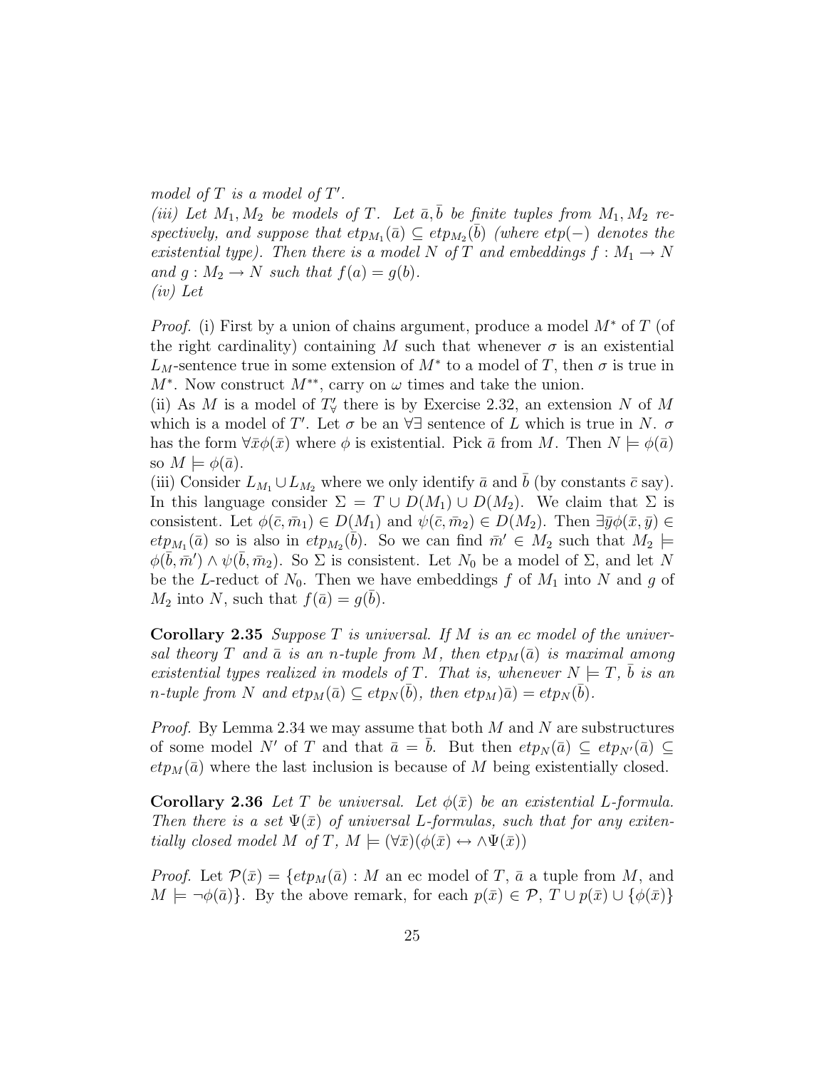*model of $T$ is a model of $T'$.*

*(iii) Let $M_1, M_2$ be models of $T$. Let $\bar{a}, \bar{b}$ be finite tuples from $M_1, M_2$ respectively, and suppose that $etp_{M_1}(\bar{a}) \subseteq etp_{M_2}(\bar{b})$ (where $etp(-)$ denotes the existential type). Then there is a model $N$ of $T$ and embeddings $f : M_1 \to N$ and $g : M_2 \to N$ such that $f(a) = g(b)$.*

*(iv) Let*

*Proof.* (i) First by a union of chains argument, produce a model $M^*$ of $T$ (of the right cardinality) containing $M$ such that whenever $\sigma$ is an existential $L_M$-sentence true in some extension of $M^*$ to a model of $T$, then $\sigma$ is true in $M^*$. Now construct $M^{**}$, carry on $\omega$ times and take the union.

(ii) As $M$ is a model of $T'_\forall$ there is by Exercise 2.32, an extension $N$ of $M$ which is a model of $T'$. Let $\sigma$ be an $\forall\exists$ sentence of $L$ which is true in $N$. $\sigma$ has the form $\forall \bar{x}\phi(\bar{x})$ where $\phi$ is existential. Pick $\bar{a}$ from $M$. Then $N \models \phi(\bar{a})$ so $M \models \phi(\bar{a})$.

(iii) Consider $L_{M_1} \cup L_{M_2}$ where we only identify $\bar{a}$ and $\bar{b}$ (by constants $\bar{c}$ say). In this language consider $\Sigma = T \cup D(M_1) \cup D(M_2)$. We claim that $\Sigma$ is consistent. Let $\phi(\bar{c}, \bar{m}_1) \in D(M_1)$ and $\psi(\bar{c}, \bar{m}_2) \in D(M_2)$. Then $\exists \bar{y}\phi(\bar{x}, \bar{y}) \in etp_{M_1}(\bar{a})$ so is also in $etp_{M_2}(\bar{b})$. So we can find $\bar{m}' \in M_2$ such that $M_2 \models \phi(\bar{b}, \bar{m}') \wedge \psi(\bar{b}, \bar{m}_2)$. So $\Sigma$ is consistent. Let $N_0$ be a model of $\Sigma$, and let $N$ be the $L$-reduct of $N_0$. Then we have embeddings $f$ of $M_1$ into $N$ and $g$ of $M_2$ into $N$, such that $f(\bar{a}) = g(\bar{b})$.

**Corollary 2.35** *Suppose $T$ is universal. If $M$ is an ec model of the universal theory $T$ and $\bar{a}$ is an $n$-tuple from $M$, then $etp_M(\bar{a})$ is maximal among existential types realized in models of $T$. That is, whenever $N \models T$, $\bar{b}$ is an $n$-tuple from $N$ and $etp_M(\bar{a}) \subseteq etp_N(\bar{b})$, then $etp_M)\bar{a}) = etp_N(\bar{b})$.*

*Proof.* By Lemma 2.34 we may assume that both $M$ and $N$ are substructures of some model $N'$ of $T$ and that $\bar{a} = \bar{b}$. But then $etp_N(\bar{a}) \subseteq etp_{N'}(\bar{a}) \subseteq etp_M(\bar{a})$ where the last inclusion is because of $M$ being existentially closed.

**Corollary 2.36** *Let $T$ be universal. Let $\phi(\bar{x})$ be an existential $L$-formula. Then there is a set $\Psi(\bar{x})$ of universal $L$-formulas, such that for any exitentially closed model $M$ of $T$, $M \models (\forall \bar{x})(\phi(\bar{x}) \leftrightarrow \wedge\Psi(\bar{x}))$*

*Proof.* Let $\mathcal{P}(\bar{x}) = \{etp_M(\bar{a}) : M$ an ec model of $T$, $\bar{a}$ a tuple from $M$, and $M \models \neg\phi(\bar{a})\}$. By the above remark, for each $p(\bar{x}) \in \mathcal{P}$, $T \cup p(\bar{x}) \cup \{\phi(\bar{x})\}$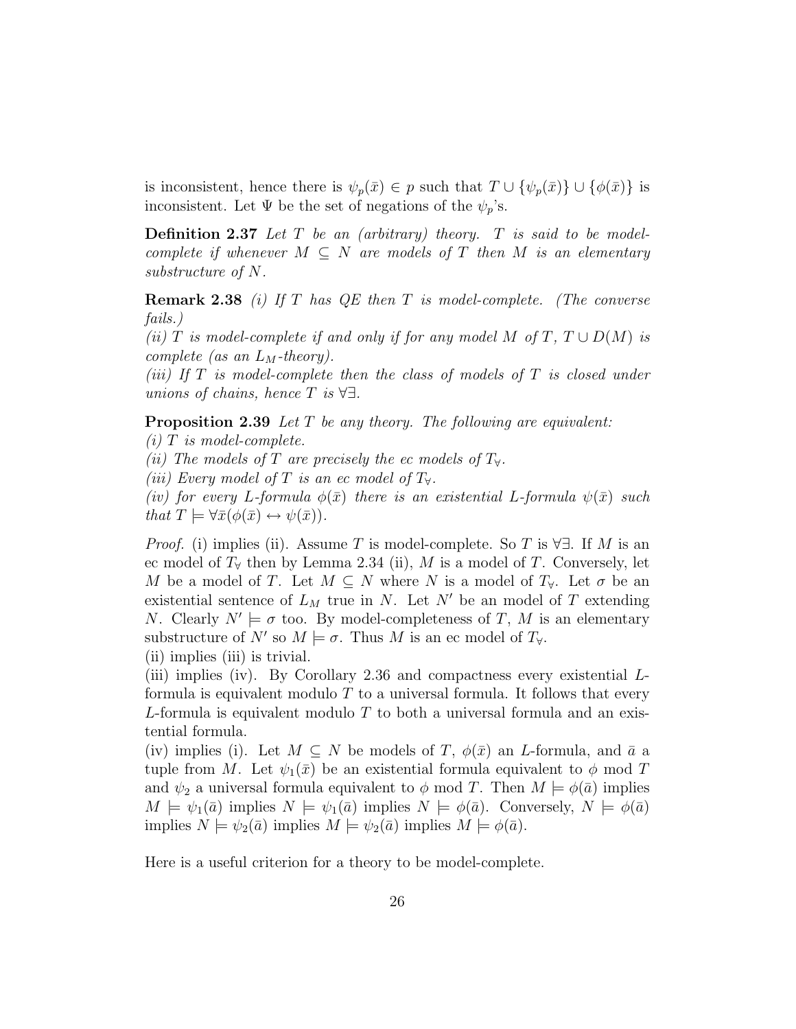is inconsistent, hence there is $\psi_p(\bar{x}) \in p$ such that $T \cup \{\psi_p(\bar{x})\} \cup \{\phi(\bar{x})\}$ is inconsistent. Let $\Psi$ be the set of negations of the $\psi_p$'s.

**Definition 2.37** *Let $T$ be an (arbitrary) theory. $T$ is said to be model-complete if whenever $M \subseteq N$ are models of $T$ then $M$ is an elementary substructure of $N$.*

**Remark 2.38** *(i) If $T$ has QE then $T$ is model-complete. (The converse fails.)*
*(ii) $T$ is model-complete if and only if for any model $M$ of $T$, $T \cup D(M)$ is complete (as an $L_M$-theory).*
*(iii) If $T$ is model-complete then the class of models of $T$ is closed under unions of chains, hence $T$ is $\forall\exists$.*

**Proposition 2.39** *Let $T$ be any theory. The following are equivalent:*
*(i) $T$ is model-complete.*
*(ii) The models of $T$ are precisely the ec models of $T_\forall$.*
*(iii) Every model of $T$ is an ec model of $T_\forall$.*
*(iv) for every $L$-formula $\phi(\bar{x})$ there is an existential $L$-formula $\psi(\bar{x})$ such that $T \models \forall\bar{x}(\phi(\bar{x}) \leftrightarrow \psi(\bar{x}))$.*

*Proof.* (i) implies (ii). Assume $T$ is model-complete. So $T$ is $\forall\exists$. If $M$ is an ec model of $T_\forall$ then by Lemma 2.34 (ii), $M$ is a model of $T$. Conversely, let $M$ be a model of $T$. Let $M \subseteq N$ where $N$ is a model of $T_\forall$. Let $\sigma$ be an existential sentence of $L_M$ true in $N$. Let $N'$ be an model of $T$ extending $N$. Clearly $N' \models \sigma$ too. By model-completeness of $T$, $M$ is an elementary substructure of $N'$ so $M \models \sigma$. Thus $M$ is an ec model of $T_\forall$.
(ii) implies (iii) is trivial.
(iii) implies (iv). By Corollary 2.36 and compactness every existential $L$-formula is equivalent modulo $T$ to a universal formula. It follows that every $L$-formula is equivalent modulo $T$ to both a universal formula and an existential formula.
(iv) implies (i). Let $M \subseteq N$ be models of $T$, $\phi(\bar{x})$ an $L$-formula, and $\bar{a}$ a tuple from $M$. Let $\psi_1(\bar{x})$ be an existential formula equivalent to $\phi$ mod $T$ and $\psi_2$ a universal formula equivalent to $\phi$ mod $T$. Then $M \models \phi(\bar{a})$ implies $M \models \psi_1(\bar{a})$ implies $N \models \psi_1(\bar{a})$ implies $N \models \phi(\bar{a})$. Conversely, $N \models \phi(\bar{a})$ implies $N \models \psi_2(\bar{a})$ implies $M \models \psi_2(\bar{a})$ implies $M \models \phi(\bar{a})$.

Here is a useful criterion for a theory to be model-complete.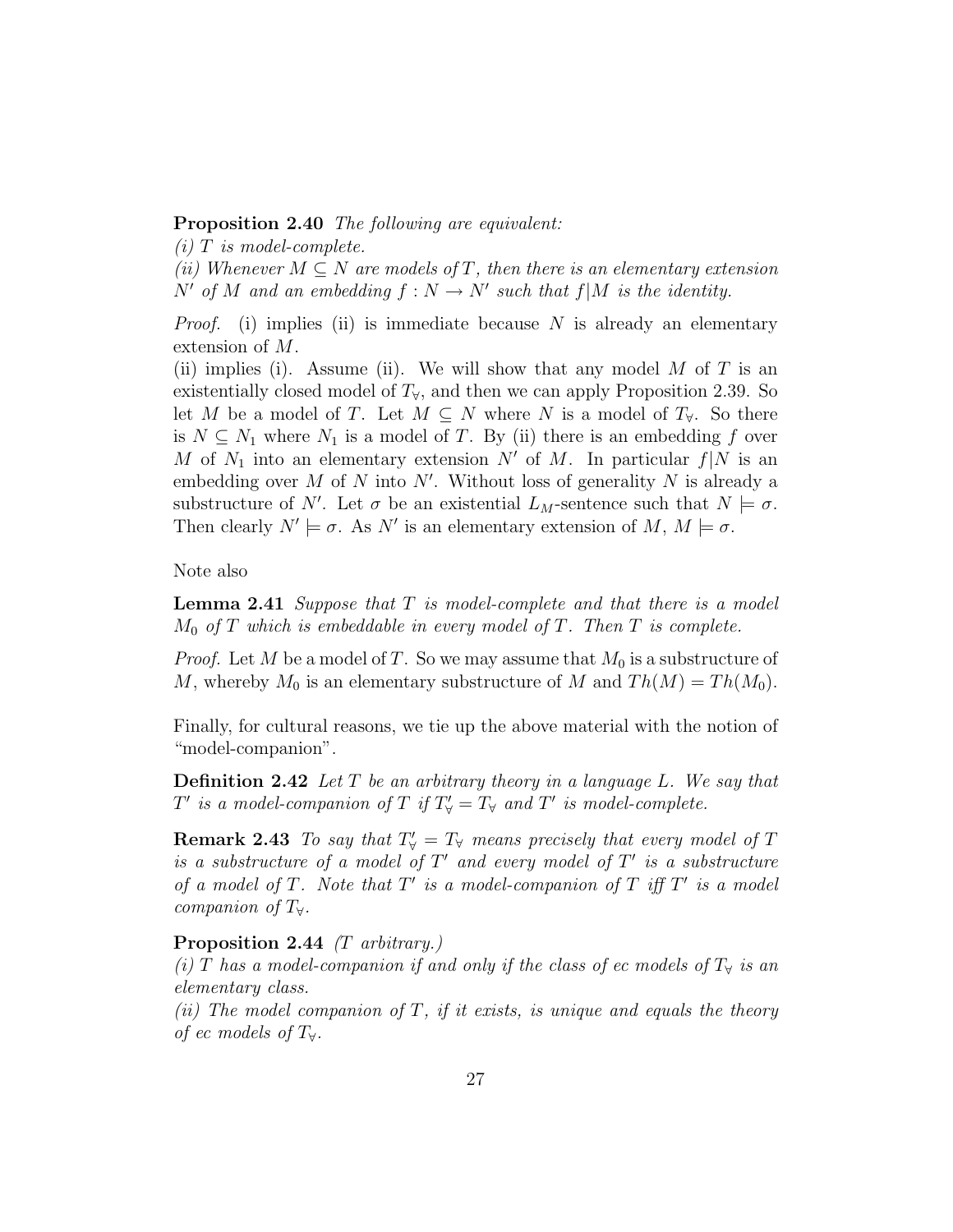**Proposition 2.40** *The following are equivalent:*
*(i) $T$ is model-complete.*
*(ii) Whenever $M \subseteq N$ are models of $T$, then there is an elementary extension $N'$ of $M$ and an embedding $f : N \to N'$ such that $f|M$ is the identity.*

*Proof.* (i) implies (ii) is immediate because $N$ is already an elementary extension of $M$.
(ii) implies (i). Assume (ii). We will show that any model $M$ of $T$ is an existentially closed model of $T_\forall$, and then we can apply Proposition 2.39. So let $M$ be a model of $T$. Let $M \subseteq N$ where $N$ is a model of $T_\forall$. So there is $N \subseteq N_1$ where $N_1$ is a model of $T$. By (ii) there is an embedding $f$ over $M$ of $N_1$ into an elementary extension $N'$ of $M$. In particular $f|N$ is an embedding over $M$ of $N$ into $N'$. Without loss of generality $N$ is already a substructure of $N'$. Let $\sigma$ be an existential $L_M$-sentence such that $N \models \sigma$. Then clearly $N' \models \sigma$. As $N'$ is an elementary extension of $M$, $M \models \sigma$.

Note also

**Lemma 2.41** *Suppose that $T$ is model-complete and that there is a model $M_0$ of $T$ which is embeddable in every model of $T$. Then $T$ is complete.*

*Proof.* Let $M$ be a model of $T$. So we may assume that $M_0$ is a substructure of $M$, whereby $M_0$ is an elementary substructure of $M$ and $Th(M) = Th(M_0)$.

Finally, for cultural reasons, we tie up the above material with the notion of "model-companion".

**Definition 2.42** *Let $T$ be an arbitrary theory in a language $L$. We say that $T'$ is a model-companion of $T$ if $T'_\forall = T_\forall$ and $T'$ is model-complete.*

**Remark 2.43** *To say that $T'_\forall = T_\forall$ means precisely that every model of $T$ is a substructure of a model of $T'$ and every model of $T'$ is a substructure of a model of $T$. Note that $T'$ is a model-companion of $T$ iff $T'$ is a model companion of $T_\forall$.*

**Proposition 2.44** *($T$ arbitrary.)*
*(i) $T$ has a model-companion if and only if the class of ec models of $T_\forall$ is an elementary class.*
*(ii) The model companion of $T$, if it exists, is unique and equals the theory of ec models of $T_\forall$.*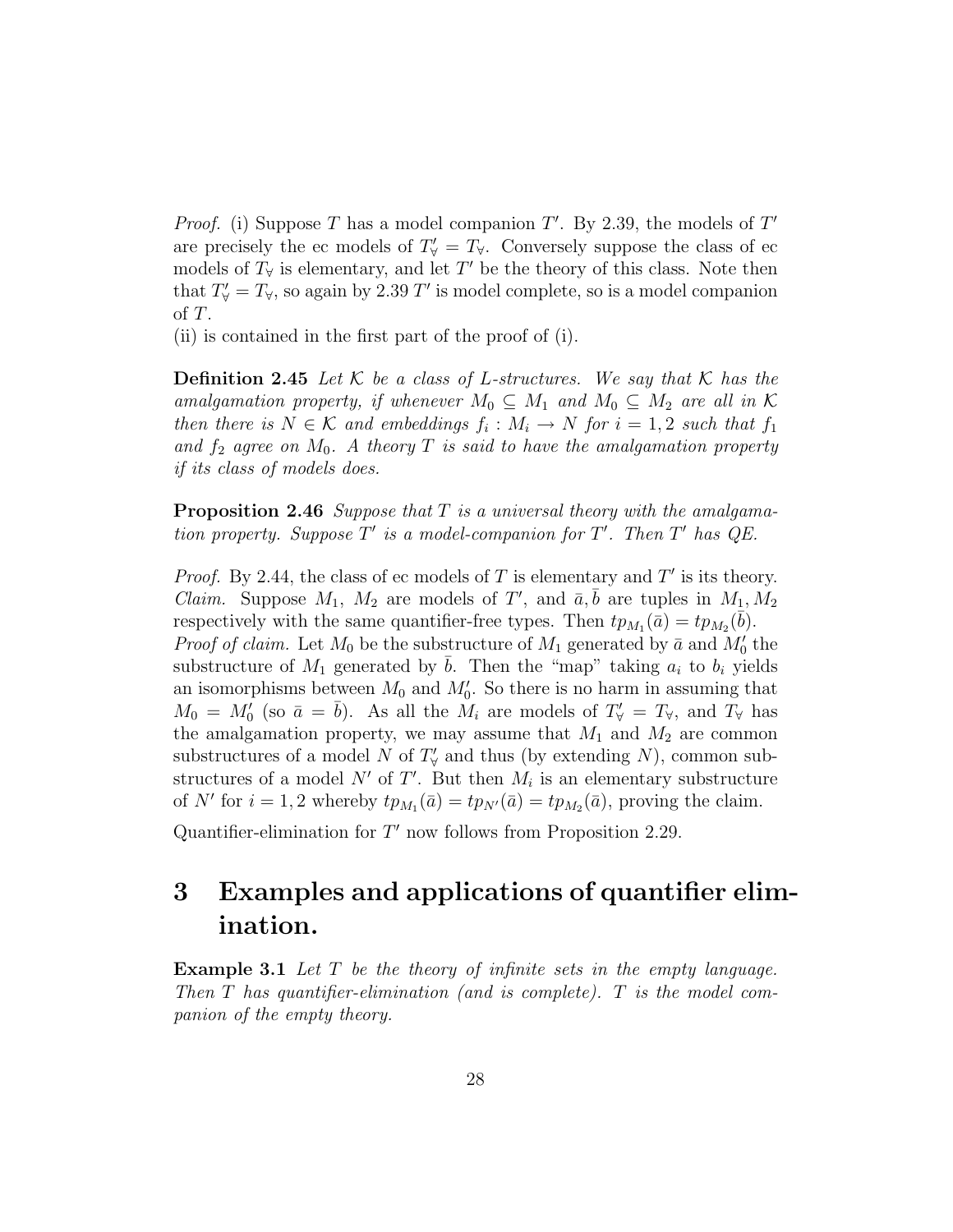*Proof.* (i) Suppose $T$ has a model companion $T'$. By 2.39, the models of $T'$ are precisely the ec models of $T'_\forall = T_\forall$. Conversely suppose the class of ec models of $T_\forall$ is elementary, and let $T'$ be the theory of this class. Note then that $T'_\forall = T_\forall$, so again by 2.39 $T'$ is model complete, so is a model companion of $T$.
(ii) is contained in the first part of the proof of (i).

**Definition 2.45** *Let $\mathcal{K}$ be a class of $L$-structures. We say that $\mathcal{K}$ has the amalgamation property, if whenever $M_0 \subseteq M_1$ and $M_0 \subseteq M_2$ are all in $\mathcal{K}$ then there is $N \in \mathcal{K}$ and embeddings $f_i : M_i \to N$ for $i = 1, 2$ such that $f_1$ and $f_2$ agree on $M_0$. A theory $T$ is said to have the amalgamation property if its class of models does.*

**Proposition 2.46** *Suppose that $T$ is a universal theory with the amalgamation property. Suppose $T'$ is a model-companion for $T'$. Then $T'$ has QE.*

*Proof.* By 2.44, the class of ec models of $T$ is elementary and $T'$ is its theory.
*Claim.* Suppose $M_1$, $M_2$ are models of $T'$, and $\bar{a}, \bar{b}$ are tuples in $M_1, M_2$ respectively with the same quantifier-free types. Then $tp_{M_1}(\bar{a}) = tp_{M_2}(\bar{b})$.
*Proof of claim.* Let $M_0$ be the substructure of $M_1$ generated by $\bar{a}$ and $M_0'$ the substructure of $M_1$ generated by $\bar{b}$. Then the "map" taking $a_i$ to $b_i$ yields an isomorphisms between $M_0$ and $M_0'$. So there is no harm in assuming that $M_0 = M_0'$ (so $\bar{a} = \bar{b}$). As all the $M_i$ are models of $T'_\forall = T_\forall$, and $T_\forall$ has the amalgamation property, we may assume that $M_1$ and $M_2$ are common substructures of a model $N$ of $T'_\forall$ and thus (by extending $N$), common substructures of a model $N'$ of $T'$. But then $M_i$ is an elementary substructure of $N'$ for $i = 1, 2$ whereby $tp_{M_1}(\bar{a}) = tp_{N'}(\bar{a}) = tp_{M_2}(\bar{a})$, proving the claim.

Quantifier-elimination for $T'$ now follows from Proposition 2.29.

# 3 Examples and applications of quantifier elimination.

**Example 3.1** *Let $T$ be the theory of infinite sets in the empty language. Then $T$ has quantifier-elimination (and is complete). $T$ is the model companion of the empty theory.*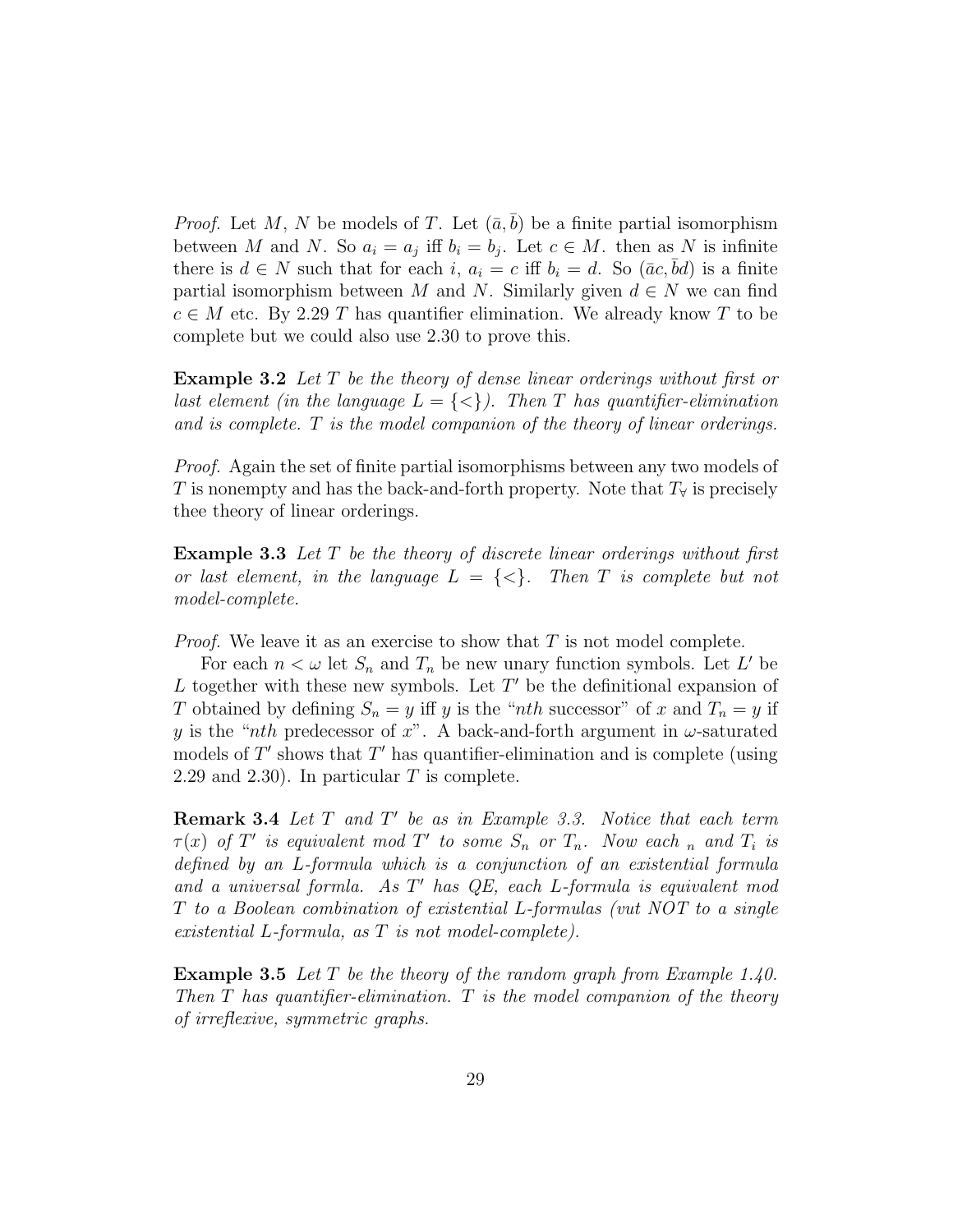*Proof.* Let $M$, $N$ be models of $T$. Let $(\bar{a}, \bar{b})$ be a finite partial isomorphism between $M$ and $N$. So $a_i = a_j$ iff $b_i = b_j$. Let $c \in M$. then as $N$ is infinite there is $d \in N$ such that for each $i$, $a_i = c$ iff $b_i = d$. So $(\bar{a}c, \bar{b}d)$ is a finite partial isomorphism between $M$ and $N$. Similarly given $d \in N$ we can find $c \in M$ etc. By 2.29 $T$ has quantifier elimination. We already know $T$ to be complete but we could also use 2.30 to prove this.

**Example 3.2** *Let $T$ be the theory of dense linear orderings without first or last element (in the language $L = \{<\}$). Then $T$ has quantifier-elimination and is complete. $T$ is the model companion of the theory of linear orderings.*

*Proof.* Again the set of finite partial isomorphisms between any two models of $T$ is nonempty and has the back-and-forth property. Note that $T_\forall$ is precisely thee theory of linear orderings.

**Example 3.3** *Let $T$ be the theory of discrete linear orderings without first or last element, in the language $L = \{<\}$. Then $T$ is complete but not model-complete.*

*Proof.* We leave it as an exercise to show that $T$ is not model complete.

For each $n < \omega$ let $S_n$ and $T_n$ be new unary function symbols. Let $L'$ be $L$ together with these new symbols. Let $T'$ be the definitional expansion of $T$ obtained by defining $S_n = y$ iff $y$ is the "*nth* successor" of $x$ and $T_n = y$ if $y$ is the "*nth* predecessor of $x$". A back-and-forth argument in $\omega$-saturated models of $T'$ shows that $T'$ has quantifier-elimination and is complete (using 2.29 and 2.30). In particular $T$ is complete.

**Remark 3.4** *Let $T$ and $T'$ be as in Example 3.3. Notice that each term $\tau(x)$ of $T'$ is equivalent mod $T'$ to some $S_n$ or $T_n$. Now each $_n$ and $T_i$ is defined by an $L$-formula which is a conjunction of an existential formula and a universal formla. As $T'$ has QE, each $L$-formula is equivalent mod $T$ to a Boolean combination of existential $L$-formulas (vut NOT to a single existential $L$-formula, as $T$ is not model-complete).*

**Example 3.5** *Let $T$ be the theory of the random graph from Example 1.40. Then $T$ has quantifier-elimination. $T$ is the model companion of the theory of irreflexive, symmetric graphs.*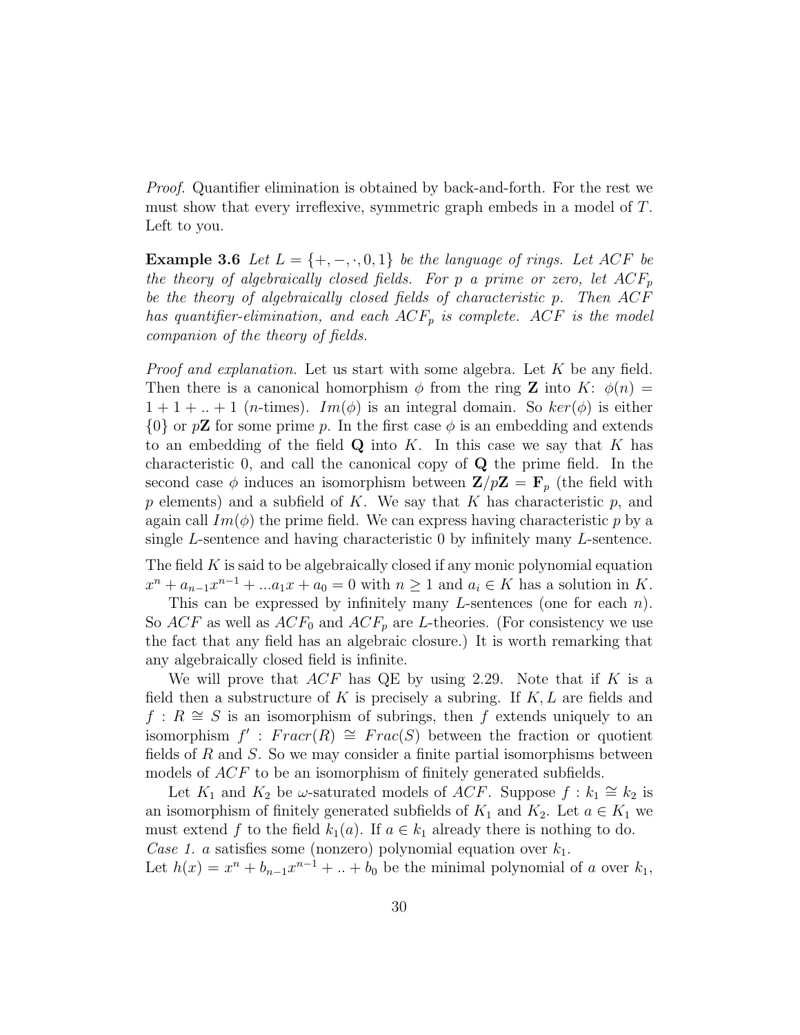*Proof.* Quantifier elimination is obtained by back-and-forth. For the rest we must show that every irreflexive, symmetric graph embeds in a model of $T$. Left to you.

**Example 3.6** *Let $L = \{+, -, \cdot, 0, 1\}$ be the language of rings. Let $ACF$ be the theory of algebraically closed fields. For $p$ a prime or zero, let $ACF_p$ be the theory of algebraically closed fields of characteristic $p$. Then $ACF$ has quantifier-elimination, and each $ACF_p$ is complete. $ACF$ is the model companion of the theory of fields.*

*Proof and explanation.* Let us start with some algebra. Let $K$ be any field. Then there is a canonical homorphism $\phi$ from the ring $\mathbf{Z}$ into $K$: $\phi(n) = 1 + 1 + .. + 1$ ($n$-times). $Im(\phi)$ is an integral domain. So $ker(\phi)$ is either $\{0\}$ or $p\mathbf{Z}$ for some prime $p$. In the first case $\phi$ is an embedding and extends to an embedding of the field $\mathbf{Q}$ into $K$. In this case we say that $K$ has characteristic 0, and call the canonical copy of $\mathbf{Q}$ the prime field. In the second case $\phi$ induces an isomorphism between $\mathbf{Z}/p\mathbf{Z} = \mathbf{F}_p$ (the field with $p$ elements) and a subfield of $K$. We say that $K$ has characteristic $p$, and again call $Im(\phi)$ the prime field. We can express having characteristic $p$ by a single $L$-sentence and having characteristic 0 by infinitely many $L$-sentence.

The field $K$ is said to be algebraically closed if any monic polynomial equation $x^n + a_{n-1}x^{n-1} + ...a_1x + a_0 = 0$ with $n \geq 1$ and $a_i \in K$ has a solution in $K$.

This can be expressed by infinitely many $L$-sentences (one for each $n$). So $ACF$ as well as $ACF_0$ and $ACF_p$ are $L$-theories. (For consistency we use the fact that any field has an algebraic closure.) It is worth remarking that any algebraically closed field is infinite.

We will prove that $ACF$ has QE by using 2.29. Note that if $K$ is a field then a substructure of $K$ is precisely a subring. If $K, L$ are fields and $f : R \cong S$ is an isomorphism of subrings, then $f$ extends uniquely to an isomorphism $f' : Fracr(R) \cong Frac(S)$ between the fraction or quotient fields of $R$ and $S$. So we may consider a finite partial isomorphisms between models of $ACF$ to be an isomorphism of finitely generated subfields.

Let $K_1$ and $K_2$ be $\omega$-saturated models of $ACF$. Suppose $f : k_1 \cong k_2$ is an isomorphism of finitely generated subfields of $K_1$ and $K_2$. Let $a \in K_1$ we must extend $f$ to the field $k_1(a)$. If $a \in k_1$ already there is nothing to do.

*Case 1.* $a$ satisfies some (nonzero) polynomial equation over $k_1$.

Let $h(x) = x^n + b_{n-1}x^{n-1} + .. + b_0$ be the minimal polynomial of $a$ over $k_1$,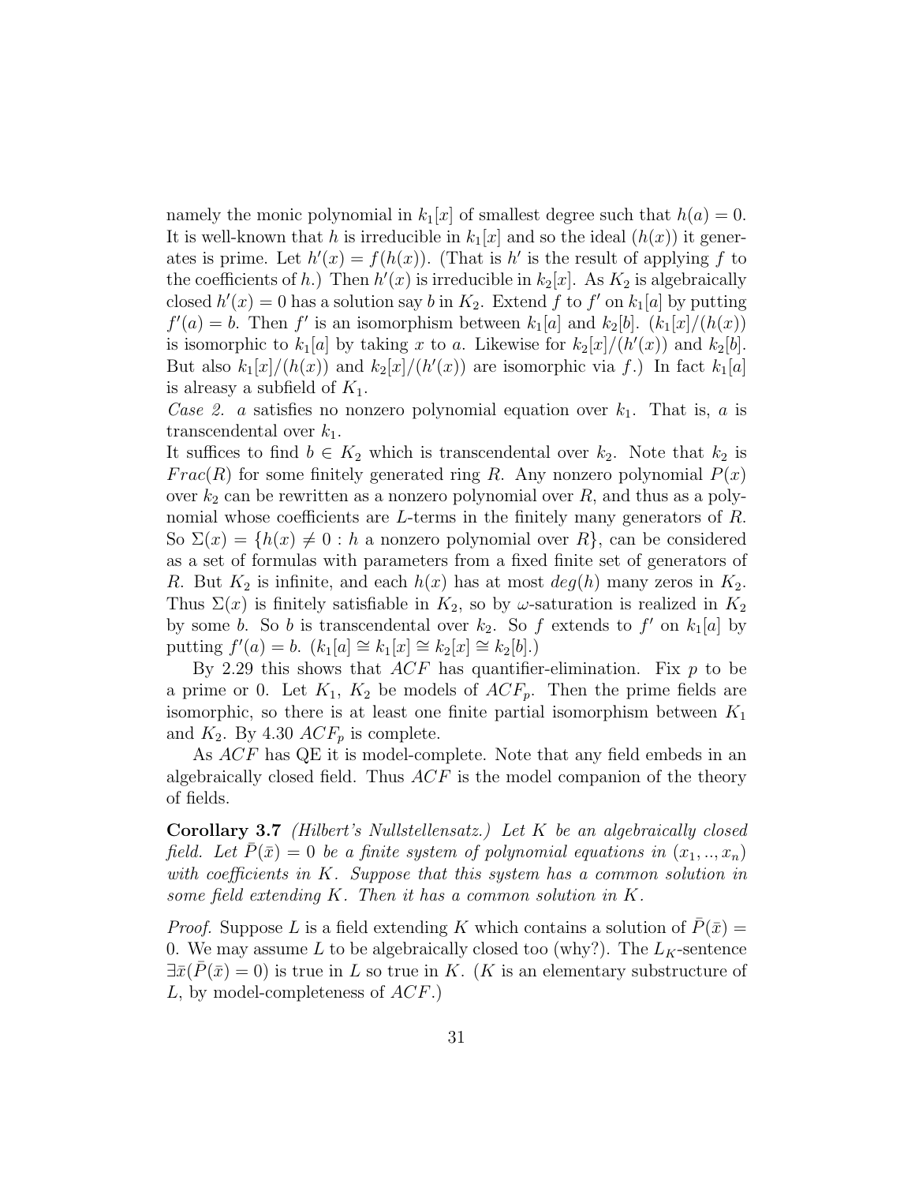namely the monic polynomial in $k_1[x]$ of smallest degree such that $h(a) = 0$. It is well-known that $h$ is irreducible in $k_1[x]$ and so the ideal $(h(x))$ it generates is prime. Let $h'(x) = f(h(x))$. (That is $h'$ is the result of applying $f$ to the coefficients of $h$.) Then $h'(x)$ is irreducible in $k_2[x]$. As $K_2$ is algebraically closed $h'(x) = 0$ has a solution say $b$ in $K_2$. Extend $f$ to $f'$ on $k_1[a]$ by putting $f'(a) = b$. Then $f'$ is an isomorphism between $k_1[a]$ and $k_2[b]$. ($k_1[x]/(h(x))$ is isomorphic to $k_1[a]$ by taking $x$ to $a$. Likewise for $k_2[x]/(h'(x))$ and $k_2[b]$. But also $k_1[x]/(h(x))$ and $k_2[x]/(h'(x))$ are isomorphic via $f$.) In fact $k_1[a]$ is alreasy a subfield of $K_1$.

*Case 2.* $a$ satisfies no nonzero polynomial equation over $k_1$. That is, $a$ is transcendental over $k_1$.

It suffices to find $b \in K_2$ which is transcendental over $k_2$. Note that $k_2$ is $Frac(R)$ for some finitely generated ring $R$. Any nonzero polynomial $P(x)$ over $k_2$ can be rewritten as a nonzero polynomial over $R$, and thus as a polynomial whose coefficients are $L$-terms in the finitely many generators of $R$. So $\Sigma(x) = \{h(x) \neq 0 : h \text{ a nonzero polynomial over } R\}$, can be considered as a set of formulas with parameters from a fixed finite set of generators of $R$. But $K_2$ is infinite, and each $h(x)$ has at most $deg(h)$ many zeros in $K_2$. Thus $\Sigma(x)$ is finitely satisfiable in $K_2$, so by $\omega$-saturation is realized in $K_2$ by some $b$. So $b$ is transcendental over $k_2$. So $f$ extends to $f'$ on $k_1[a]$ by putting $f'(a) = b$. ($k_1[a] \cong k_1[x] \cong k_2[x] \cong k_2[b]$.)

By 2.29 this shows that $ACF$ has quantifier-elimination. Fix $p$ to be a prime or 0. Let $K_1$, $K_2$ be models of $ACF_p$. Then the prime fields are isomorphic, so there is at least one finite partial isomorphism between $K_1$ and $K_2$. By 4.30 $ACF_p$ is complete.

As $ACF$ has QE it is model-complete. Note that any field embeds in an algebraically closed field. Thus $ACF$ is the model companion of the theory of fields.

**Corollary 3.7** *(Hilbert's Nullstellensatz.) Let $K$ be an algebraically closed field. Let $\bar{P}(\bar{x}) = 0$ be a finite system of polynomial equations in $(x_1, .., x_n)$ with coefficients in $K$. Suppose that this system has a common solution in some field extending $K$. Then it has a common solution in $K$.*

*Proof.* Suppose $L$ is a field extending $K$ which contains a solution of $\bar{P}(\bar{x}) = 0$. We may assume $L$ to be algebraically closed too (why?). The $L_K$-sentence $\exists \bar{x}(\bar{P}(\bar{x}) = 0)$ is true in $L$ so true in $K$. ($K$ is an elementary substructure of $L$, by model-completeness of $ACF$.)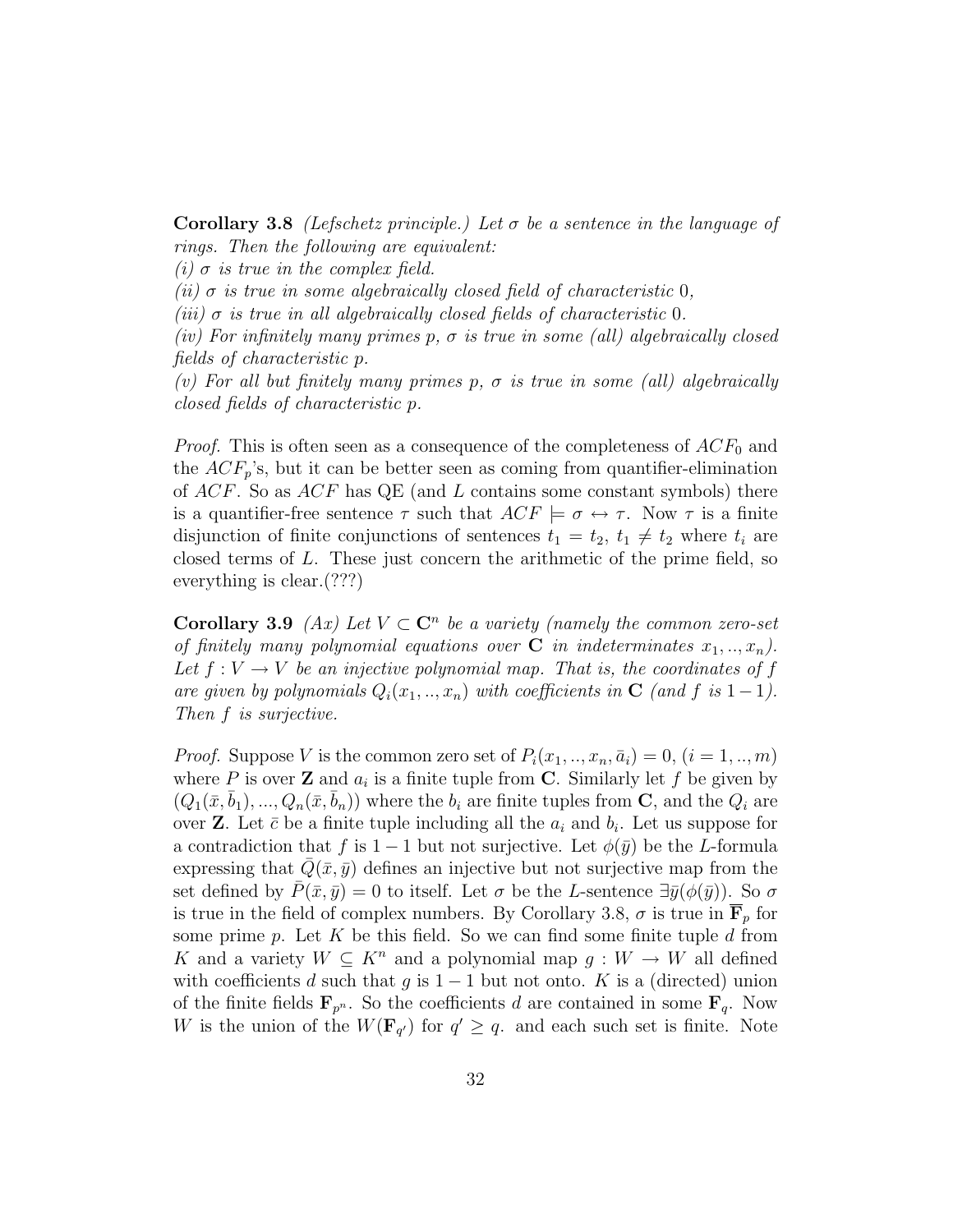**Corollary 3.8** *(Lefschetz principle.) Let $\sigma$ be a sentence in the language of rings. Then the following are equivalent:*
*(i) $\sigma$ is true in the complex field.*
*(ii) $\sigma$ is true in some algebraically closed field of characteristic 0,*
*(iii) $\sigma$ is true in all algebraically closed fields of characteristic 0.*
*(iv) For infinitely many primes $p$, $\sigma$ is true in some (all) algebraically closed fields of characteristic $p$.*
*(v) For all but finitely many primes $p$, $\sigma$ is true in some (all) algebraically closed fields of characteristic $p$.*

*Proof.* This is often seen as a consequence of the completeness of $ACF_0$ and the $ACF_p$'s, but it can be better seen as coming from quantifier-elimination of $ACF$. So as $ACF$ has QE (and $L$ contains some constant symbols) there is a quantifier-free sentence $\tau$ such that $ACF \models \sigma \leftrightarrow \tau$. Now $\tau$ is a finite disjunction of finite conjunctions of sentences $t_1 = t_2$, $t_1 \neq t_2$ where $t_i$ are closed terms of $L$. These just concern the arithmetic of the prime field, so everything is clear.(???)

**Corollary 3.9** *(Ax) Let $V \subset \mathbf{C}^n$ be a variety (namely the common zero-set of finitely many polynomial equations over $\mathbf{C}$ in indeterminates $x_1, .., x_n$). Let $f : V \to V$ be an injective polynomial map. That is, the coordinates of $f$ are given by polynomials $Q_i(x_1, .., x_n)$ with coefficients in $\mathbf{C}$ (and $f$ is $1-1$). Then $f$ is surjective.*

*Proof.* Suppose $V$ is the common zero set of $P_i(x_1, .., x_n, \bar{a}_i) = 0$, $(i = 1, .., m)$ where $P$ is over $\mathbf{Z}$ and $a_i$ is a finite tuple from $\mathbf{C}$. Similarly let $f$ be given by $(Q_1(\bar{x}, \bar{b}_1), ..., Q_n(\bar{x}, \bar{b}_n))$ where the $b_i$ are finite tuples from $\mathbf{C}$, and the $Q_i$ are over $\mathbf{Z}$. Let $\bar{c}$ be a finite tuple including all the $a_i$ and $b_i$. Let us suppose for a contradiction that $f$ is $1-1$ but not surjective. Let $\phi(\bar{y})$ be the $L$-formula expressing that $\bar{Q}(\bar{x}, \bar{y})$ defines an injective but not surjective map from the set defined by $\bar{P}(\bar{x}, \bar{y}) = 0$ to itself. Let $\sigma$ be the $L$-sentence $\exists \bar{y}(\phi(\bar{y}))$. So $\sigma$ is true in the field of complex numbers. By Corollary 3.8, $\sigma$ is true in $\overline{\mathbf{F}}_p$ for some prime $p$. Let $K$ be this field. So we can find some finite tuple $d$ from $K$ and a variety $W \subseteq K^n$ and a polynomial map $g : W \to W$ all defined with coefficients $d$ such that $g$ is $1-1$ but not onto. $K$ is a (directed) union of the finite fields $\mathbf{F}_{p^n}$. So the coefficients $d$ are contained in some $\mathbf{F}_q$. Now $W$ is the union of the $W(\mathbf{F}_{q'})$ for $q' \geq q$. and each such set is finite. Note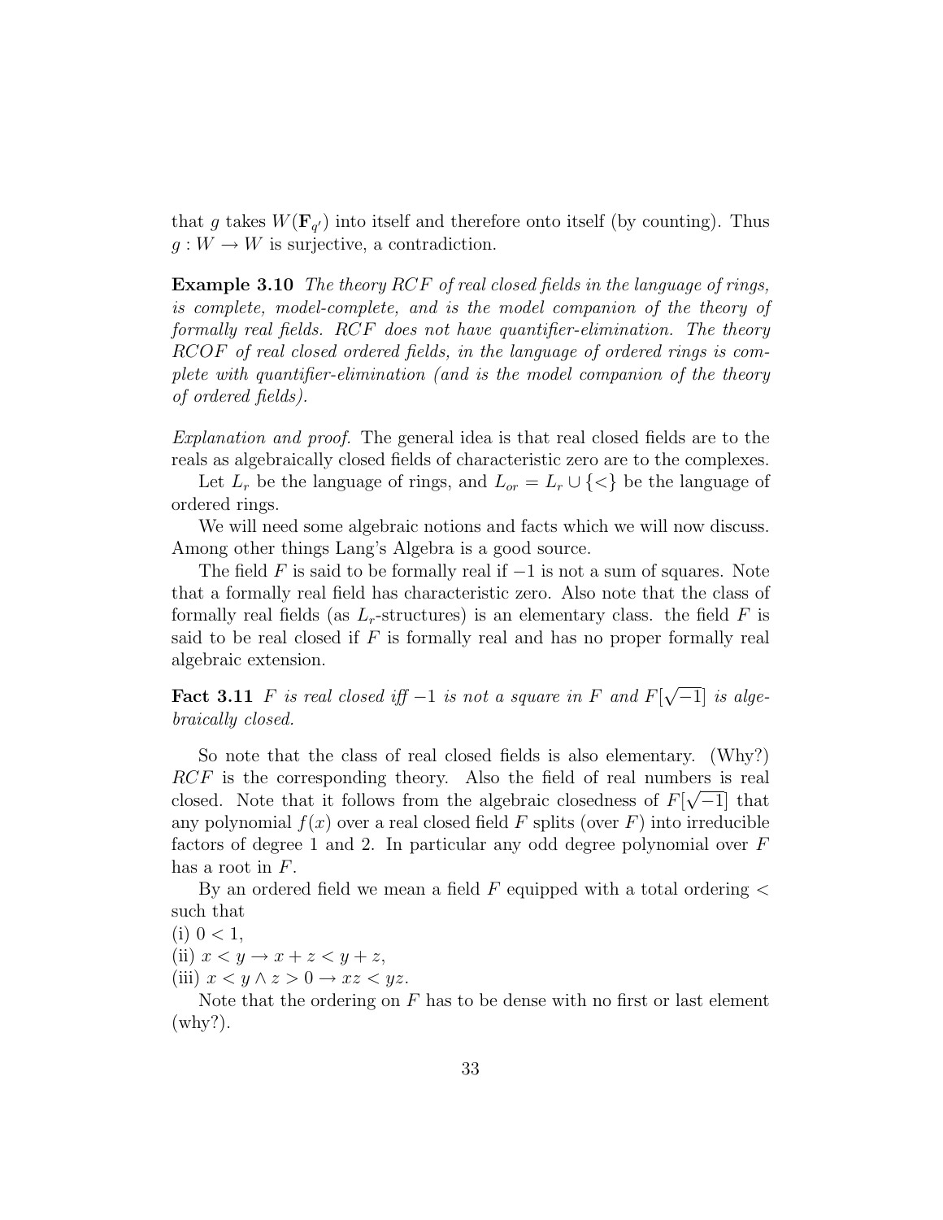that $g$ takes $W(\mathbf{F}_{q'})$ into itself and therefore onto itself (by counting). Thus $g : W \to W$ is surjective, a contradiction.

**Example 3.10** *The theory $RCF$ of real closed fields in the language of rings, is complete, model-complete, and is the model companion of the theory of formally real fields. $RCF$ does not have quantifier-elimination. The theory $RCOF$ of real closed ordered fields, in the language of ordered rings is complete with quantifier-elimination (and is the model companion of the theory of ordered fields).*

*Explanation and proof.* The general idea is that real closed fields are to the reals as algebraically closed fields of characteristic zero are to the complexes.

Let $L_r$ be the language of rings, and $L_{or} = L_r \cup \{<\}$ be the language of ordered rings.

We will need some algebraic notions and facts which we will now discuss. Among other things Lang's Algebra is a good source.

The field $F$ is said to be formally real if $-1$ is not a sum of squares. Note that a formally real field has characteristic zero. Also note that the class of formally real fields (as $L_r$-structures) is an elementary class. the field $F$ is said to be real closed if $F$ is formally real and has no proper formally real algebraic extension.

**Fact 3.11** *$F$ is real closed iff $-1$ is not a square in $F$ and $F[\sqrt{-1}]$ is algebraically closed.*

So note that the class of real closed fields is also elementary. (Why?) $RCF$ is the corresponding theory. Also the field of real numbers is real closed. Note that it follows from the algebraic closedness of $F[\sqrt{-1}]$ that any polynomial $f(x)$ over a real closed field $F$ splits (over $F$) into irreducible factors of degree 1 and 2. In particular any odd degree polynomial over $F$ has a root in $F$.

By an ordered field we mean a field $F$ equipped with a total ordering $<$ such that
(i) $0 < 1$,
(ii) $x < y \to x + z < y + z$,
(iii) $x < y \wedge z > 0 \to xz < yz$.

Note that the ordering on $F$ has to be dense with no first or last element (why?).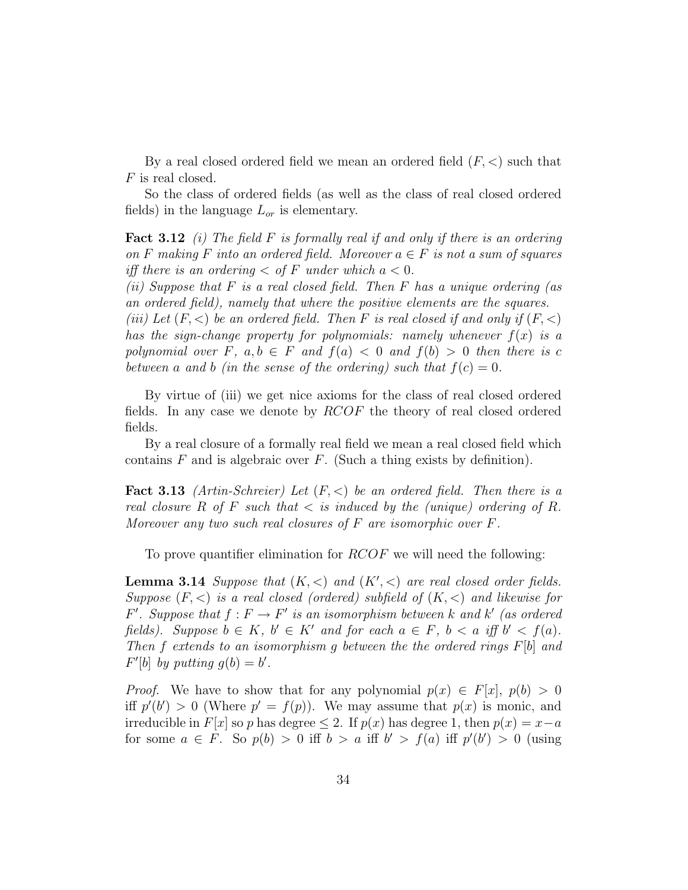By a real closed ordered field we mean an ordered field $(F, <)$ such that $F$ is real closed.

So the class of ordered fields (as well as the class of real closed ordered fields) in the language $L_{or}$ is elementary.

**Fact 3.12** *(i) The field $F$ is formally real if and only if there is an ordering on $F$ making $F$ into an ordered field. Moreover $a \in F$ is not a sum of squares iff there is an ordering $<$ of $F$ under which $a < 0$.*
*(ii) Suppose that $F$ is a real closed field. Then $F$ has a unique ordering (as an ordered field), namely that where the positive elements are the squares.*
*(iii) Let $(F, <)$ be an ordered field. Then $F$ is real closed if and only if $(F, <)$ has the sign-change property for polynomials: namely whenever $f(x)$ is a polynomial over $F$, $a, b \in F$ and $f(a) < 0$ and $f(b) > 0$ then there is $c$ between $a$ and $b$ (in the sense of the ordering) such that $f(c) = 0$.*

By virtue of (iii) we get nice axioms for the class of real closed ordered fields. In any case we denote by $RCOF$ the theory of real closed ordered fields.

By a real closure of a formally real field we mean a real closed field which contains $F$ and is algebraic over $F$. (Such a thing exists by definition).

**Fact 3.13** *(Artin-Schreier) Let $(F, <)$ be an ordered field. Then there is a real closure $R$ of $F$ such that $<$ is induced by the (unique) ordering of $R$. Moreover any two such real closures of $F$ are isomorphic over $F$.*

To prove quantifier elimination for $RCOF$ we will need the following:

**Lemma 3.14** *Suppose that $(K, <)$ and $(K', <)$ are real closed order fields. Suppose $(F, <)$ is a real closed (ordered) subfield of $(K, <)$ and likewise for $F'$. Suppose that $f : F \to F'$ is an isomorphism between $k$ and $k'$ (as ordered fields). Suppose $b \in K$, $b' \in K'$ and for each $a \in F$, $b < a$ iff $b' < f(a)$. Then $f$ extends to an isomorphism $g$ between the the ordered rings $F[b]$ and $F'[b]$ by putting $g(b) = b'$.*

*Proof.* We have to show that for any polynomial $p(x) \in F[x]$, $p(b) > 0$ iff $p'(b') > 0$ (Where $p' = f(p)$). We may assume that $p(x)$ is monic, and irreducible in $F[x]$ so $p$ has degree $\leq 2$. If $p(x)$ has degree 1, then $p(x) = x - a$ for some $a \in F$. So $p(b) > 0$ iff $b > a$ iff $b' > f(a)$ iff $p'(b') > 0$ (using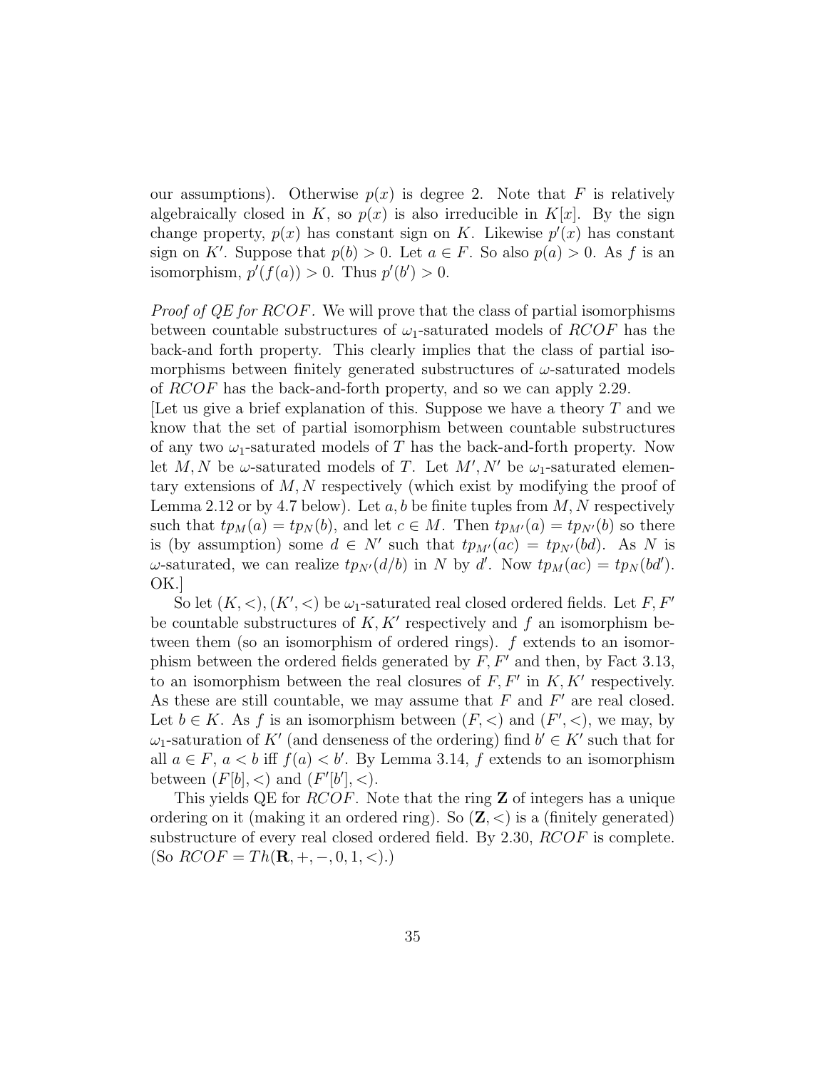our assumptions). Otherwise $p(x)$ is degree 2. Note that $F$ is relatively algebraically closed in $K$, so $p(x)$ is also irreducible in $K[x]$. By the sign change property, $p(x)$ has constant sign on $K$. Likewise $p'(x)$ has constant sign on $K'$. Suppose that $p(b) > 0$. Let $a \in F$. So also $p(a) > 0$. As $f$ is an isomorphism, $p'(f(a)) > 0$. Thus $p'(b') > 0$.

*Proof of QE for RCOF*. We will prove that the class of partial isomorphisms between countable substructures of $\omega_1$-saturated models of $RCOF$ has the back-and forth property. This clearly implies that the class of partial isomorphisms between finitely generated substructures of $\omega$-saturated models of $RCOF$ has the back-and-forth property, and so we can apply 2.29.
[Let us give a brief explanation of this. Suppose we have a theory $T$ and we know that the set of partial isomorphism between countable substructures of any two $\omega_1$-saturated models of $T$ has the back-and-forth property. Now let $M, N$ be $\omega$-saturated models of $T$. Let $M', N'$ be $\omega_1$-saturated elementary extensions of $M, N$ respectively (which exist by modifying the proof of Lemma 2.12 or by 4.7 below). Let $a, b$ be finite tuples from $M, N$ respectively such that $tp_M(a) = tp_N(b)$, and let $c \in M$. Then $tp_{M'}(a) = tp_{N'}(b)$ so there is (by assumption) some $d \in N'$ such that $tp_{M'}(ac) = tp_{N'}(bd)$. As $N$ is $\omega$-saturated, we can realize $tp_{N'}(d/b)$ in $N$ by $d'$. Now $tp_M(ac) = tp_N(bd')$. OK.]

So let $(K, <), (K', <)$ be $\omega_1$-saturated real closed ordered fields. Let $F, F'$ be countable substructures of $K, K'$ respectively and $f$ an isomorphism between them (so an isomorphism of ordered rings). $f$ extends to an isomorphism between the ordered fields generated by $F, F'$ and then, by Fact 3.13, to an isomorphism between the real closures of $F, F'$ in $K, K'$ respectively. As these are still countable, we may assume that $F$ and $F'$ are real closed. Let $b \in K$. As $f$ is an isomorphism between $(F, <)$ and $(F', <)$, we may, by $\omega_1$-saturation of $K'$ (and denseness of the ordering) find $b' \in K'$ such that for all $a \in F$, $a < b$ iff $f(a) < b'$. By Lemma 3.14, $f$ extends to an isomorphism between $(F[b], <)$ and $(F'[b'], <)$.

This yields QE for $RCOF$. Note that the ring $\mathbf{Z}$ of integers has a unique ordering on it (making it an ordered ring). So $(\mathbf{Z}, <)$ is a (finitely generated) substructure of every real closed ordered field. By 2.30, $RCOF$ is complete. (So $RCOF = Th(\mathbf{R}, +, -, 0, 1, <)$.)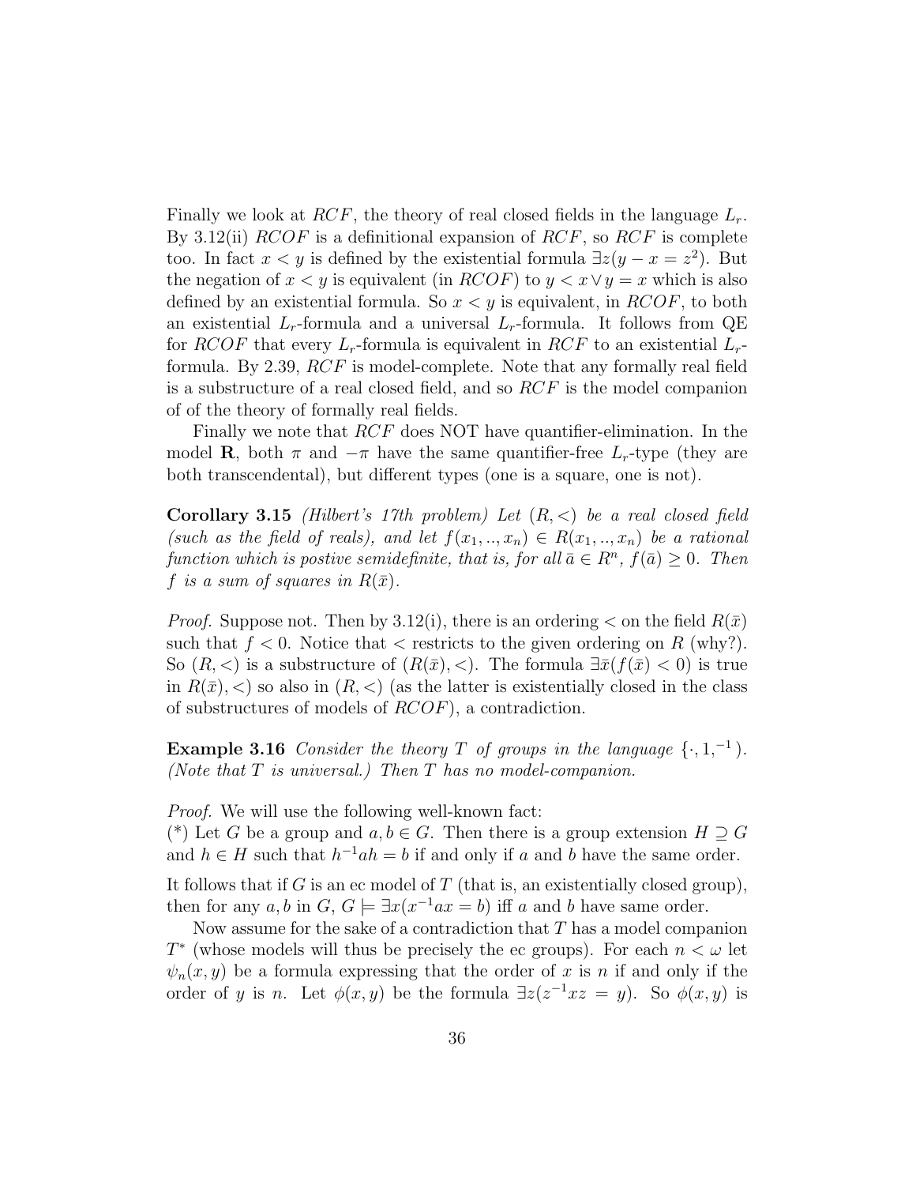Finally we look at $RCF$, the theory of real closed fields in the language $L_r$. By 3.12(ii) $RCOF$ is a definitional expansion of $RCF$, so $RCF$ is complete too. In fact $x < y$ is defined by the existential formula $\exists z(y - x = z^2)$. But the negation of $x < y$ is equivalent (in $RCOF$) to $y < x \vee y = x$ which is also defined by an existential formula. So $x < y$ is equivalent, in $RCOF$, to both an existential $L_r$-formula and a universal $L_r$-formula. It follows from QE for $RCOF$ that every $L_r$-formula is equivalent in $RCF$ to an existential $L_r$-formula. By 2.39, $RCF$ is model-complete. Note that any formally real field is a substructure of a real closed field, and so $RCF$ is the model companion of of the theory of formally real fields.

Finally we note that $RCF$ does NOT have quantifier-elimination. In the model $\mathbf{R}$, both $\pi$ and $-\pi$ have the same quantifier-free $L_r$-type (they are both transcendental), but different types (one is a square, one is not).

**Corollary 3.15** *(Hilbert's 17th problem) Let $(R, <)$ be a real closed field (such as the field of reals), and let $f(x_1, .., x_n) \in R(x_1, .., x_n)$ be a rational function which is postive semidefinite, that is, for all $\bar{a} \in R^n$, $f(\bar{a}) \geq 0$. Then $f$ is a sum of squares in $R(\bar{x})$.*

*Proof.* Suppose not. Then by 3.12(i), there is an ordering $<$ on the field $R(\bar{x})$ such that $f < 0$. Notice that $<$ restricts to the given ordering on $R$ (why?). So $(R, <)$ is a substructure of $(R(\bar{x}), <)$. The formula $\exists \bar{x}(f(\bar{x}) < 0)$ is true in $R(\bar{x}), <)$ so also in $(R, <)$ (as the latter is existentially closed in the class of substructures of models of $RCOF$), a contradiction.

**Example 3.16** *Consider the theory $T$ of groups in the language $\{\cdot, 1, ^{-1}\}$. (Note that $T$ is universal.) Then $T$ has no model-companion.*

*Proof.* We will use the following well-known fact:
(*) Let $G$ be a group and $a, b \in G$. Then there is a group extension $H \supseteq G$ and $h \in H$ such that $h^{-1}ah = b$ if and only if $a$ and $b$ have the same order.

It follows that if $G$ is an ec model of $T$ (that is, an existentially closed group), then for any $a, b$ in $G$, $G \models \exists x(x^{-1}ax = b)$ iff $a$ and $b$ have same order.

Now assume for the sake of a contradiction that $T$ has a model companion $T^*$ (whose models will thus be precisely the ec groups). For each $n < \omega$ let $\psi_n(x, y)$ be a formula expressing that the order of $x$ is $n$ if and only if the order of $y$ is $n$. Let $\phi(x, y)$ be the formula $\exists z(z^{-1}xz = y)$. So $\phi(x, y)$ is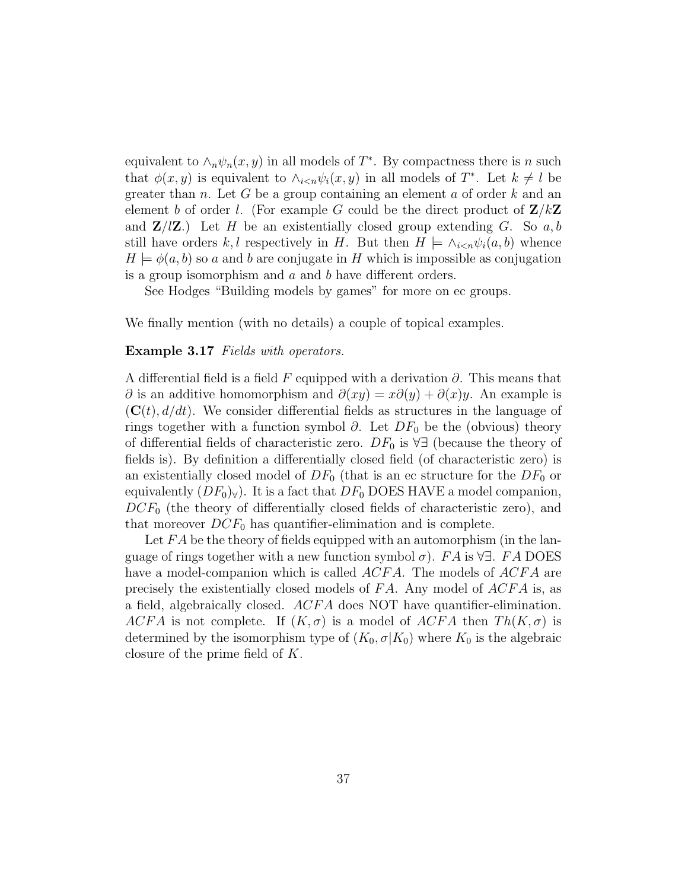equivalent to $\wedge_n \psi_n(x, y)$ in all models of $T^*$. By compactness there is $n$ such that $\phi(x, y)$ is equivalent to $\wedge_{i<n} \psi_i(x, y)$ in all models of $T^*$. Let $k \neq l$ be greater than $n$. Let $G$ be a group containing an element $a$ of order $k$ and an element $b$ of order $l$. (For example $G$ could be the direct product of $\mathbf{Z}/k\mathbf{Z}$ and $\mathbf{Z}/l\mathbf{Z}$.) Let $H$ be an existentially closed group extending $G$. So $a, b$ still have orders $k, l$ respectively in $H$. But then $H \models \wedge_{i<n} \psi_i(a, b)$ whence $H \models \phi(a, b)$ so $a$ and $b$ are conjugate in $H$ which is impossible as conjugation is a group isomorphism and $a$ and $b$ have different orders.

See Hodges "Building models by games" for more on ec groups.

We finally mention (with no details) a couple of topical examples.

**Example 3.17** *Fields with operators.*

A differential field is a field $F$ equipped with a derivation $\partial$. This means that $\partial$ is an additive homomorphism and $\partial(xy) = x\partial(y) + \partial(x)y$. An example is $(\mathbf{C}(t), d/dt)$. We consider differential fields as structures in the language of rings together with a function symbol $\partial$. Let $DF_0$ be the (obvious) theory of differential fields of characteristic zero. $DF_0$ is $\forall\exists$ (because the theory of fields is). By definition a differentially closed field (of characteristic zero) is an existentially closed model of $DF_0$ (that is an ec structure for the $DF_0$ or equivalently $(DF_0)_\forall$). It is a fact that $DF_0$ DOES HAVE a model companion, $DCF_0$ (the theory of differentially closed fields of characteristic zero), and that moreover $DCF_0$ has quantifier-elimination and is complete.

Let $FA$ be the theory of fields equipped with an automorphism (in the language of rings together with a new function symbol $\sigma$). $FA$ is $\forall\exists$. $FA$ DOES have a model-companion which is called $ACFA$. The models of $ACFA$ are precisely the existentially closed models of $FA$. Any model of $ACFA$ is, as a field, algebraically closed. $ACFA$ does NOT have quantifier-elimination. $ACFA$ is not complete. If $(K, \sigma)$ is a model of $ACFA$ then $Th(K, \sigma)$ is determined by the isomorphism type of $(K_0, \sigma|K_0)$ where $K_0$ is the algebraic closure of the prime field of $K$.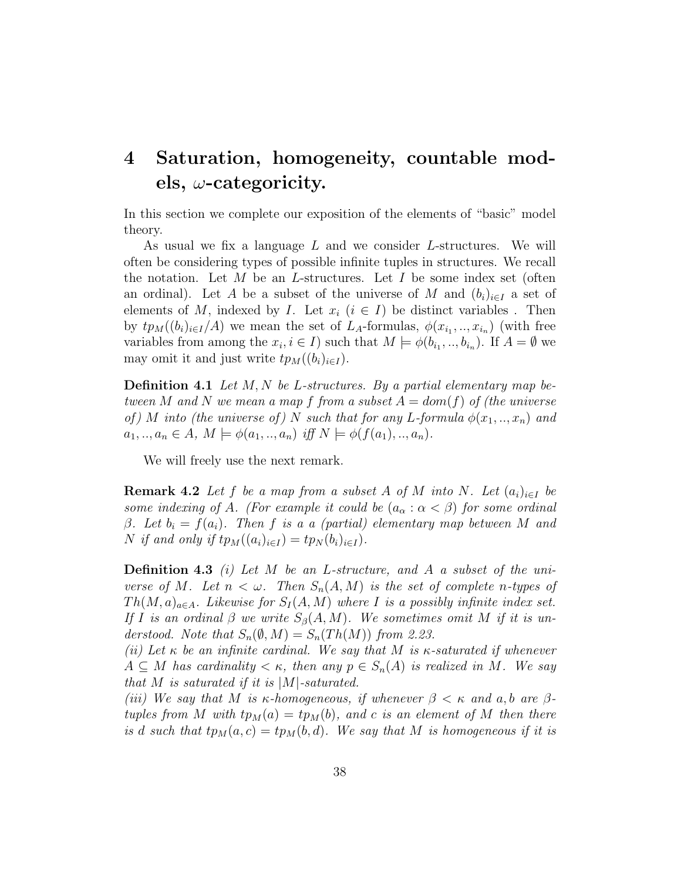# 4 Saturation, homogeneity, countable models, $\omega$-categoricity.

In this section we complete our exposition of the elements of "basic" model theory.

As usual we fix a language $L$ and we consider $L$-structures. We will often be considering types of possible infinite tuples in structures. We recall the notation. Let $M$ be an $L$-structures. Let $I$ be some index set (often an ordinal). Let $A$ be a subset of the universe of $M$ and $(b_i)_{i \in I}$ a set of elements of $M$, indexed by $I$. Let $x_i$ ($i \in I$) be distinct variables . Then by $tp_M((b_i)_{i \in I}/A)$ we mean the set of $L_A$-formulas, $\phi(x_{i_1}, .., x_{i_n})$ (with free variables from among the $x_i, i \in I$) such that $M \models \phi(b_{i_1}, .., b_{i_n})$. If $A = \emptyset$ we may omit it and just write $tp_M((b_i)_{i \in I})$.

**Definition 4.1** *Let $M, N$ be $L$-structures. By a partial elementary map between $M$ and $N$ we mean a map $f$ from a subset $A = dom(f)$ of (the universe of) $M$ into (the universe of) $N$ such that for any $L$-formula $\phi(x_1, .., x_n)$ and $a_1, .., a_n \in A$, $M \models \phi(a_1, .., a_n)$ iff $N \models \phi(f(a_1), .., a_n)$.*

We will freely use the next remark.

**Remark 4.2** *Let $f$ be a map from a subset $A$ of $M$ into $N$. Let $(a_i)_{i \in I}$ be some indexing of $A$. (For example it could be $(a_\alpha : \alpha < \beta)$ for some ordinal $\beta$. Let $b_i = f(a_i)$. Then $f$ is a a (partial) elementary map between $M$ and $N$ if and only if $tp_M((a_i)_{i \in I}) = tp_N(b_i)_{i \in I})$.*

**Definition 4.3** *(i) Let $M$ be an $L$-structure, and $A$ a subset of the universe of $M$. Let $n < \omega$. Then $S_n(A, M)$ is the set of complete $n$-types of $Th(M, a)_{a \in A}$. Likewise for $S_I(A, M)$ where $I$ is a possibly infinite index set. If $I$ is an ordinal $\beta$ we write $S_\beta(A, M)$. We sometimes omit $M$ if it is understood. Note that $S_n(\emptyset, M) = S_n(Th(M))$ from 2.23.*
*(ii) Let $\kappa$ be an infinite cardinal. We say that $M$ is $\kappa$-saturated if whenever $A \subseteq M$ has cardinality $< \kappa$, then any $p \in S_n(A)$ is realized in $M$. We say that $M$ is saturated if it is $|M|$-saturated.*
*(iii) We say that $M$ is $\kappa$-homogeneous, if whenever $\beta < \kappa$ and $a, b$ are $\beta$-tuples from $M$ with $tp_M(a) = tp_M(b)$, and $c$ is an element of $M$ then there is $d$ such that $tp_M(a, c) = tp_M(b, d)$. We say that $M$ is homogeneous if it is*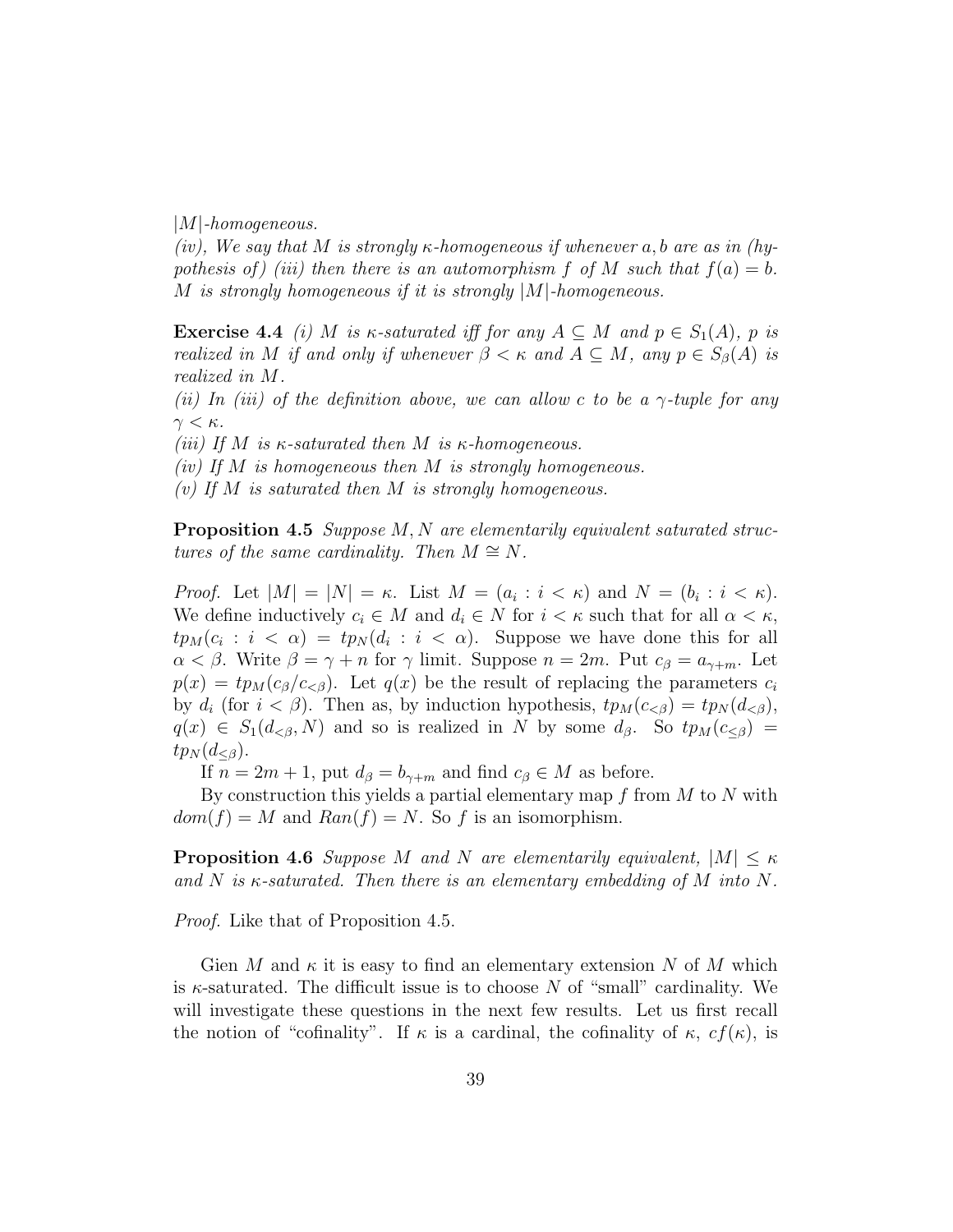$|M|$*-homogeneous.*

*(iv), We say that $M$ is strongly $\kappa$-homogeneous if whenever $a, b$ are as in (hypothesis of) (iii) then there is an automorphism $f$ of $M$ such that $f(a) = b$. $M$ is strongly homogeneous if it is strongly $|M|$-homogeneous.*

**Exercise 4.4** *(i) $M$ is $\kappa$-saturated iff for any $A \subseteq M$ and $p \in S_1(A)$, $p$ is realized in $M$ if and only if whenever $\beta < \kappa$ and $A \subseteq M$, any $p \in S_\beta(A)$ is realized in $M$.*

*(ii) In (iii) of the definition above, we can allow $c$ to be a $\gamma$-tuple for any $\gamma < \kappa$.*

*(iii) If $M$ is $\kappa$-saturated then $M$ is $\kappa$-homogeneous.*

*(iv) If $M$ is homogeneous then $M$ is strongly homogeneous.*

*(v) If $M$ is saturated then $M$ is strongly homogeneous.*

**Proposition 4.5** *Suppose $M, N$ are elementarily equivalent saturated structures of the same cardinality. Then $M \cong N$.*

*Proof.* Let $|M| = |N| = \kappa$. List $M = (a_i : i < \kappa)$ and $N = (b_i : i < \kappa)$. We define inductively $c_i \in M$ and $d_i \in N$ for $i < \kappa$ such that for all $\alpha < \kappa$, $tp_M(c_i : i < \alpha) = tp_N(d_i : i < \alpha)$. Suppose we have done this for all $\alpha < \beta$. Write $\beta = \gamma + n$ for $\gamma$ limit. Suppose $n = 2m$. Put $c_\beta = a_{\gamma+m}$. Let $p(x) = tp_M(c_\beta / c_{<\beta})$. Let $q(x)$ be the result of replacing the parameters $c_i$ by $d_i$ (for $i < \beta$). Then as, by induction hypothesis, $tp_M(c_{<\beta}) = tp_N(d_{<\beta})$, $q(x) \in S_1(d_{<\beta}, N)$ and so is realized in $N$ by some $d_\beta$. So $tp_M(c_{\leq\beta}) = tp_N(d_{\leq\beta})$.

If $n = 2m+1$, put $d_\beta = b_{\gamma+m}$ and find $c_\beta \in M$ as before.

By construction this yields a partial elementary map $f$ from $M$ to $N$ with $dom(f) = M$ and $Ran(f) = N$. So $f$ is an isomorphism.

**Proposition 4.6** *Suppose $M$ and $N$ are elementarily equivalent, $|M| \leq \kappa$ and $N$ is $\kappa$-saturated. Then there is an elementary embedding of $M$ into $N$.*

*Proof.* Like that of Proposition 4.5.

Gien $M$ and $\kappa$ it is easy to find an elementary extension $N$ of $M$ which is $\kappa$-saturated. The difficult issue is to choose $N$ of "small" cardinality. We will investigate these questions in the next few results. Let us first recall the notion of "cofinality". If $\kappa$ is a cardinal, the cofinality of $\kappa$, $cf(\kappa)$, is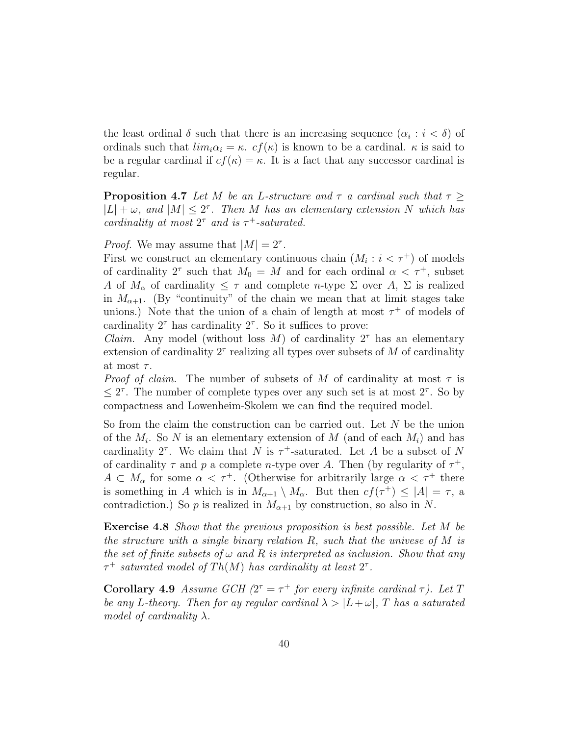the least ordinal $\delta$ such that there is an increasing sequence $(\alpha_i : i < \delta)$ of ordinals such that $lim_i \alpha_i = \kappa$. $cf(\kappa)$ is known to be a cardinal. $\kappa$ is said to be a regular cardinal if $cf(\kappa) = \kappa$. It is a fact that any successor cardinal is regular.

**Proposition 4.7** *Let $M$ be an $L$-structure and $\tau$ a cardinal such that $\tau \geq |L| + \omega$, and $|M| \leq 2^\tau$. Then $M$ has an elementary extension $N$ which has cardinality at most $2^\tau$ and is $\tau^+$-saturated.*

*Proof.* We may assume that $|M| = 2^\tau$.
First we construct an elementary continuous chain $(M_i : i < \tau^+)$ of models of cardinality $2^\tau$ such that $M_0 = M$ and for each ordinal $\alpha < \tau^+$, subset $A$ of $M_\alpha$ of cardinality $\leq \tau$ and complete $n$-type $\Sigma$ over $A$, $\Sigma$ is realized in $M_{\alpha+1}$. (By "continuity" of the chain we mean that at limit stages take unions.) Note that the union of a chain of length at most $\tau^+$ of models of cardinality $2^\tau$ has cardinality $2^\tau$. So it suffices to prove:
*Claim.* Any model (without loss $M$) of cardinality $2^\tau$ has an elementary extension of cardinality $2^\tau$ realizing all types over subsets of $M$ of cardinality at most $\tau$.
*Proof of claim.* The number of subsets of $M$ of cardinality at most $\tau$ is $\leq 2^\tau$. The number of complete types over any such set is at most $2^\tau$. So by compactness and Lowenheim-Skolem we can find the required model.

So from the claim the construction can be carried out. Let $N$ be the union of the $M_i$. So $N$ is an elementary extension of $M$ (and of each $M_i$) and has cardinality $2^\tau$. We claim that $N$ is $\tau^+$-saturated. Let $A$ be a subset of $N$ of cardinality $\tau$ and $p$ a complete $n$-type over $A$. Then (by regularity of $\tau^+$, $A \subset M_\alpha$ for some $\alpha < \tau^+$. (Otherwise for arbitrarily large $\alpha < \tau^+$ there is something in $A$ which is in $M_{\alpha+1} \setminus M_\alpha$. But then $cf(\tau^+) \leq |A| = \tau$, a contradiction.) So $p$ is realized in $M_{\alpha+1}$ by construction, so also in $N$.

**Exercise 4.8** *Show that the previous proposition is best possible. Let $M$ be the structure with a single binary relation $R$, such that the univese of $M$ is the set of finite subsets of $\omega$ and $R$ is interpreted as inclusion. Show that any $\tau^+$ saturated model of $Th(M)$ has cardinality at least $2^\tau$.*

**Corollary 4.9** *Assume GCH ($2^\tau = \tau^+$ for every infinite cardinal $\tau$). Let $T$ be any $L$-theory. Then for ay regular cardinal $\lambda > |L + \omega|$, $T$ has a saturated model of cardinality $\lambda$.*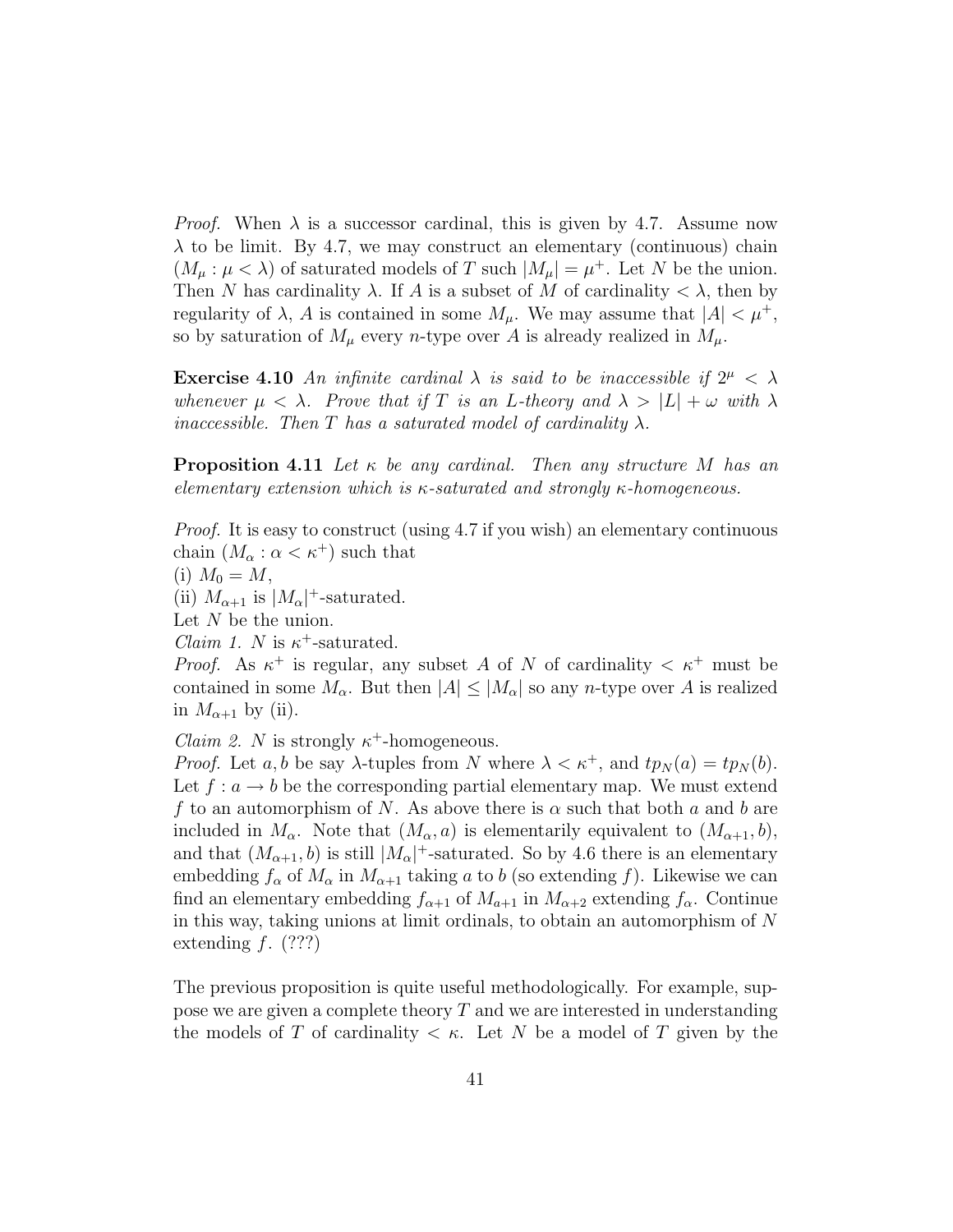*Proof.* When $\lambda$ is a successor cardinal, this is given by 4.7. Assume now $\lambda$ to be limit. By 4.7, we may construct an elementary (continuous) chain $(M_\mu : \mu < \lambda)$ of saturated models of $T$ such $|M_\mu| = \mu^+$. Let $N$ be the union. Then $N$ has cardinality $\lambda$. If $A$ is a subset of $M$ of cardinality $< \lambda$, then by regularity of $\lambda$, $A$ is contained in some $M_\mu$. We may assume that $|A| < \mu^+$, so by saturation of $M_\mu$ every $n$-type over $A$ is already realized in $M_\mu$.

**Exercise 4.10** *An infinite cardinal $\lambda$ is said to be inaccessible if $2^\mu < \lambda$ whenever $\mu < \lambda$. Prove that if $T$ is an $L$-theory and $\lambda > |L| + \omega$ with $\lambda$ inaccessible. Then $T$ has a saturated model of cardinality $\lambda$.*

**Proposition 4.11** *Let $\kappa$ be any cardinal. Then any structure $M$ has an elementary extension which is $\kappa$-saturated and strongly $\kappa$-homogeneous.*

*Proof.* It is easy to construct (using 4.7 if you wish) an elementary continuous chain $(M_\alpha : \alpha < \kappa^+)$ such that
(i) $M_0 = M$,
(ii) $M_{\alpha+1}$ is $|M_\alpha|^+$-saturated.
Let $N$ be the union.
*Claim 1.* $N$ is $\kappa^+$-saturated.
*Proof.* As $\kappa^+$ is regular, any subset $A$ of $N$ of cardinality $< \kappa^+$ must be contained in some $M_\alpha$. But then $|A| \leq |M_\alpha|$ so any $n$-type over $A$ is realized in $M_{\alpha+1}$ by (ii).

*Claim 2.* $N$ is strongly $\kappa^+$-homogeneous.
*Proof.* Let $a, b$ be say $\lambda$-tuples from $N$ where $\lambda < \kappa^+$, and $tp_N(a) = tp_N(b)$. Let $f : a \to b$ be the corresponding partial elementary map. We must extend $f$ to an automorphism of $N$. As above there is $\alpha$ such that both $a$ and $b$ are included in $M_\alpha$. Note that $(M_\alpha, a)$ is elementarily equivalent to $(M_{\alpha+1}, b)$, and that $(M_{\alpha+1}, b)$ is still $|M_\alpha|^+$-saturated. So by 4.6 there is an elementary embedding $f_\alpha$ of $M_\alpha$ in $M_{\alpha+1}$ taking $a$ to $b$ (so extending $f$). Likewise we can find an elementary embedding $f_{\alpha+1}$ of $M_{a+1}$ in $M_{\alpha+2}$ extending $f_\alpha$. Continue in this way, taking unions at limit ordinals, to obtain an automorphism of $N$ extending $f$. (???)

The previous proposition is quite useful methodologically. For example, suppose we are given a complete theory $T$ and we are interested in understanding the models of $T$ of cardinality $< \kappa$. Let $N$ be a model of $T$ given by the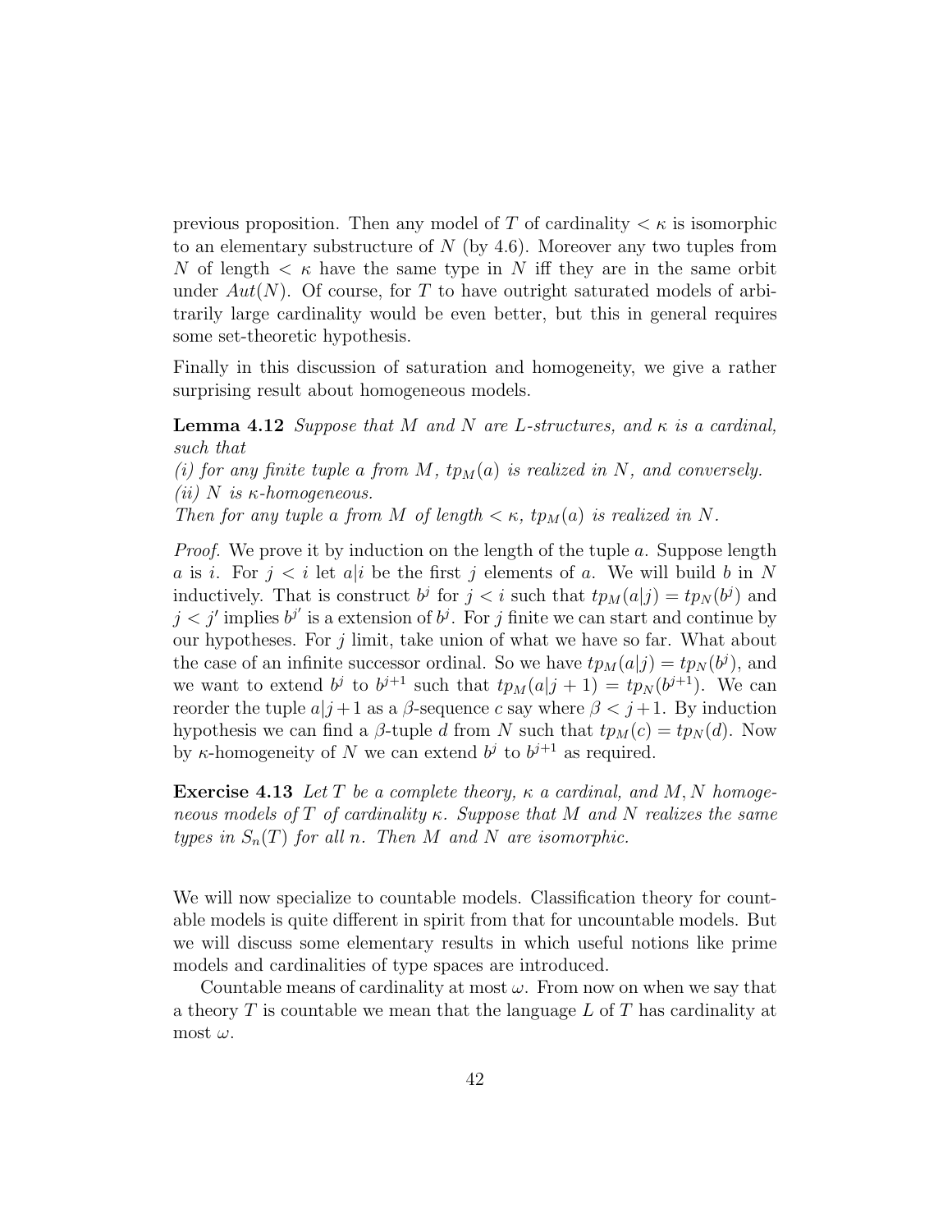previous proposition. Then any model of $T$ of cardinality $< \kappa$ is isomorphic to an elementary substructure of $N$ (by 4.6). Moreover any two tuples from $N$ of length $< \kappa$ have the same type in $N$ iff they are in the same orbit under $Aut(N)$. Of course, for $T$ to have outright saturated models of arbitrarily large cardinality would be even better, but this in general requires some set-theoretic hypothesis.

Finally in this discussion of saturation and homogeneity, we give a rather surprising result about homogeneous models.

**Lemma 4.12** *Suppose that $M$ and $N$ are $L$-structures, and $\kappa$ is a cardinal, such that*
*(i) for any finite tuple $a$ from $M$, $tp_M(a)$ is realized in $N$, and conversely.*
*(ii) $N$ is $\kappa$-homogeneous.*
*Then for any tuple $a$ from $M$ of length $< \kappa$, $tp_M(a)$ is realized in $N$.*

*Proof.* We prove it by induction on the length of the tuple $a$. Suppose length $a$ is $i$. For $j < i$ let $a|i$ be the first $j$ elements of $a$. We will build $b$ in $N$ inductively. That is construct $b^j$ for $j < i$ such that $tp_M(a|j) = tp_N(b^j)$ and $j < j'$ implies $b^{j'}$ is a extension of $b^j$. For $j$ finite we can start and continue by our hypotheses. For $j$ limit, take union of what we have so far. What about the case of an infinite successor ordinal. So we have $tp_M(a|j) = tp_N(b^j)$, and we want to extend $b^j$ to $b^{j+1}$ such that $tp_M(a|j+1) = tp_N(b^{j+1})$. We can reorder the tuple $a|j+1$ as a $\beta$-sequence $c$ say where $\beta < j+1$. By induction hypothesis we can find a $\beta$-tuple $d$ from $N$ such that $tp_M(c) = tp_N(d)$. Now by $\kappa$-homogeneity of $N$ we can extend $b^j$ to $b^{j+1}$ as required.

**Exercise 4.13** *Let $T$ be a complete theory, $\kappa$ a cardinal, and $M, N$ homogeneous models of $T$ of cardinality $\kappa$. Suppose that $M$ and $N$ realizes the same types in $S_n(T)$ for all $n$. Then $M$ and $N$ are isomorphic.*

We will now specialize to countable models. Classification theory for countable models is quite different in spirit from that for uncountable models. But we will discuss some elementary results in which useful notions like prime models and cardinalities of type spaces are introduced.

Countable means of cardinality at most $\omega$. From now on when we say that a theory $T$ is countable we mean that the language $L$ of $T$ has cardinality at most $\omega$.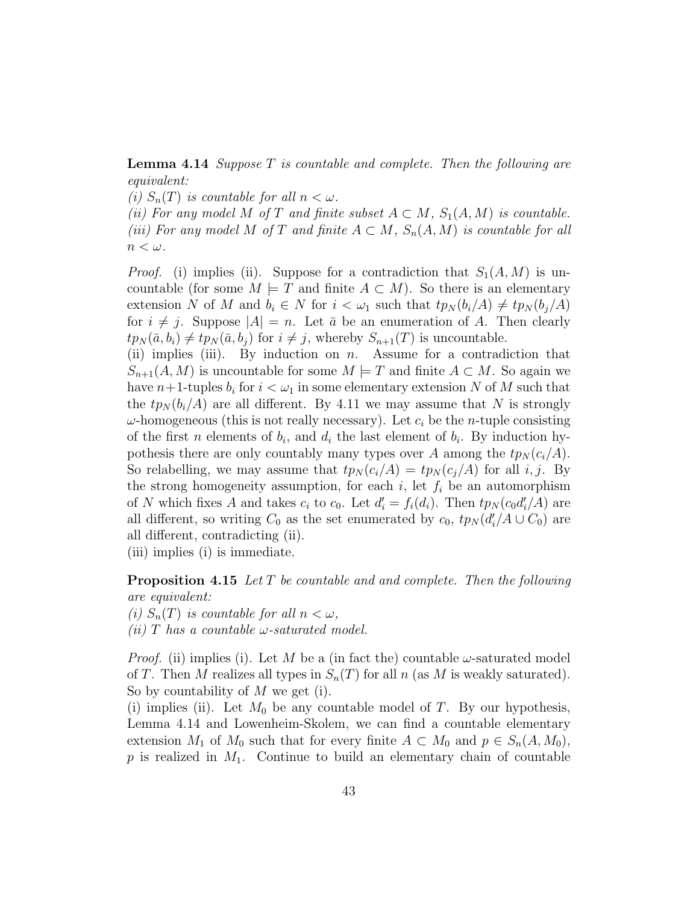**Lemma 4.14** *Suppose $T$ is countable and complete. Then the following are equivalent:*
*(i) $S_n(T)$ is countable for all $n < \omega$.*
*(ii) For any model $M$ of $T$ and finite subset $A \subset M$, $S_1(A, M)$ is countable.*
*(iii) For any model $M$ of $T$ and finite $A \subset M$, $S_n(A, M)$ is countable for all $n < \omega$.*

*Proof.* (i) implies (ii). Suppose for a contradiction that $S_1(A, M)$ is uncountable (for some $M \models T$ and finite $A \subset M$). So there is an elementary extension $N$ of $M$ and $b_i \in N$ for $i < \omega_1$ such that $tp_N(b_i/A) \neq tp_N(b_j/A)$ for $i \neq j$. Suppose $|A| = n$. Let $\bar{a}$ be an enumeration of $A$. Then clearly $tp_N(\bar{a}, b_i) \neq tp_N(\bar{a}, b_j)$ for $i \neq j$, whereby $S_{n+1}(T)$ is uncountable.
(ii) implies (iii). By induction on $n$. Assume for a contradiction that $S_{n+1}(A, M)$ is uncountable for some $M \models T$ and finite $A \subset M$. So again we have $n+1$-tuples $b_i$ for $i < \omega_1$ in some elementary extension $N$ of $M$ such that the $tp_N(b_i/A)$ are all different. By 4.11 we may assume that $N$ is strongly $\omega$-homogeneous (this is not really necessary). Let $c_i$ be the $n$-tuple consisting of the first $n$ elements of $b_i$, and $d_i$ the last element of $b_i$. By induction hypothesis there are only countably many types over $A$ among the $tp_N(c_i/A)$. So relabelling, we may assume that $tp_N(c_i/A) = tp_N(c_j/A)$ for all $i, j$. By the strong homogeneity assumption, for each $i$, let $f_i$ be an automorphism of $N$ which fixes $A$ and takes $c_i$ to $c_0$. Let $d'_i = f_i(d_i)$. Then $tp_N(c_0 d'_i/A)$ are all different, so writing $C_0$ as the set enumerated by $c_0$, $tp_N(d'_i/A \cup C_0)$ are all different, contradicting (ii).
(iii) implies (i) is immediate.

**Proposition 4.15** *Let $T$ be countable and and complete. Then the following are equivalent:*
*(i) $S_n(T)$ is countable for all $n < \omega$,*
*(ii) $T$ has a countable $\omega$-saturated model.*

*Proof.* (ii) implies (i). Let $M$ be a (in fact the) countable $\omega$-saturated model of $T$. Then $M$ realizes all types in $S_n(T)$ for all $n$ (as $M$ is weakly saturated). So by countability of $M$ we get (i).
(i) implies (ii). Let $M_0$ be any countable model of $T$. By our hypothesis, Lemma 4.14 and Lowenheim-Skolem, we can find a countable elementary extension $M_1$ of $M_0$ such that for every finite $A \subset M_0$ and $p \in S_n(A, M_0)$, $p$ is realized in $M_1$. Continue to build an elementary chain of countable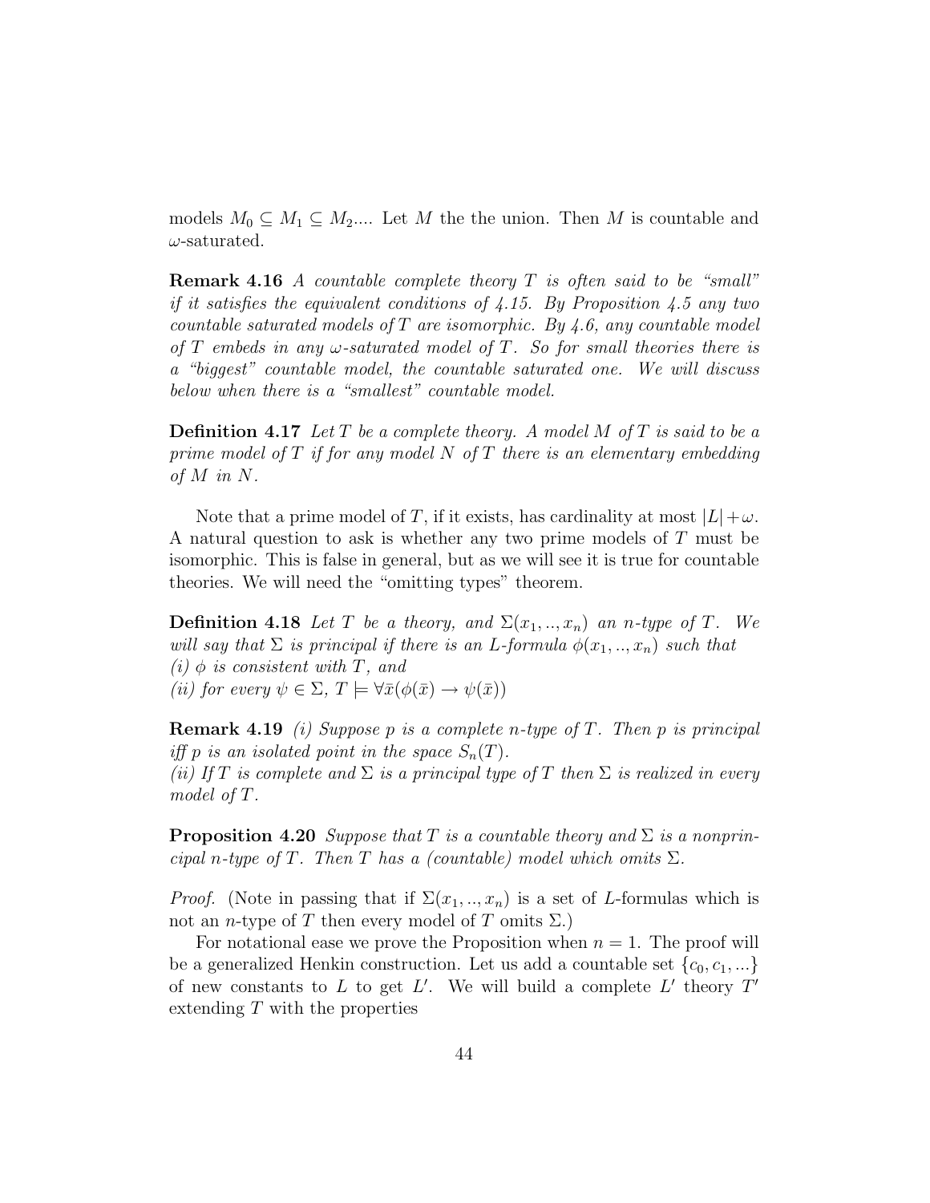models $M_0 \subseteq M_1 \subseteq M_2$.... Let $M$ the the union. Then $M$ is countable and $\omega$-saturated.

**Remark 4.16** *A countable complete theory $T$ is often said to be "small" if it satisfies the equivalent conditions of 4.15. By Proposition 4.5 any two countable saturated models of $T$ are isomorphic. By 4.6, any countable model of $T$ embeds in any $\omega$-saturated model of $T$. So for small theories there is a "biggest" countable model, the countable saturated one. We will discuss below when there is a "smallest" countable model.*

**Definition 4.17** *Let $T$ be a complete theory. A model $M$ of $T$ is said to be a prime model of $T$ if for any model $N$ of $T$ there is an elementary embedding of $M$ in $N$.*

Note that a prime model of $T$, if it exists, has cardinality at most $|L|+\omega$. A natural question to ask is whether any two prime models of $T$ must be isomorphic. This is false in general, but as we will see it is true for countable theories. We will need the "omitting types" theorem.

**Definition 4.18** *Let $T$ be a theory, and $\Sigma(x_1,..,x_n)$ an $n$-type of $T$. We will say that $\Sigma$ is principal if there is an $L$-formula $\phi(x_1,..,x_n)$ such that*
*(i) $\phi$ is consistent with $T$, and*
*(ii) for every $\psi \in \Sigma$, $T \models \forall \bar{x}(\phi(\bar{x}) \rightarrow \psi(\bar{x}))$*

**Remark 4.19** *(i) Suppose $p$ is a complete $n$-type of $T$. Then $p$ is principal iff $p$ is an isolated point in the space $S_n(T)$.*
*(ii) If $T$ is complete and $\Sigma$ is a principal type of $T$ then $\Sigma$ is realized in every model of $T$.*

**Proposition 4.20** *Suppose that $T$ is a countable theory and $\Sigma$ is a nonprincipal $n$-type of $T$. Then $T$ has a (countable) model which omits $\Sigma$.*

*Proof.* (Note in passing that if $\Sigma(x_1,..,x_n)$ is a set of $L$-formulas which is not an $n$-type of $T$ then every model of $T$ omits $\Sigma$.)

For notational ease we prove the Proposition when $n=1$. The proof will be a generalized Henkin construction. Let us add a countable set $\{c_0, c_1, ...\}$ of new constants to $L$ to get $L'$. We will build a complete $L'$ theory $T'$ extending $T$ with the properties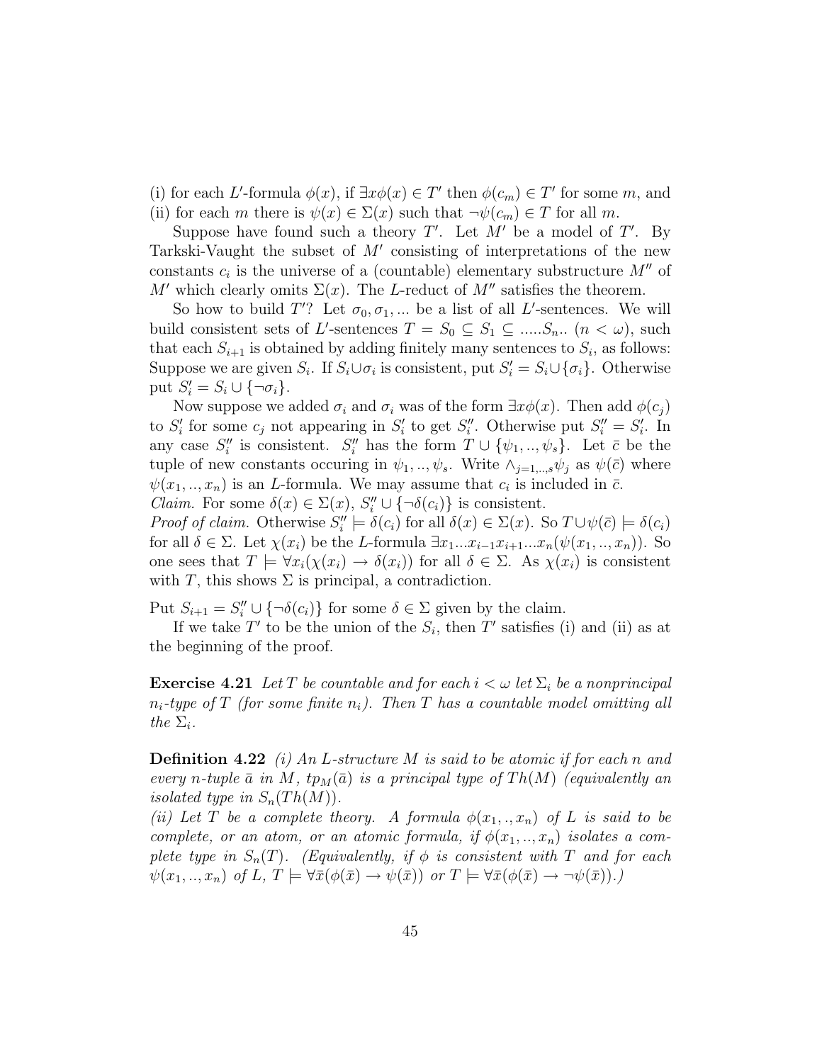(i) for each $L'$-formula $\phi(x)$, if $\exists x\phi(x) \in T'$ then $\phi(c_m) \in T'$ for some $m$, and
(ii) for each $m$ there is $\psi(x) \in \Sigma(x)$ such that $\neg\psi(c_m) \in T$ for all $m$.

Suppose have found such a theory $T'$. Let $M'$ be a model of $T'$. By Tarkski-Vaught the subset of $M'$ consisting of interpretations of the new constants $c_i$ is the universe of a (countable) elementary substructure $M''$ of $M'$ which clearly omits $\Sigma(x)$. The $L$-reduct of $M''$ satisfies the theorem.

So how to build $T'$? Let $\sigma_0, \sigma_1, ...$ be a list of all $L'$-sentences. We will build consistent sets of $L'$-sentences $T = S_0 \subseteq S_1 \subseteq .....S_n..$ $(n < \omega)$, such that each $S_{i+1}$ is obtained by adding finitely many sentences to $S_i$, as follows: Suppose we are given $S_i$. If $S_i \cup \sigma_i$ is consistent, put $S'_i = S_i \cup \{\sigma_i\}$. Otherwise put $S'_i = S_i \cup \{\neg\sigma_i\}$.

Now suppose we added $\sigma_i$ and $\sigma_i$ was of the form $\exists x\phi(x)$. Then add $\phi(c_j)$ to $S'_i$ for some $c_j$ not appearing in $S'_i$ to get $S''_i$. Otherwise put $S''_i = S'_i$. In any case $S''_i$ is consistent. $S''_i$ has the form $T \cup \{\psi_1, .., \psi_s\}$. Let $\bar{c}$ be the tuple of new constants occuring in $\psi_1, .., \psi_s$. Write $\wedge_{j=1,..,s}\psi_j$ as $\psi(\bar{c})$ where $\psi(x_1, .., x_n)$ is an $L$-formula. We may assume that $c_i$ is included in $\bar{c}$.
*Claim.* For some $\delta(x) \in \Sigma(x)$, $S''_i \cup \{\neg\delta(c_i)\}$ is consistent.
*Proof of claim.* Otherwise $S''_i \models \delta(c_i)$ for all $\delta(x) \in \Sigma(x)$. So $T \cup \psi(\bar{c}) \models \delta(c_i)$ for all $\delta \in \Sigma$. Let $\chi(x_i)$ be the $L$-formula $\exists x_1...x_{i-1}x_{i+1}...x_n(\psi(x_1, .., x_n))$. So one sees that $T \models \forall x_i(\chi(x_i) \rightarrow \delta(x_i))$ for all $\delta \in \Sigma$. As $\chi(x_i)$ is consistent with $T$, this shows $\Sigma$ is principal, a contradiction.

Put $S_{i+1} = S''_i \cup \{\neg\delta(c_i)\}$ for some $\delta \in \Sigma$ given by the claim.

If we take $T'$ to be the union of the $S_i$, then $T'$ satisfies (i) and (ii) as at the beginning of the proof.

**Exercise 4.21** *Let $T$ be countable and for each $i < \omega$ let $\Sigma_i$ be a nonprincipal $n_i$-type of $T$ (for some finite $n_i$). Then $T$ has a countable model omitting all the $\Sigma_i$.*

**Definition 4.22** *(i) An $L$-structure $M$ is said to be atomic if for each $n$ and every $n$-tuple $\bar{a}$ in $M$, $tp_M(\bar{a})$ is a principal type of $Th(M)$ (equivalently an isolated type in $S_n(Th(M))$.*
*(ii) Let $T$ be a complete theory. A formula $\phi(x_1, ., x_n)$ of $L$ is said to be complete, or an atom, or an atomic formula, if $\phi(x_1, .., x_n)$ isolates a complete type in $S_n(T)$. (Equivalently, if $\phi$ is consistent with $T$ and for each $\psi(x_1, .., x_n)$ of $L$, $T \models \forall\bar{x}(\phi(\bar{x}) \rightarrow \psi(\bar{x}))$ or $T \models \forall\bar{x}(\phi(\bar{x}) \rightarrow \neg\psi(\bar{x}))$.)*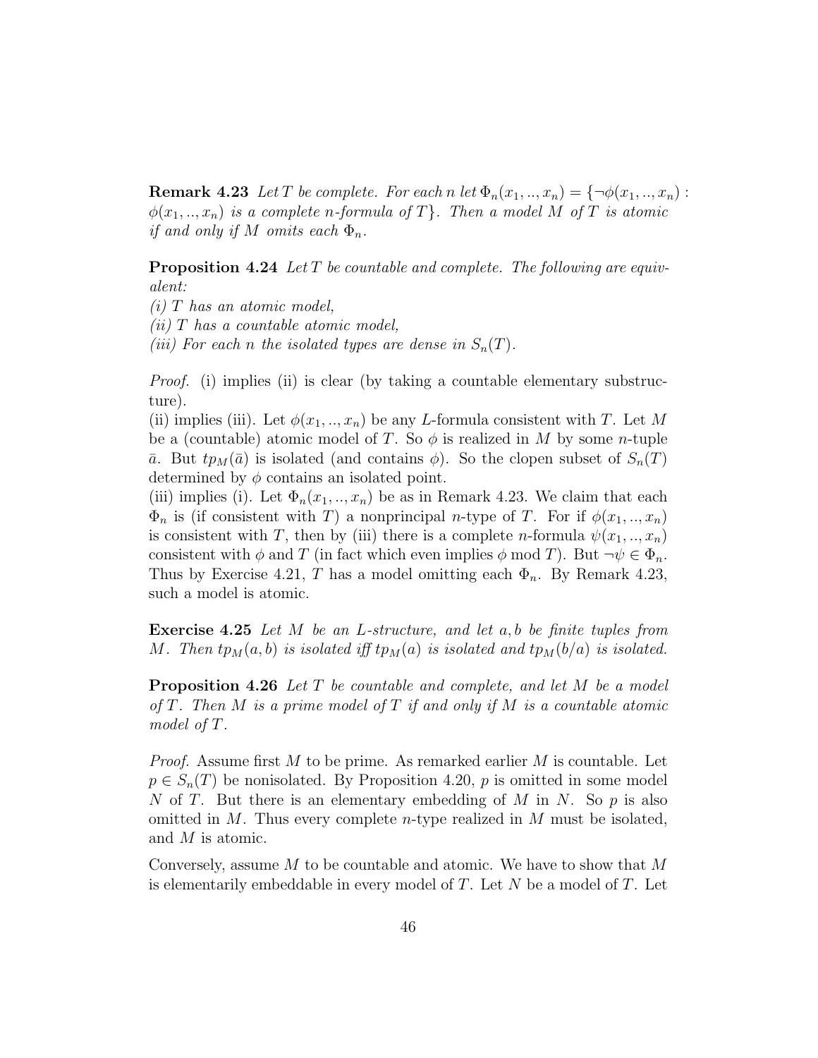**Remark 4.23** *Let $T$ be complete. For each $n$ let $\Phi_n(x_1,..,x_n) = \{\neg\phi(x_1,..,x_n) : \phi(x_1,..,x_n)$ is a complete $n$-formula of $T\}$. Then a model $M$ of $T$ is atomic if and only if $M$ omits each $\Phi_n$.*

**Proposition 4.24** *Let $T$ be countable and complete. The following are equivalent:*
*(i) $T$ has an atomic model,*
*(ii) $T$ has a countable atomic model,*
*(iii) For each $n$ the isolated types are dense in $S_n(T)$.*

*Proof.* (i) implies (ii) is clear (by taking a countable elementary substructure).
(ii) implies (iii). Let $\phi(x_1,..,x_n)$ be any $L$-formula consistent with $T$. Let $M$ be a (countable) atomic model of $T$. So $\phi$ is realized in $M$ by some $n$-tuple $\bar{a}$. But $tp_M(\bar{a})$ is isolated (and contains $\phi$). So the clopen subset of $S_n(T)$ determined by $\phi$ contains an isolated point.
(iii) implies (i). Let $\Phi_n(x_1,..,x_n)$ be as in Remark 4.23. We claim that each $\Phi_n$ is (if consistent with $T$) a nonprincipal $n$-type of $T$. For if $\phi(x_1,..,x_n)$ is consistent with $T$, then by (iii) there is a complete $n$-formula $\psi(x_1,..,x_n)$ consistent with $\phi$ and $T$ (in fact which even implies $\phi$ mod $T$). But $\neg\psi \in \Phi_n$. Thus by Exercise 4.21, $T$ has a model omitting each $\Phi_n$. By Remark 4.23, such a model is atomic.

**Exercise 4.25** *Let $M$ be an $L$-structure, and let $a, b$ be finite tuples from $M$. Then $tp_M(a,b)$ is isolated iff $tp_M(a)$ is isolated and $tp_M(b/a)$ is isolated.*

**Proposition 4.26** *Let $T$ be countable and complete, and let $M$ be a model of $T$. Then $M$ is a prime model of $T$ if and only if $M$ is a countable atomic model of $T$.*

*Proof.* Assume first $M$ to be prime. As remarked earlier $M$ is countable. Let $p \in S_n(T)$ be nonisolated. By Proposition 4.20, $p$ is omitted in some model $N$ of $T$. But there is an elementary embedding of $M$ in $N$. So $p$ is also omitted in $M$. Thus every complete $n$-type realized in $M$ must be isolated, and $M$ is atomic.

Conversely, assume $M$ to be countable and atomic. We have to show that $M$ is elementarily embeddable in every model of $T$. Let $N$ be a model of $T$. Let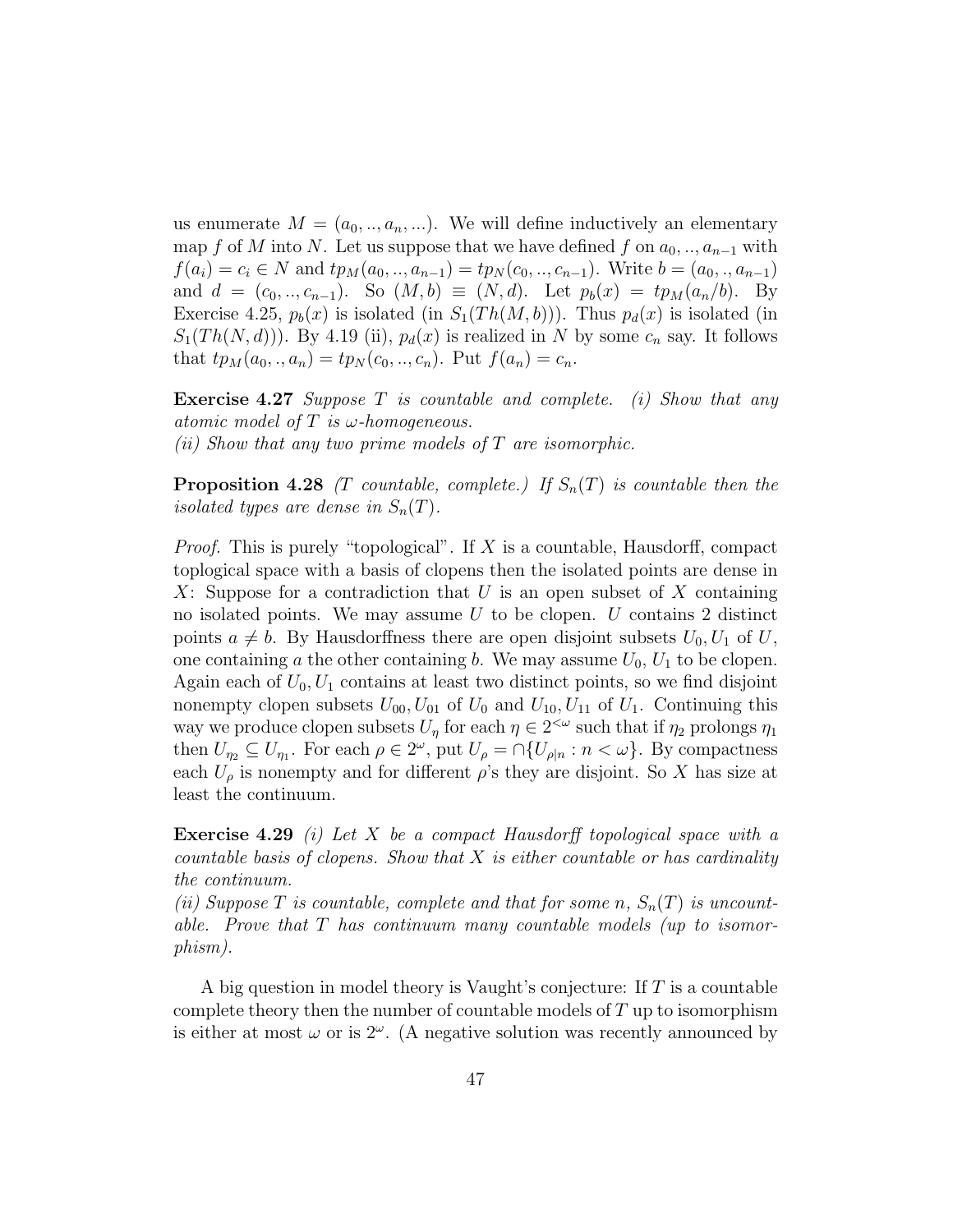us enumerate $M = (a_0, .., a_n, ...)$. We will define inductively an elementary map $f$ of $M$ into $N$. Let us suppose that we have defined $f$ on $a_0, .., a_{n-1}$ with $f(a_i) = c_i \in N$ and $tp_M(a_0, .., a_{n-1}) = tp_N(c_0, .., c_{n-1})$. Write $b = (a_0, ., a_{n-1})$ and $d = (c_0, .., c_{n-1})$. So $(M, b) \equiv (N, d)$. Let $p_b(x) = tp_M(a_n/b)$. By Exercise 4.25, $p_b(x)$ is isolated (in $S_1(Th(M, b))$). Thus $p_d(x)$ is isolated (in $S_1(Th(N, d))$). By 4.19 (ii), $p_d(x)$ is realized in $N$ by some $c_n$ say. It follows that $tp_M(a_0, ., a_n) = tp_N(c_0, .., c_n)$. Put $f(a_n) = c_n$.

**Exercise 4.27** *Suppose $T$ is countable and complete. (i) Show that any atomic model of $T$ is $\omega$-homogeneous.*
*(ii) Show that any two prime models of $T$ are isomorphic.*

**Proposition 4.28** *($T$ countable, complete.) If $S_n(T)$ is countable then the isolated types are dense in $S_n(T)$.*

*Proof.* This is purely "topological". If $X$ is a countable, Hausdorff, compact toplogical space with a basis of clopens then the isolated points are dense in $X$: Suppose for a contradiction that $U$ is an open subset of $X$ containing no isolated points. We may assume $U$ to be clopen. $U$ contains 2 distinct points $a \neq b$. By Hausdorffness there are open disjoint subsets $U_0, U_1$ of $U$, one containing $a$ the other containing $b$. We may assume $U_0$, $U_1$ to be clopen. Again each of $U_0, U_1$ contains at least two distinct points, so we find disjoint nonempty clopen subsets $U_{00}, U_{01}$ of $U_0$ and $U_{10}, U_{11}$ of $U_1$. Continuing this way we produce clopen subsets $U_\eta$ for each $\eta \in 2^{<\omega}$ such that if $\eta_2$ prolongs $\eta_1$ then $U_{\eta_2} \subseteq U_{\eta_1}$. For each $\rho \in 2^\omega$, put $U_\rho = \cap\{U_{\rho|n} : n < \omega\}$. By compactness each $U_\rho$ is nonempty and for different $\rho$'s they are disjoint. So $X$ has size at least the continuum.

**Exercise 4.29** *(i) Let $X$ be a compact Hausdorff topological space with a countable basis of clopens. Show that $X$ is either countable or has cardinality the continuum.*
*(ii) Suppose $T$ is countable, complete and that for some $n$, $S_n(T)$ is uncountable. Prove that $T$ has continuum many countable models (up to isomorphism).*

A big question in model theory is Vaught's conjecture: If $T$ is a countable complete theory then the number of countable models of $T$ up to isomorphism is either at most $\omega$ or is $2^\omega$. (A negative solution was recently announced by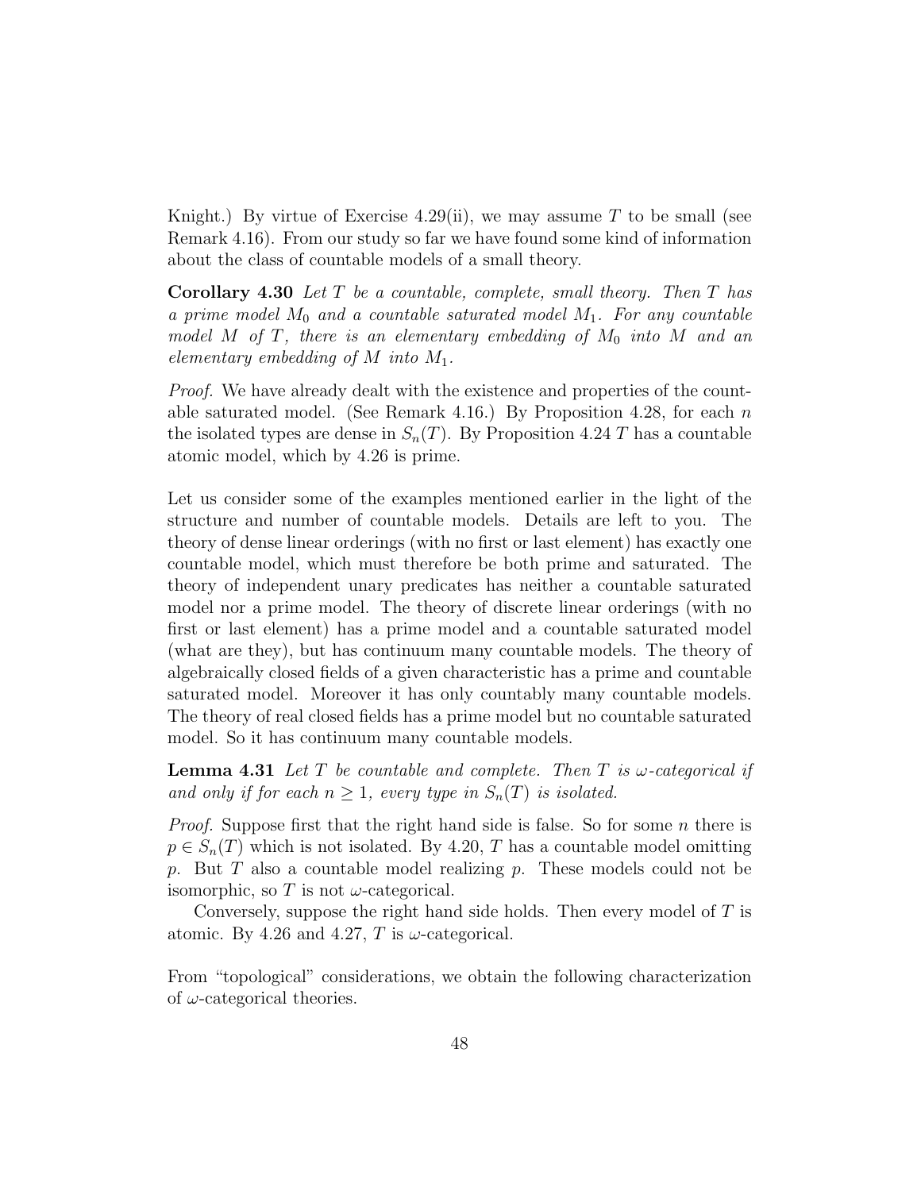Knight.) By virtue of Exercise 4.29(ii), we may assume $T$ to be small (see Remark 4.16). From our study so far we have found some kind of information about the class of countable models of a small theory.

**Corollary 4.30** *Let $T$ be a countable, complete, small theory. Then $T$ has a prime model $M_0$ and a countable saturated model $M_1$. For any countable model $M$ of $T$, there is an elementary embedding of $M_0$ into $M$ and an elementary embedding of $M$ into $M_1$.*

*Proof.* We have already dealt with the existence and properties of the countable saturated model. (See Remark 4.16.) By Proposition 4.28, for each $n$ the isolated types are dense in $S_n(T)$. By Proposition 4.24 $T$ has a countable atomic model, which by 4.26 is prime.

Let us consider some of the examples mentioned earlier in the light of the structure and number of countable models. Details are left to you. The theory of dense linear orderings (with no first or last element) has exactly one countable model, which must therefore be both prime and saturated. The theory of independent unary predicates has neither a countable saturated model nor a prime model. The theory of discrete linear orderings (with no first or last element) has a prime model and a countable saturated model (what are they), but has continuum many countable models. The theory of algebraically closed fields of a given characteristic has a prime and countable saturated model. Moreover it has only countably many countable models. The theory of real closed fields has a prime model but no countable saturated model. So it has continuum many countable models.

**Lemma 4.31** *Let $T$ be countable and complete. Then $T$ is $\omega$-categorical if and only if for each $n \geq 1$, every type in $S_n(T)$ is isolated.*

*Proof.* Suppose first that the right hand side is false. So for some $n$ there is $p \in S_n(T)$ which is not isolated. By 4.20, $T$ has a countable model omitting $p$. But $T$ also a countable model realizing $p$. These models could not be isomorphic, so $T$ is not $\omega$-categorical.

Conversely, suppose the right hand side holds. Then every model of $T$ is atomic. By 4.26 and 4.27, $T$ is $\omega$-categorical.

From "topological" considerations, we obtain the following characterization of $\omega$-categorical theories.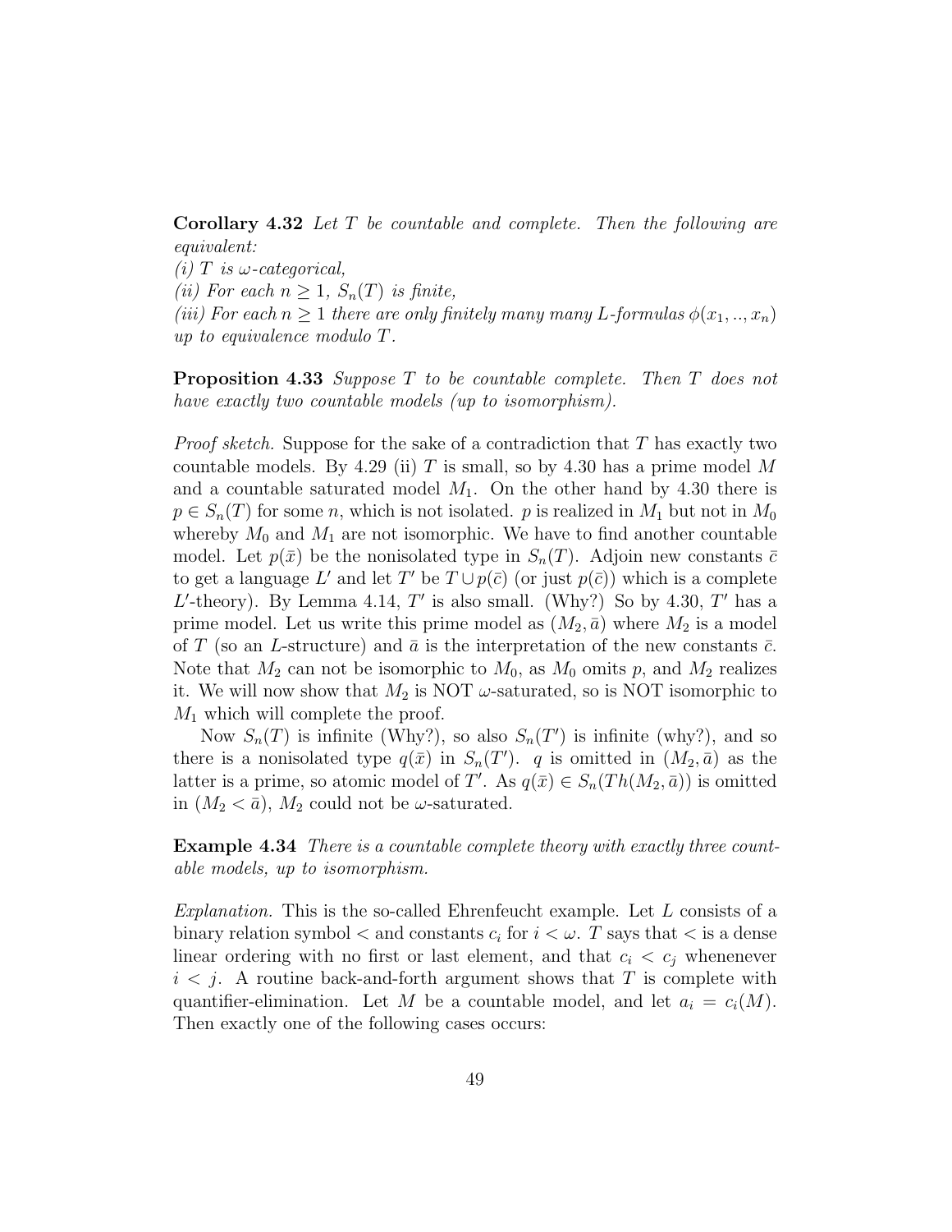**Corollary 4.32** *Let $T$ be countable and complete. Then the following are equivalent:*
*(i) $T$ is $\omega$-categorical,*
*(ii) For each $n \geq 1$, $S_n(T)$ is finite,*
*(iii) For each $n \geq 1$ there are only finitely many many $L$-formulas $\phi(x_1, .., x_n)$ up to equivalence modulo $T$.*

**Proposition 4.33** *Suppose $T$ to be countable complete. Then $T$ does not have exactly two countable models (up to isomorphism).*

*Proof sketch.* Suppose for the sake of a contradiction that $T$ has exactly two countable models. By 4.29 (ii) $T$ is small, so by 4.30 has a prime model $M$ and a countable saturated model $M_1$. On the other hand by 4.30 there is $p \in S_n(T)$ for some $n$, which is not isolated. $p$ is realized in $M_1$ but not in $M_0$ whereby $M_0$ and $M_1$ are not isomorphic. We have to find another countable model. Let $p(\bar{x})$ be the nonisolated type in $S_n(T)$. Adjoin new constants $\bar{c}$ to get a language $L'$ and let $T'$ be $T \cup p(\bar{c})$ (or just $p(\bar{c})$) which is a complete $L'$-theory). By Lemma 4.14, $T'$ is also small. (Why?) So by 4.30, $T'$ has a prime model. Let us write this prime model as $(M_2, \bar{a})$ where $M_2$ is a model of $T$ (so an $L$-structure) and $\bar{a}$ is the interpretation of the new constants $\bar{c}$. Note that $M_2$ can not be isomorphic to $M_0$, as $M_0$ omits $p$, and $M_2$ realizes it. We will now show that $M_2$ is NOT $\omega$-saturated, so is NOT isomorphic to $M_1$ which will complete the proof.

Now $S_n(T)$ is infinite (Why?), so also $S_n(T')$ is infinite (why?), and so there is a nonisolated type $q(\bar{x})$ in $S_n(T')$. $q$ is omitted in $(M_2, \bar{a})$ as the latter is a prime, so atomic model of $T'$. As $q(\bar{x}) \in S_n(Th(M_2, \bar{a}))$ is omitted in $(M_2 < \bar{a})$, $M_2$ could not be $\omega$-saturated.

**Example 4.34** *There is a countable complete theory with exactly three countable models, up to isomorphism.*

*Explanation.* This is the so-called Ehrenfeucht example. Let $L$ consists of a binary relation symbol $<$ and constants $c_i$ for $i < \omega$. $T$ says that $<$ is a dense linear ordering with no first or last element, and that $c_i < c_j$ whenenever $i < j$. A routine back-and-forth argument shows that $T$ is complete with quantifier-elimination. Let $M$ be a countable model, and let $a_i = c_i(M)$. Then exactly one of the following cases occurs: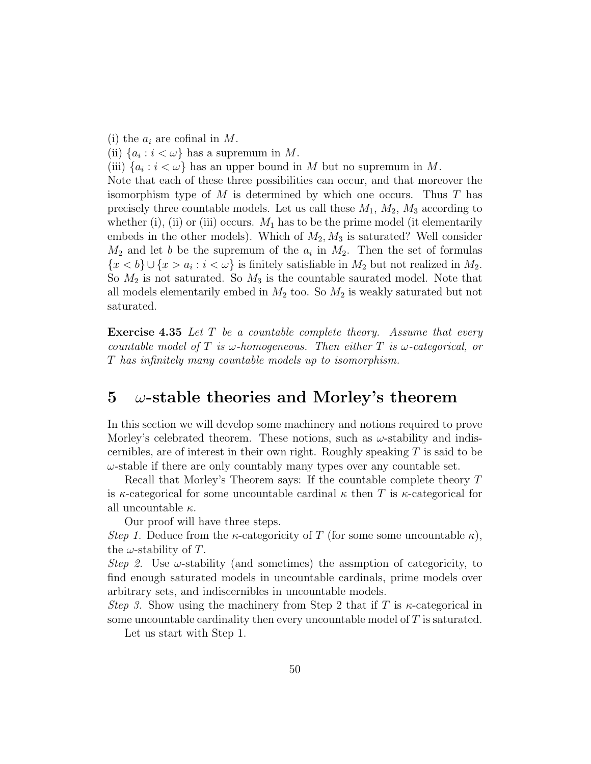(i) the $a_i$ are cofinal in $M$.
(ii) $\{a_i : i < \omega\}$ has a supremum in $M$.
(iii) $\{a_i : i < \omega\}$ has an upper bound in $M$ but no supremum in $M$.
Note that each of these three possibilities can occur, and that moreover the isomorphism type of $M$ is determined by which one occurs. Thus $T$ has precisely three countable models. Let us call these $M_1$, $M_2$, $M_3$ according to whether (i), (ii) or (iii) occurs. $M_1$ has to be the prime model (it elementarily embeds in the other models). Which of $M_2, M_3$ is saturated? Well consider $M_2$ and let $b$ be the supremum of the $a_i$ in $M_2$. Then the set of formulas $\{x < b\} \cup \{x > a_i : i < \omega\}$ is finitely satisfiable in $M_2$ but not realized in $M_2$. So $M_2$ is not saturated. So $M_3$ is the countable saurated model. Note that all models elementarily embed in $M_2$ too. So $M_2$ is weakly saturated but not saturated.

**Exercise 4.35** *Let $T$ be a countable complete theory. Assume that every countable model of $T$ is $\omega$-homogeneous. Then either $T$ is $\omega$-categorical, or $T$ has infinitely many countable models up to isomorphism.*

# 5 $\omega$-stable theories and Morley's theorem

In this section we will develop some machinery and notions required to prove Morley's celebrated theorem. These notions, such as $\omega$-stability and indiscernibles, are of interest in their own right. Roughly speaking $T$ is said to be $\omega$-stable if there are only countably many types over any countable set.

Recall that Morley's Theorem says: If the countable complete theory $T$ is $\kappa$-categorical for some uncountable cardinal $\kappa$ then $T$ is $\kappa$-categorical for all uncountable $\kappa$.

Our proof will have three steps.

*Step 1.* Deduce from the $\kappa$-categoricity of $T$ (for some some uncountable $\kappa$), the $\omega$-stability of $T$.

*Step 2.* Use $\omega$-stability (and sometimes) the assmption of categoricity, to find enough saturated models in uncountable cardinals, prime models over arbitrary sets, and indiscernibles in uncountable models.

*Step 3.* Show using the machinery from Step 2 that if $T$ is $\kappa$-categorical in some uncountable cardinality then every uncountable model of $T$ is saturated.

Let us start with Step 1.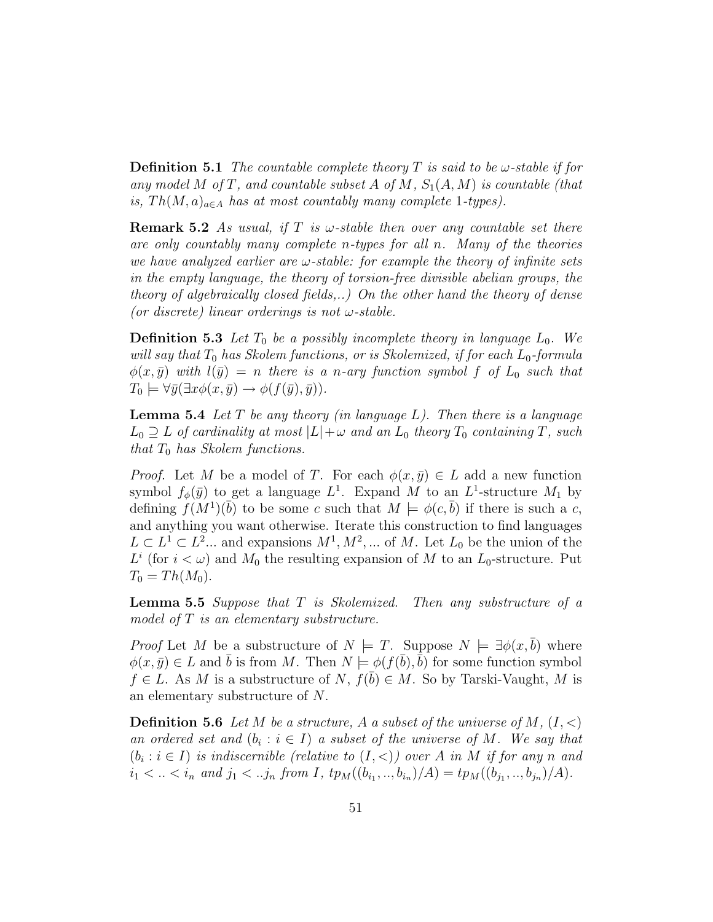**Definition 5.1** *The countable complete theory $T$ is said to be $\omega$-stable if for any model $M$ of $T$, and countable subset $A$ of $M$, $S_1(A, M)$ is countable (that is, $Th(M, a)_{a \in A}$ has at most countably many complete 1-types).*

**Remark 5.2** *As usual, if $T$ is $\omega$-stable then over any countable set there are only countably many complete $n$-types for all $n$. Many of the theories we have analyzed earlier are $\omega$-stable: for example the theory of infinite sets in the empty language, the theory of torsion-free divisible abelian groups, the theory of algebraically closed fields,..) On the other hand the theory of dense (or discrete) linear orderings is not $\omega$-stable.*

**Definition 5.3** *Let $T_0$ be a possibly incomplete theory in language $L_0$. We will say that $T_0$ has Skolem functions, or is Skolemized, if for each $L_0$-formula $\phi(x, \bar{y})$ with $l(\bar{y}) = n$ there is a $n$-ary function symbol $f$ of $L_0$ such that $T_0 \models \forall \bar{y}(\exists x \phi(x, \bar{y}) \rightarrow \phi(f(\bar{y}), \bar{y}))$.*

**Lemma 5.4** *Let $T$ be any theory (in language $L$). Then there is a language $L_0 \supseteq L$ of cardinality at most $|L| + \omega$ and an $L_0$ theory $T_0$ containing $T$, such that $T_0$ has Skolem functions.*

*Proof.* Let $M$ be a model of $T$. For each $\phi(x, \bar{y}) \in L$ add a new function symbol $f_\phi(\bar{y})$ to get a language $L^1$. Expand $M$ to an $L^1$-structure $M_1$ by defining $f(M^1)(\bar{b})$ to be some $c$ such that $M \models \phi(c, \bar{b})$ if there is such a $c$, and anything you want otherwise. Iterate this construction to find languages $L \subset L^1 \subset L^2 ...$ and expansions $M^1, M^2, ...$ of $M$. Let $L_0$ be the union of the $L^i$ (for $i < \omega$) and $M_0$ the resulting expansion of $M$ to an $L_0$-structure. Put $T_0 = Th(M_0)$.

**Lemma 5.5** *Suppose that $T$ is Skolemized. Then any substructure of a model of $T$ is an elementary substructure.*

*Proof* Let $M$ be a substructure of $N \models T$. Suppose $N \models \exists \phi(x, \bar{b})$ where $\phi(x, \bar{y}) \in L$ and $\bar{b}$ is from $M$. Then $N \models \phi(f(\bar{b}), \bar{b})$ for some function symbol $f \in L$. As $M$ is a substructure of $N$, $f(\bar{b}) \in M$. So by Tarski-Vaught, $M$ is an elementary substructure of $N$.

**Definition 5.6** *Let $M$ be a structure, $A$ a subset of the universe of $M$, $(I, <)$ an ordered set and $(b_i : i \in I)$ a subset of the universe of $M$. We say that $(b_i : i \in I)$ is indiscernible (relative to $(I, <)$) over $A$ in $M$ if for any $n$ and $i_1 < .. < i_n$ and $j_1 < ..j_n$ from $I$, $tp_M((b_{i_1}, .., b_{i_n})/A) = tp_M((b_{j_1}, .., b_{j_n})/A)$.*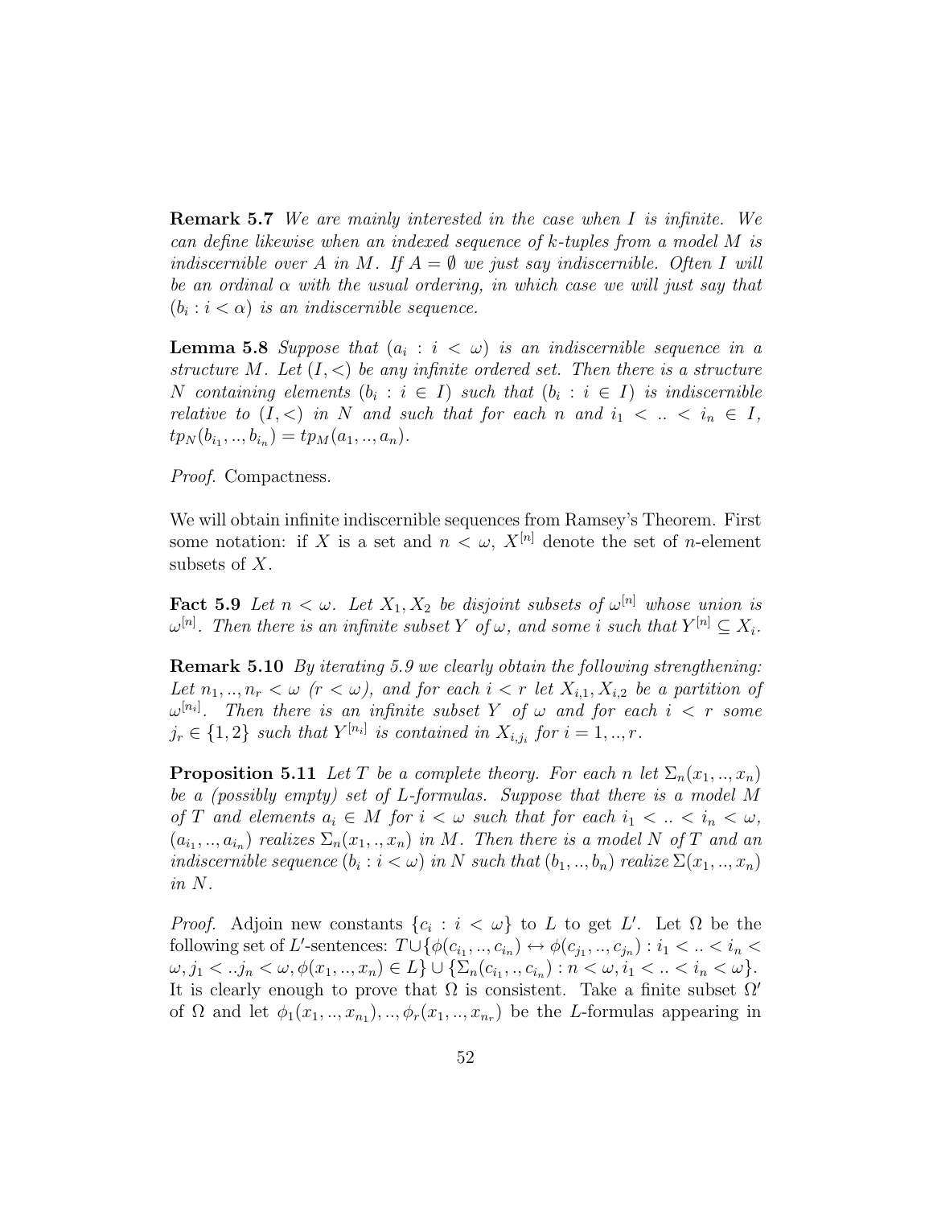**Remark 5.7** *We are mainly interested in the case when $I$ is infinite. We can define likewise when an indexed sequence of $k$-tuples from a model $M$ is indiscernible over $A$ in $M$. If $A = \emptyset$ we just say indiscernible. Often $I$ will be an ordinal $\alpha$ with the usual ordering, in which case we will just say that $(b_i : i < \alpha)$ is an indiscernible sequence.*

**Lemma 5.8** *Suppose that $(a_i : i < \omega)$ is an indiscernible sequence in a structure $M$. Let $(I, <)$ be any infinite ordered set. Then there is a structure $N$ containing elements $(b_i : i \in I)$ such that $(b_i : i \in I)$ is indiscernible relative to $(I, <)$ in $N$ and such that for each $n$ and $i_1 < .. < i_n \in I$, $tp_N(b_{i_1}, .., b_{i_n}) = tp_M(a_1, .., a_n)$.*

*Proof.* Compactness.

We will obtain infinite indiscernible sequences from Ramsey's Theorem. First some notation: if $X$ is a set and $n < \omega$, $X^{[n]}$ denote the set of $n$-element subsets of $X$.

**Fact 5.9** *Let $n < \omega$. Let $X_1, X_2$ be disjoint subsets of $\omega^{[n]}$ whose union is $\omega^{[n]}$. Then there is an infinite subset $Y$ of $\omega$, and some $i$ such that $Y^{[n]} \subseteq X_i$.*

**Remark 5.10** *By iterating 5.9 we clearly obtain the following strengthening: Let $n_1, .., n_r < \omega$ ($r < \omega$), and for each $i < r$ let $X_{i,1}, X_{i,2}$ be a partition of $\omega^{[n_i]}$. Then there is an infinite subset $Y$ of $\omega$ and for each $i < r$ some $j_r \in \{1, 2\}$ such that $Y^{[n_i]}$ is contained in $X_{i,j_i}$ for $i = 1, .., r$.*

**Proposition 5.11** *Let $T$ be a complete theory. For each $n$ let $\Sigma_n(x_1, .., x_n)$ be a (possibly empty) set of $L$-formulas. Suppose that there is a model $M$ of $T$ and elements $a_i \in M$ for $i < \omega$ such that for each $i_1 < .. < i_n < \omega$, $(a_{i_1}, .., a_{i_n})$ realizes $\Sigma_n(x_1, ., x_n)$ in $M$. Then there is a model $N$ of $T$ and an indiscernible sequence $(b_i : i < \omega)$ in $N$ such that $(b_1, .., b_n)$ realize $\Sigma(x_1, .., x_n)$ in $N$.*

*Proof.* Adjoin new constants $\{c_i : i < \omega\}$ to $L$ to get $L'$. Let $\Omega$ be the following set of $L'$-sentences: $T \cup \{\phi(c_{i_1}, .., c_{i_n}) \leftrightarrow \phi(c_{j_1}, .., c_{j_n}) : i_1 < .. < i_n < \omega, j_1 < ..j_n < \omega, \phi(x_1, .., x_n) \in L\} \cup \{\Sigma_n(c_{i_1}, ., c_{i_n}) : n < \omega, i_1 < .. < i_n < \omega\}$. It is clearly enough to prove that $\Omega$ is consistent. Take a finite subset $\Omega'$ of $\Omega$ and let $\phi_1(x_1, .., x_{n_1}), .., \phi_r(x_1, .., x_{n_r})$ be the $L$-formulas appearing in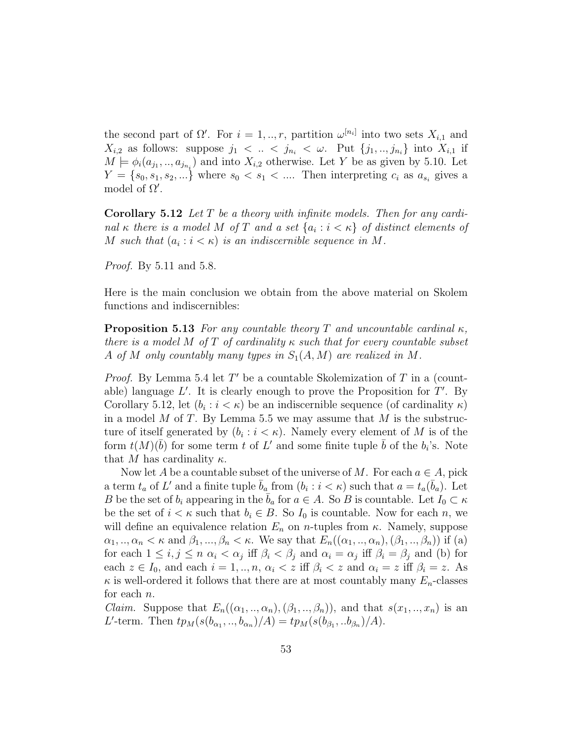the second part of $\Omega'$. For $i = 1, .., r$, partition $\omega^{[n_i]}$ into two sets $X_{i,1}$ and $X_{i,2}$ as follows: suppose $j_1 < .. < j_{n_i} < \omega$. Put $\{j_1, .., j_{n_i}\}$ into $X_{i,1}$ if $M \models \phi_i(a_{j_1}, .., a_{j_{n_i}})$ and into $X_{i,2}$ otherwise. Let $Y$ be as given by 5.10. Let $Y = \{s_0, s_1, s_2, ...\}$ where $s_0 < s_1 < ....$ Then interpreting $c_i$ as $a_{s_i}$ gives a model of $\Omega'$.

**Corollary 5.12** *Let $T$ be a theory with infinite models. Then for any cardinal $\kappa$ there is a model $M$ of $T$ and a set $\{a_i : i < \kappa\}$ of distinct elements of $M$ such that $(a_i : i < \kappa)$ is an indiscernible sequence in $M$.*

*Proof.* By 5.11 and 5.8.

Here is the main conclusion we obtain from the above material on Skolem functions and indiscernibles:

**Proposition 5.13** *For any countable theory $T$ and uncountable cardinal $\kappa$, there is a model $M$ of $T$ of cardinality $\kappa$ such that for every countable subset $A$ of $M$ only countably many types in $S_1(A, M)$ are realized in $M$.*

*Proof.* By Lemma 5.4 let $T'$ be a countable Skolemization of $T$ in a (countable) language $L'$. It is clearly enough to prove the Proposition for $T'$. By Corollary 5.12, let $(b_i : i < \kappa)$ be an indiscernible sequence (of cardinality $\kappa$) in a model $M$ of $T$. By Lemma 5.5 we may assume that $M$ is the substructure of itself generated by $(b_i : i < \kappa)$. Namely every element of $M$ is of the form $t(M)(\bar{b})$ for some term $t$ of $L'$ and some finite tuple $\bar{b}$ of the $b_i$'s. Note that $M$ has cardinality $\kappa$.

Now let $A$ be a countable subset of the universe of $M$. For each $a \in A$, pick a term $t_a$ of $L'$ and a finite tuple $\bar{b}_a$ from $(b_i : i < \kappa)$ such that $a = t_a(\bar{b}_a)$. Let $B$ be the set of $b_i$ appearing in the $\bar{b}_a$ for $a \in A$. So $B$ is countable. Let $I_0 \subset \kappa$ be the set of $i < \kappa$ such that $b_i \in B$. So $I_0$ is countable. Now for each $n$, we will define an equivalence relation $E_n$ on $n$-tuples from $\kappa$. Namely, suppose $\alpha_1, .., \alpha_n < \kappa$ and $\beta_1, ..., \beta_n) < \kappa$. We say that $E_n((\alpha_1, .., \alpha_n), (\beta_1, .., \beta_n))$ if (a) for each $1 \leq i, j \leq n$ $\alpha_i < \alpha_j$ iff $\beta_i < \beta_j$ and $\alpha_i = \alpha_j$ iff $\beta_i = \beta_j$ and (b) for each $z \in I_0$, and each $i = 1, .., n$, $\alpha_i < z$ iff $\beta_i < z$ and $\alpha_i = z$ iff $\beta_i = z$. As $\kappa$ is well-ordered it follows that there are at most countably many $E_n$-classes for each $n$.

*Claim.* Suppose that $E_n((\alpha_1, .., \alpha_n), (\beta_1, .., \beta_n))$, and that $s(x_1, .., x_n)$ is an $L'$-term. Then $tp_M(s(b_{\alpha_1}, .., b_{\alpha_n})/A) = tp_M(s(b_{\beta_1}, ..b_{\beta_n})/A)$.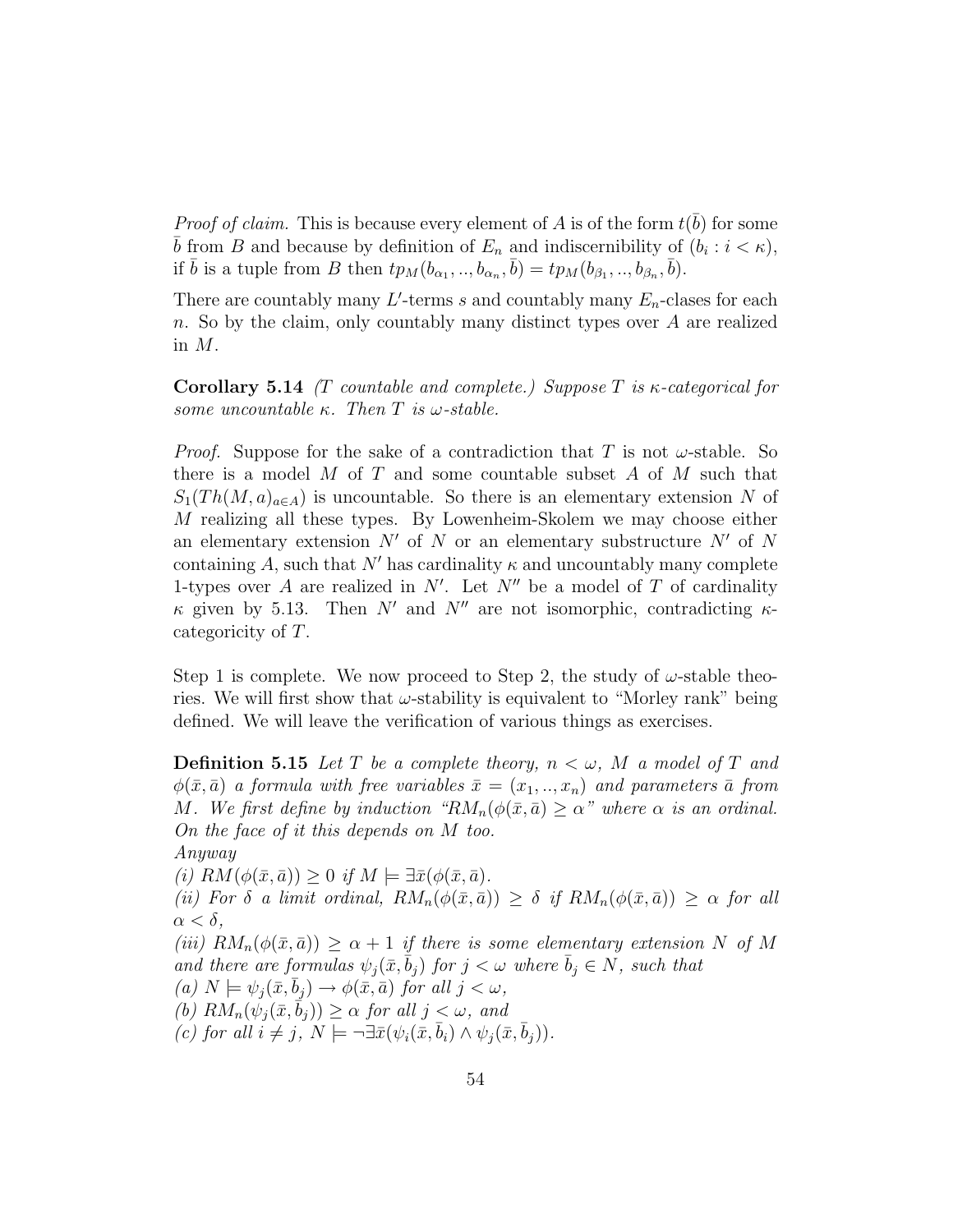*Proof of claim.* This is because every element of $A$ is of the form $t(\bar{b})$ for some $\bar{b}$ from $B$ and because by definition of $E_n$ and indiscernibility of $(b_i : i < \kappa)$, if $\bar{b}$ is a tuple from $B$ then $tp_M(b_{\alpha_1}, .., b_{\alpha_n}, \bar{b}) = tp_M(b_{\beta_1}, .., b_{\beta_n}, \bar{b})$.

There are countably many $L'$-terms $s$ and countably many $E_n$-clases for each $n$. So by the claim, only countably many distinct types over $A$ are realized in $M$.

**Corollary 5.14** *($T$ countable and complete.) Suppose $T$ is $\kappa$-categorical for some uncountable $\kappa$. Then $T$ is $\omega$-stable.*

*Proof.* Suppose for the sake of a contradiction that $T$ is not $\omega$-stable. So there is a model $M$ of $T$ and some countable subset $A$ of $M$ such that $S_1(Th(M, a)_{a \in A})$ is uncountable. So there is an elementary extension $N$ of $M$ realizing all these types. By Lowenheim-Skolem we may choose either an elementary extension $N'$ of $N$ or an elementary substructure $N'$ of $N$ containing $A$, such that $N'$ has cardinality $\kappa$ and uncountably many complete 1-types over $A$ are realized in $N'$. Let $N''$ be a model of $T$ of cardinality $\kappa$ given by 5.13. Then $N'$ and $N''$ are not isomorphic, contradicting $\kappa$-categoricity of $T$.

Step 1 is complete. We now proceed to Step 2, the study of $\omega$-stable theories. We will first show that $\omega$-stability is equivalent to "Morley rank" being defined. We will leave the verification of various things as exercises.

**Definition 5.15** *Let $T$ be a complete theory, $n < \omega$, $M$ a model of $T$ and $\phi(\bar{x}, \bar{a})$ a formula with free variables $\bar{x} = (x_1, .., x_n)$ and parameters $\bar{a}$ from $M$. We first define by induction "$RM_n(\phi(\bar{x}, \bar{a}) \geq \alpha$" where $\alpha$ is an ordinal. On the face of it this depends on $M$ too.*
*Anyway*
*(i) $RM(\phi(\bar{x}, \bar{a})) \geq 0$ if $M \models \exists \bar{x}(\phi(\bar{x}, \bar{a})$.*
*(ii) For $\delta$ a limit ordinal, $RM_n(\phi(\bar{x}, \bar{a})) \geq \delta$ if $RM_n(\phi(\bar{x}, \bar{a})) \geq \alpha$ for all $\alpha < \delta$,*
*(iii) $RM_n(\phi(\bar{x}, \bar{a})) \geq \alpha + 1$ if there is some elementary extension $N$ of $M$ and there are formulas $\psi_j(\bar{x}, \bar{b}_j)$ for $j < \omega$ where $\bar{b}_j \in N$, such that*
*(a) $N \models \psi_j(\bar{x}, \bar{b}_j) \rightarrow \phi(\bar{x}, \bar{a})$ for all $j < \omega$,*
*(b) $RM_n(\psi_j(\bar{x}, \bar{b}_j)) \geq \alpha$ for all $j < \omega$, and*
*(c) for all $i \neq j$, $N \models \neg \exists \bar{x}(\psi_i(\bar{x}, \bar{b}_i) \wedge \psi_j(\bar{x}, \bar{b}_j))$.*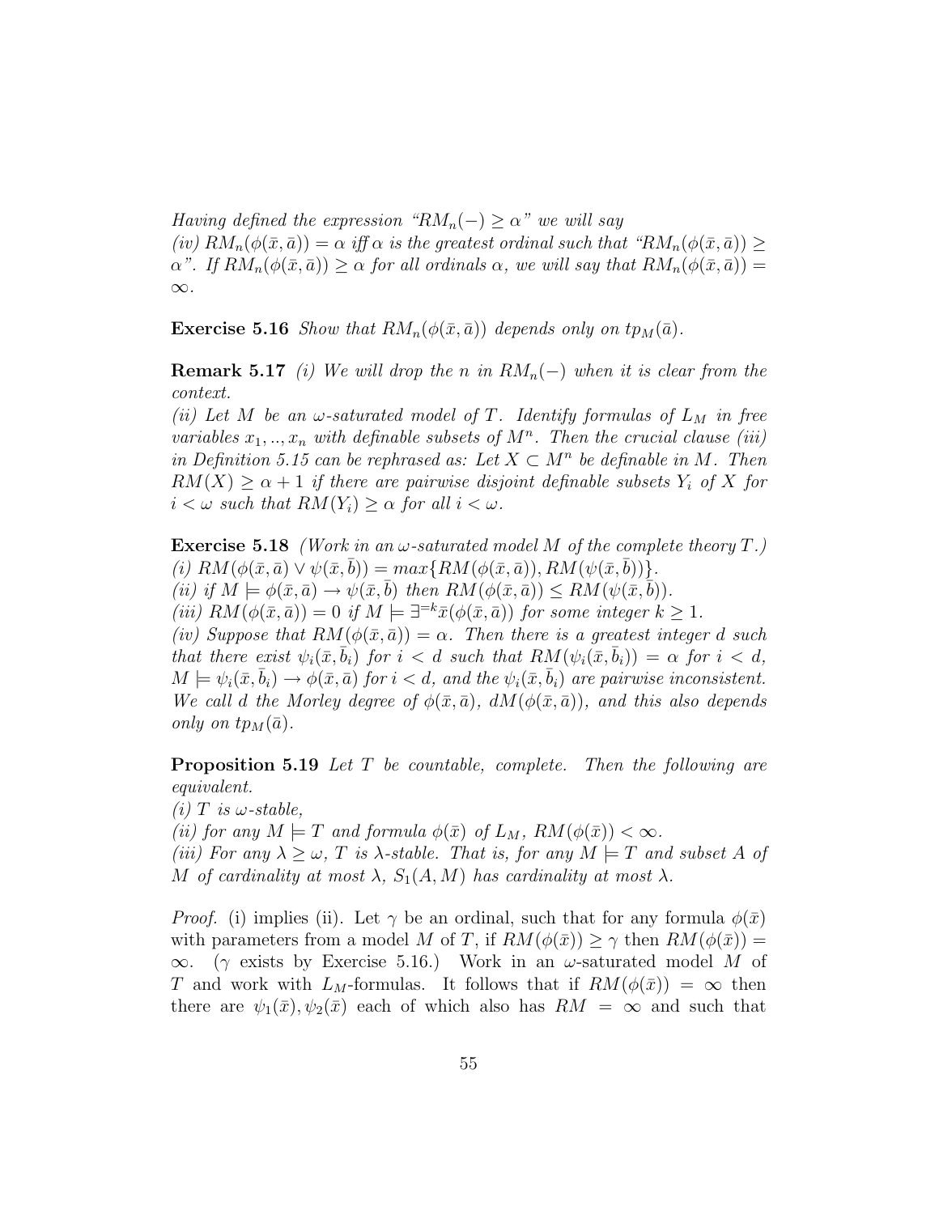*Having defined the expression "$RM_n(-) \geq \alpha$" we will say*
*(iv) $RM_n(\phi(\bar{x}, \bar{a})) = \alpha$ iff $\alpha$ is the greatest ordinal such that "$RM_n(\phi(\bar{x}, \bar{a})) \geq \alpha$". If $RM_n(\phi(\bar{x}, \bar{a})) \geq \alpha$ for all ordinals $\alpha$, we will say that $RM_n(\phi(\bar{x}, \bar{a})) = \infty$.*

**Exercise 5.16** *Show that $RM_n(\phi(\bar{x}, \bar{a}))$ depends only on $tp_M(\bar{a})$.*

**Remark 5.17** *(i) We will drop the $n$ in $RM_n(-)$ when it is clear from the context.*
*(ii) Let $M$ be an $\omega$-saturated model of $T$. Identify formulas of $L_M$ in free variables $x_1, .., x_n$ with definable subsets of $M^n$. Then the crucial clause (iii) in Definition 5.15 can be rephrased as: Let $X \subset M^n$ be definable in $M$. Then $RM(X) \geq \alpha + 1$ if there are pairwise disjoint definable subsets $Y_i$ of $X$ for $i < \omega$ such that $RM(Y_i) \geq \alpha$ for all $i < \omega$.*

**Exercise 5.18** *(Work in an $\omega$-saturated model $M$ of the complete theory $T$.)*
*(i) $RM(\phi(\bar{x}, \bar{a}) \vee \psi(\bar{x}, \bar{b})) = max\{RM(\phi(\bar{x}, \bar{a})), RM(\psi(\bar{x}, \bar{b}))\}$.*
*(ii) if $M \models \phi(\bar{x}, \bar{a}) \rightarrow \psi(\bar{x}, \bar{b})$ then $RM(\phi(\bar{x}, \bar{a})) \leq RM(\psi(\bar{x}, \bar{b}))$.*
*(iii) $RM(\phi(\bar{x}, \bar{a})) = 0$ if $M \models \exists^{=k}\bar{x}(\phi(\bar{x}, \bar{a}))$ for some integer $k \geq 1$.*
*(iv) Suppose that $RM(\phi(\bar{x}, \bar{a})) = \alpha$. Then there is a greatest integer $d$ such that there exist $\psi_i(\bar{x}, \bar{b}_i)$ for $i < d$ such that $RM(\psi_i(\bar{x}, \bar{b}_i)) = \alpha$ for $i < d$, $M \models \psi_i(\bar{x}, \bar{b}_i) \rightarrow \phi(\bar{x}, \bar{a})$ for $i < d$, and the $\psi_i(\bar{x}, \bar{b}_i)$ are pairwise inconsistent. We call $d$ the Morley degree of $\phi(\bar{x}, \bar{a})$, $dM(\phi(\bar{x}, \bar{a}))$, and this also depends only on $tp_M(\bar{a})$.*

**Proposition 5.19** *Let $T$ be countable, complete. Then the following are equivalent.*
*(i) $T$ is $\omega$-stable,*
*(ii) for any $M \models T$ and formula $\phi(\bar{x})$ of $L_M$, $RM(\phi(\bar{x})) < \infty$.*
*(iii) For any $\lambda \geq \omega$, $T$ is $\lambda$-stable. That is, for any $M \models T$ and subset $A$ of $M$ of cardinality at most $\lambda$, $S_1(A, M)$ has cardinality at most $\lambda$.*

*Proof.* (i) implies (ii). Let $\gamma$ be an ordinal, such that for any formula $\phi(\bar{x})$ with parameters from a model $M$ of $T$, if $RM(\phi(\bar{x})) \geq \gamma$ then $RM(\phi(\bar{x})) = \infty$. ($\gamma$ exists by Exercise 5.16.) Work in an $\omega$-saturated model $M$ of $T$ and work with $L_M$-formulas. It follows that if $RM(\phi(\bar{x})) = \infty$ then there are $\psi_1(\bar{x}), \psi_2(\bar{x})$ each of which also has $RM = \infty$ and such that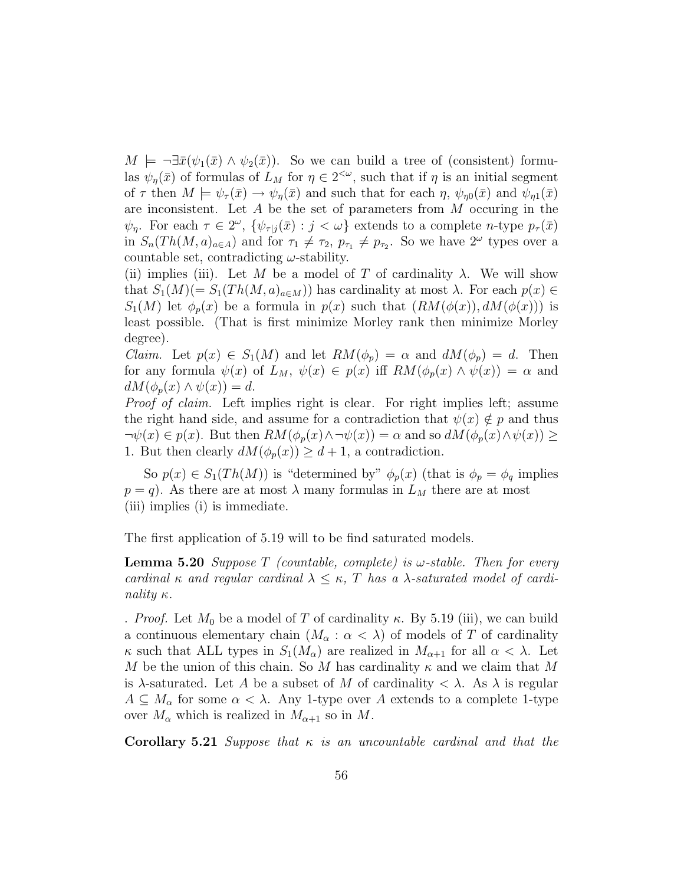$M \models \neg\exists\bar{x}(\psi_1(\bar{x}) \wedge \psi_2(\bar{x}))$. So we can build a tree of (consistent) formulas $\psi_\eta(\bar{x})$ of formulas of $L_M$ for $\eta \in 2^{<\omega}$, such that if $\eta$ is an initial segment of $\tau$ then $M \models \psi_\tau(\bar{x}) \to \psi_\eta(\bar{x})$ and such that for each $\eta$, $\psi_{\eta 0}(\bar{x})$ and $\psi_{\eta 1}(\bar{x})$ are inconsistent. Let $A$ be the set of parameters from $M$ occuring in the $\psi_\eta$. For each $\tau \in 2^\omega$, $\{\psi_{\tau|j}(\bar{x}) : j < \omega\}$ extends to a complete $n$-type $p_\tau(\bar{x})$ in $S_n(Th(M,a)_{a\in A})$ and for $\tau_1 \neq \tau_2$, $p_{\tau_1} \neq p_{\tau_2}$. So we have $2^\omega$ types over a countable set, contradicting $\omega$-stability.

(ii) implies (iii). Let $M$ be a model of $T$ of cardinality $\lambda$. We will show that $S_1(M)(= S_1(Th(M,a)_{a\in M}))$ has cardinality at most $\lambda$. For each $p(x) \in S_1(M)$ let $\phi_p(x)$ be a formula in $p(x)$ such that $(RM(\phi(x)), dM(\phi(x)))$ is least possible. (That is first minimize Morley rank then minimize Morley degree).

*Claim.* Let $p(x) \in S_1(M)$ and let $RM(\phi_p) = \alpha$ and $dM(\phi_p) = d$. Then for any formula $\psi(x)$ of $L_M$, $\psi(x) \in p(x)$ iff $RM(\phi_p(x) \wedge \psi(x)) = \alpha$ and $dM(\phi_p(x) \wedge \psi(x)) = d$.

*Proof of claim.* Left implies right is clear. For right implies left; assume the right hand side, and assume for a contradiction that $\psi(x) \notin p$ and thus $\neg\psi(x) \in p(x)$. But then $RM(\phi_p(x) \wedge \neg\psi(x)) = \alpha$ and so $dM(\phi_p(x) \wedge \psi(x)) \geq 1$. But then clearly $dM(\phi_p(x)) \geq d+1$, a contradiction.

So $p(x) \in S_1(Th(M))$ is "determined by" $\phi_p(x)$ (that is $\phi_p = \phi_q$ implies $p = q$). As there are at most $\lambda$ many formulas in $L_M$ there are at most

(iii) implies (i) is immediate.

The first application of 5.19 will to be find saturated models.

**Lemma 5.20** *Suppose $T$ (countable, complete) is $\omega$-stable. Then for every cardinal $\kappa$ and regular cardinal $\lambda \leq \kappa$, $T$ has a $\lambda$-saturated model of cardinality $\kappa$.*

. *Proof.* Let $M_0$ be a model of $T$ of cardinality $\kappa$. By 5.19 (iii), we can build a continuous elementary chain $(M_\alpha : \alpha < \lambda)$ of models of $T$ of cardinality $\kappa$ such that ALL types in $S_1(M_\alpha)$ are realized in $M_{\alpha+1}$ for all $\alpha < \lambda$. Let $M$ be the union of this chain. So $M$ has cardinality $\kappa$ and we claim that $M$ is $\lambda$-saturated. Let $A$ be a subset of $M$ of cardinality $< \lambda$. As $\lambda$ is regular $A \subseteq M_\alpha$ for some $\alpha < \lambda$. Any 1-type over $A$ extends to a complete 1-type over $M_\alpha$ which is realized in $M_{\alpha+1}$ so in $M$.

**Corollary 5.21** *Suppose that $\kappa$ is an uncountable cardinal and that the*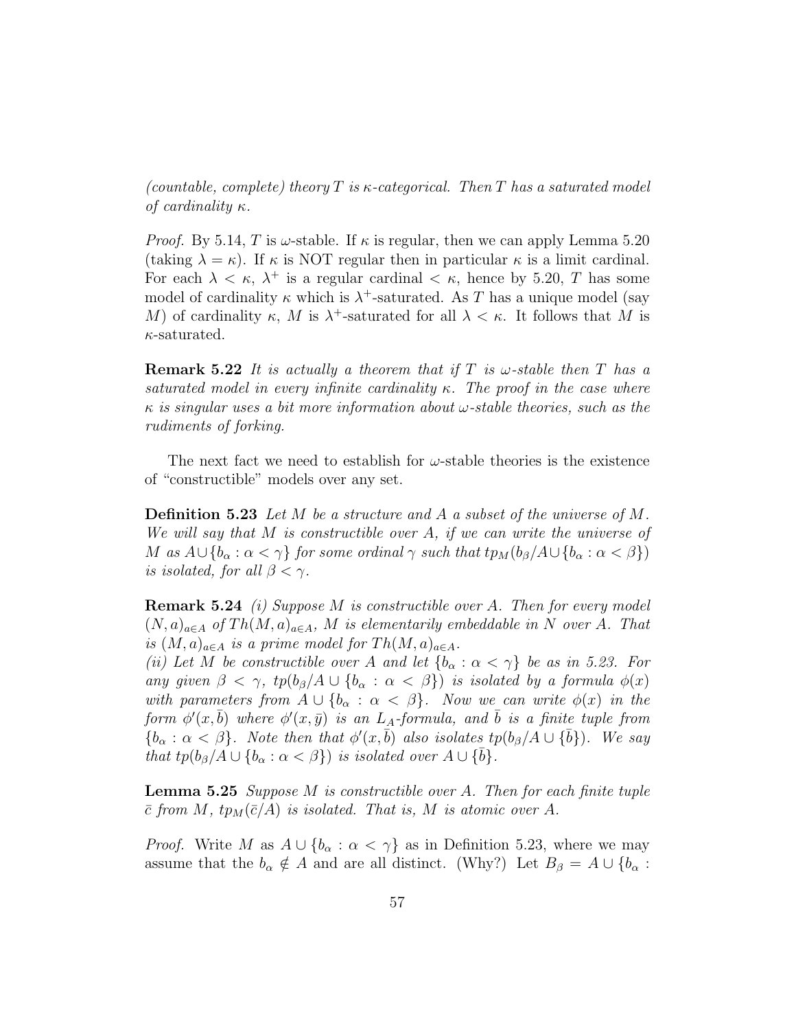*(countable, complete) theory $T$ is $\kappa$-categorical. Then $T$ has a saturated model of cardinality $\kappa$.*

*Proof.* By 5.14, $T$ is $\omega$-stable. If $\kappa$ is regular, then we can apply Lemma 5.20 (taking $\lambda = \kappa$). If $\kappa$ is NOT regular then in particular $\kappa$ is a limit cardinal. For each $\lambda < \kappa$, $\lambda^+$ is a regular cardinal $< \kappa$, hence by 5.20, $T$ has some model of cardinality $\kappa$ which is $\lambda^+$-saturated. As $T$ has a unique model (say $M$) of cardinality $\kappa$, $M$ is $\lambda^+$-saturated for all $\lambda < \kappa$. It follows that $M$ is $\kappa$-saturated.

**Remark 5.22** *It is actually a theorem that if $T$ is $\omega$-stable then $T$ has a saturated model in every infinite cardinality $\kappa$. The proof in the case where $\kappa$ is singular uses a bit more information about $\omega$-stable theories, such as the rudiments of forking.*

The next fact we need to establish for $\omega$-stable theories is the existence of "constructible" models over any set.

**Definition 5.23** *Let $M$ be a structure and $A$ a subset of the universe of $M$. We will say that $M$ is constructible over $A$, if we can write the universe of $M$ as $A \cup \{b_\alpha : \alpha < \gamma\}$ for some ordinal $\gamma$ such that $tp_M(b_\beta/A \cup \{b_\alpha : \alpha < \beta\})$ is isolated, for all $\beta < \gamma$.*

**Remark 5.24** *(i) Suppose $M$ is constructible over $A$. Then for every model $(N, a)_{a \in A}$ of $Th(M, a)_{a \in A}$, $M$ is elementarily embeddable in $N$ over $A$. That is $(M, a)_{a \in A}$ is a prime model for $Th(M, a)_{a \in A}$.*
*(ii) Let $M$ be constructible over $A$ and let $\{b_\alpha : \alpha < \gamma\}$ be as in 5.23. For any given $\beta < \gamma$, $tp(b_\beta/A \cup \{b_\alpha : \alpha < \beta\})$ is isolated by a formula $\phi(x)$ with parameters from $A \cup \{b_\alpha : \alpha < \beta\}$. Now we can write $\phi(x)$ in the form $\phi'(x, \bar{b})$ where $\phi'(x, \bar{y})$ is an $L_A$-formula, and $\bar{b}$ is a finite tuple from $\{b_\alpha : \alpha < \beta\}$. Note then that $\phi'(x, \bar{b})$ also isolates $tp(b_\beta/A \cup \{\bar{b}\})$. We say that $tp(b_\beta/A \cup \{b_\alpha : \alpha < \beta\})$ is isolated over $A \cup \{\bar{b}\}$.*

**Lemma 5.25** *Suppose $M$ is constructible over $A$. Then for each finite tuple $\bar{c}$ from $M$, $tp_M(\bar{c}/A)$ is isolated. That is, $M$ is atomic over $A$.*

*Proof.* Write $M$ as $A \cup \{b_\alpha : \alpha < \gamma\}$ as in Definition 5.23, where we may assume that the $b_\alpha \notin A$ and are all distinct. (Why?) Let $B_\beta = A \cup \{b_\alpha :$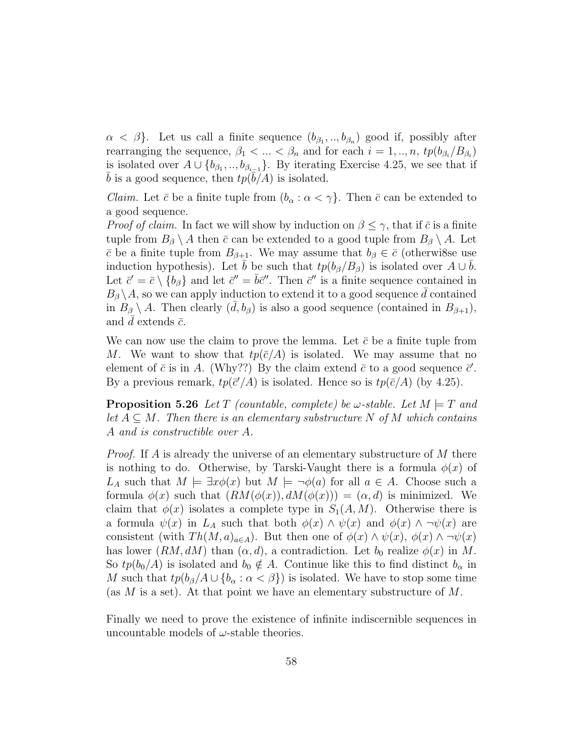$\alpha < \beta\}$. Let us call a finite sequence $(b_{\beta_1}, .., b_{\beta_n})$ good if, possibly after rearranging the sequence, $\beta_1 < ... < \beta_n$ and for each $i = 1, .., n$, $tp(b_{\beta_i}/B_{\beta_i})$ is isolated over $A \cup \{b_{\beta_1}, .., b_{\beta_{i-1}}\}$. By iterating Exercise 4.25, we see that if $\bar{b}$ is a good sequence, then $tp(\bar{b}/A)$ is isolated.

*Claim.* Let $\bar{c}$ be a finite tuple from $(b_\alpha : \alpha < \gamma\}$. Then $\bar{c}$ can be extended to a good sequence.

*Proof of claim.* In fact we will show by induction on $\beta \leq \gamma$, that if $\bar{c}$ is a finite tuple from $B_\beta \setminus A$ then $\bar{c}$ can be extended to a good tuple from $B_\beta \setminus A$. Let $\bar{c}$ be a finite tuple from $B_{\beta+1}$. We may assume that $b_\beta \in \bar{c}$ (otherwi8se use induction hypothesis). Let $\bar{b}$ be such that $tp(b_\beta/B_\beta)$ is isolated over $A \cup \bar{b}$. Let $\bar{c}' = \bar{c} \setminus \{b_\beta\}$ and let $\bar{c}'' = \bar{b}\bar{c}''$. Then $\bar{c}''$ is a finite sequence contained in $B_\beta \setminus A$, so we can apply induction to extend it to a good sequence $\bar{d}$ contained in $B_\beta \setminus A$. Then clearly $(\bar{d}, b_\beta)$ is also a good sequence (contained in $B_{\beta+1}$), and $\bar{d}$ extends $\bar{c}$.

We can now use the claim to prove the lemma. Let $\bar{c}$ be a finite tuple from $M$. We want to show that $tp(\bar{c}/A)$ is isolated. We may assume that no element of $\bar{c}$ is in $A$. (Why??) By the claim extend $\bar{c}$ to a good sequence $\bar{c}'$. By a previous remark, $tp(\bar{c}'/A)$ is isolated. Hence so is $tp(\bar{c}/A)$ (by 4.25).

**Proposition 5.26** *Let $T$ (countable, complete) be $\omega$-stable. Let $M \models T$ and let $A \subseteq M$. Then there is an elementary substructure $N$ of $M$ which contains $A$ and is constructible over $A$.*

*Proof.* If $A$ is already the universe of an elementary substructure of $M$ there is nothing to do. Otherwise, by Tarski-Vaught there is a formula $\phi(x)$ of $L_A$ such that $M \models \exists x \phi(x)$ but $M \models \neg\phi(a)$ for all $a \in A$. Choose such a formula $\phi(x)$ such that $(RM(\phi(x)), dM(\phi(x))) = (\alpha, d)$ is minimized. We claim that $\phi(x)$ isolates a complete type in $S_1(A, M)$. Otherwise there is a formula $\psi(x)$ in $L_A$ such that both $\phi(x) \wedge \psi(x)$ and $\phi(x) \wedge \neg\psi(x)$ are consistent (with $Th(M, a)_{a \in A}$). But then one of $\phi(x) \wedge \psi(x)$, $\phi(x) \wedge \neg\psi(x)$ has lower $(RM, dM)$ than $(\alpha, d)$, a contradiction. Let $b_0$ realize $\phi(x)$ in $M$. So $tp(b_0/A)$ is isolated and $b_0 \notin A$. Continue like this to find distinct $b_\alpha$ in $M$ such that $tp(b_\beta/A \cup \{b_\alpha : \alpha < \beta\})$ is isolated. We have to stop some time (as $M$ is a set). At that point we have an elementary substructure of $M$.

Finally we need to prove the existence of infinite indiscernible sequences in uncountable models of $\omega$-stable theories.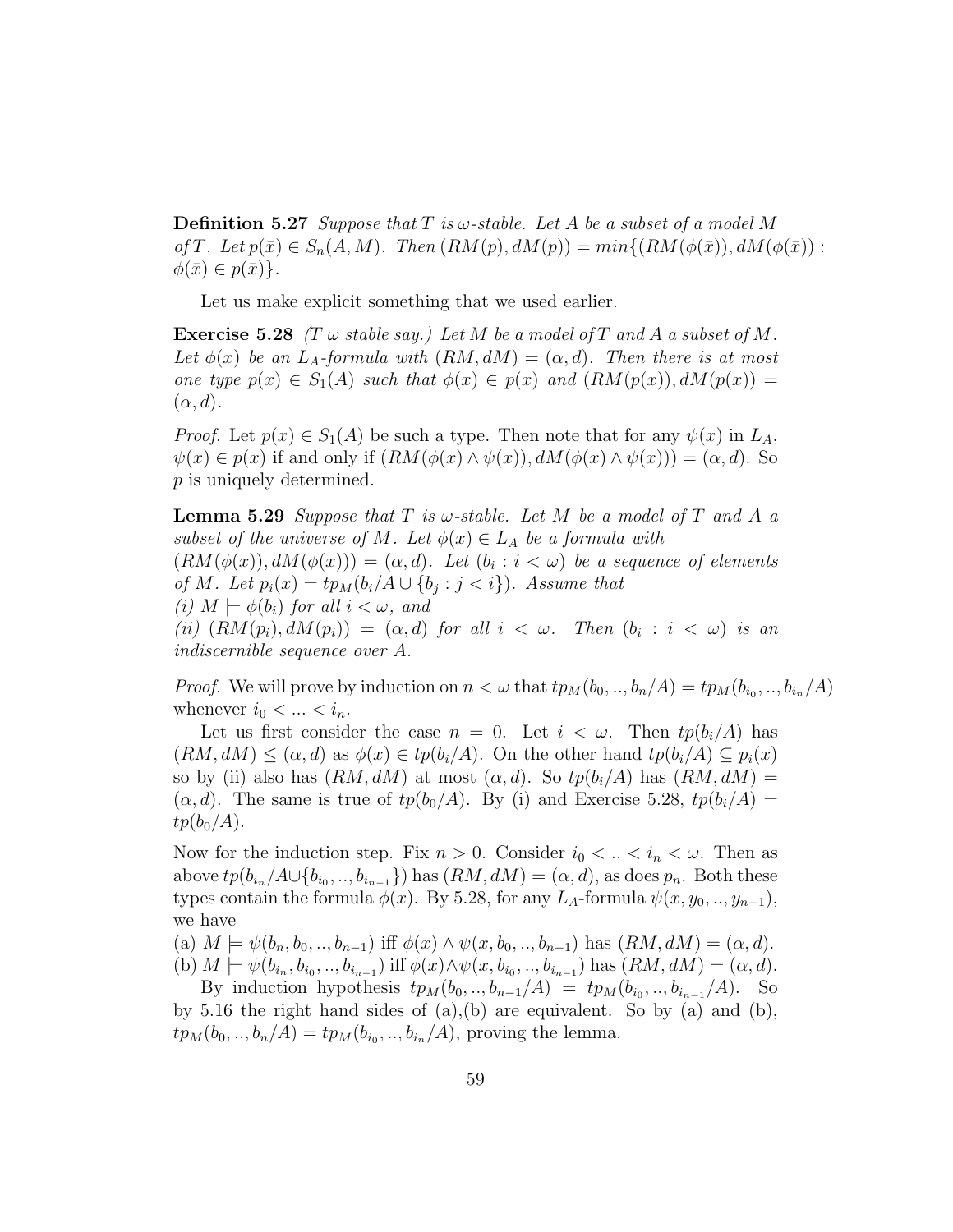**Definition 5.27** *Suppose that $T$ is $\omega$-stable. Let $A$ be a subset of a model $M$ of $T$. Let $p(\bar{x}) \in S_n(A, M)$. Then $(RM(p), dM(p)) = min\{(RM(\phi(\bar{x})), dM(\phi(\bar{x})) : \phi(\bar{x}) \in p(\bar{x})\}$.*

Let us make explicit something that we used earlier.

**Exercise 5.28** *($T$ $\omega$ stable say.) Let $M$ be a model of $T$ and $A$ a subset of $M$. Let $\phi(x)$ be an $L_A$-formula with $(RM, dM) = (\alpha, d)$. Then there is at most one type $p(x) \in S_1(A)$ such that $\phi(x) \in p(x)$ and $(RM(p(x)), dM(p(x)) = (\alpha, d)$.*

*Proof.* Let $p(x) \in S_1(A)$ be such a type. Then note that for any $\psi(x)$ in $L_A$, $\psi(x) \in p(x)$ if and only if $(RM(\phi(x) \wedge \psi(x)), dM(\phi(x) \wedge \psi(x))) = (\alpha, d)$. So $p$ is uniquely determined.

**Lemma 5.29** *Suppose that $T$ is $\omega$-stable. Let $M$ be a model of $T$ and $A$ a subset of the universe of $M$. Let $\phi(x) \in L_A$ be a formula with $(RM(\phi(x)), dM(\phi(x))) = (\alpha, d)$. Let $(b_i : i < \omega)$ be a sequence of elements of $M$. Let $p_i(x) = tp_M(b_i/A \cup \{b_j : j < i\})$. Assume that*
*(i) $M \models \phi(b_i)$ for all $i < \omega$, and*
*(ii) $(RM(p_i), dM(p_i)) = (\alpha, d)$ for all $i < \omega$. Then $(b_i : i < \omega)$ is an indiscernible sequence over $A$.*

*Proof.* We will prove by induction on $n < \omega$ that $tp_M(b_0, .., b_n/A) = tp_M(b_{i_0}, .., b_{i_n}/A)$ whenever $i_0 < ... < i_n$.

Let us first consider the case $n = 0$. Let $i < \omega$. Then $tp(b_i/A)$ has $(RM, dM) \leq (\alpha, d)$ as $\phi(x) \in tp(b_i/A)$. On the other hand $tp(b_i/A) \subseteq p_i(x)$ so by (ii) also has $(RM, dM)$ at most $(\alpha, d)$. So $tp(b_i/A)$ has $(RM, dM) = (\alpha, d)$. The same is true of $tp(b_0/A)$. By (i) and Exercise 5.28, $tp(b_i/A) = tp(b_0/A)$.

Now for the induction step. Fix $n > 0$. Consider $i_0 < .. < i_n < \omega$. Then as above $tp(b_{i_n}/A \cup \{b_{i_0}, .., b_{i_{n-1}}\})$ has $(RM, dM) = (\alpha, d)$, as does $p_n$. Both these types contain the formula $\phi(x)$. By 5.28, for any $L_A$-formula $\psi(x, y_0, .., y_{n-1})$, we have

(a) $M \models \psi(b_n, b_0, .., b_{n-1})$ iff $\phi(x) \wedge \psi(x, b_0, .., b_{n-1})$ has $(RM, dM) = (\alpha, d)$.
(b) $M \models \psi(b_{i_n}, b_{i_0}, .., b_{i_{n-1}})$ iff $\phi(x) \wedge \psi(x, b_{i_0}, .., b_{i_{n-1}})$ has $(RM, dM) = (\alpha, d)$.

By induction hypothesis $tp_M(b_0, .., b_{n-1}/A) = tp_M(b_{i_0}, .., b_{i_{n-1}}/A)$. So by 5.16 the right hand sides of (a),(b) are equivalent. So by (a) and (b), $tp_M(b_0, .., b_n/A) = tp_M(b_{i_0}, .., b_{i_n}/A)$, proving the lemma.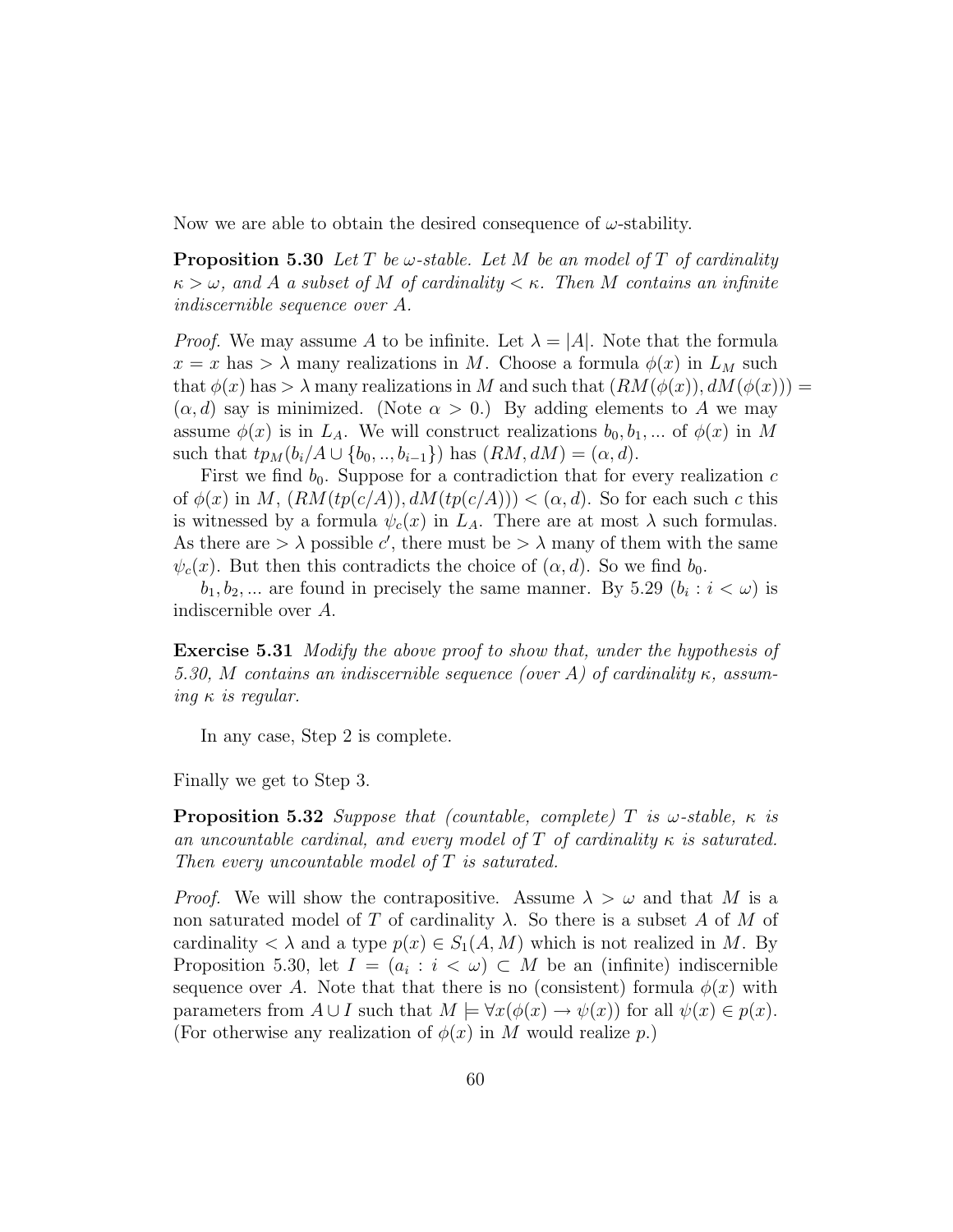Now we are able to obtain the desired consequence of $\omega$-stability.

**Proposition 5.30** *Let $T$ be $\omega$-stable. Let $M$ be an model of $T$ of cardinality $\kappa > \omega$, and $A$ a subset of $M$ of cardinality $< \kappa$. Then $M$ contains an infinite indiscernible sequence over $A$.*

*Proof.* We may assume $A$ to be infinite. Let $\lambda = |A|$. Note that the formula $x = x$ has $> \lambda$ many realizations in $M$. Choose a formula $\phi(x)$ in $L_M$ such that $\phi(x)$ has $> \lambda$ many realizations in $M$ and such that $(RM(\phi(x)), dM(\phi(x))) = (\alpha, d)$ say is minimized. (Note $\alpha > 0$.) By adding elements to $A$ we may assume $\phi(x)$ is in $L_A$. We will construct realizations $b_0, b_1, ...$ of $\phi(x)$ in $M$ such that $tp_M(b_i/A \cup \{b_0, .., b_{i-1}\})$ has $(RM, dM) = (\alpha, d)$.

First we find $b_0$. Suppose for a contradiction that for every realization $c$ of $\phi(x)$ in $M$, $(RM(tp(c/A)), dM(tp(c/A))) < (\alpha, d)$. So for each such $c$ this is witnessed by a formula $\psi_c(x)$ in $L_A$. There are at most $\lambda$ such formulas. As there are $> \lambda$ possible $c'$, there must be $> \lambda$ many of them with the same $\psi_c(x)$. But then this contradicts the choice of $(\alpha, d)$. So we find $b_0$.

$b_1, b_2, ...$ are found in precisely the same manner. By 5.29 $(b_i : i < \omega)$ is indiscernible over $A$.

**Exercise 5.31** *Modify the above proof to show that, under the hypothesis of 5.30, $M$ contains an indiscernible sequence (over $A$) of cardinality $\kappa$, assuming $\kappa$ is regular.*

In any case, Step 2 is complete.

Finally we get to Step 3.

**Proposition 5.32** *Suppose that (countable, complete) $T$ is $\omega$-stable, $\kappa$ is an uncountable cardinal, and every model of $T$ of cardinality $\kappa$ is saturated. Then every uncountable model of $T$ is saturated.*

*Proof.* We will show the contrapositive. Assume $\lambda > \omega$ and that $M$ is a non saturated model of $T$ of cardinality $\lambda$. So there is a subset $A$ of $M$ of cardinality $< \lambda$ and a type $p(x) \in S_1(A, M)$ which is not realized in $M$. By Proposition 5.30, let $I = (a_i : i < \omega) \subset M$ be an (infinite) indiscernible sequence over $A$. Note that that there is no (consistent) formula $\phi(x)$ with parameters from $A \cup I$ such that $M \models \forall x(\phi(x) \rightarrow \psi(x))$ for all $\psi(x) \in p(x)$. (For otherwise any realization of $\phi(x)$ in $M$ would realize $p$.)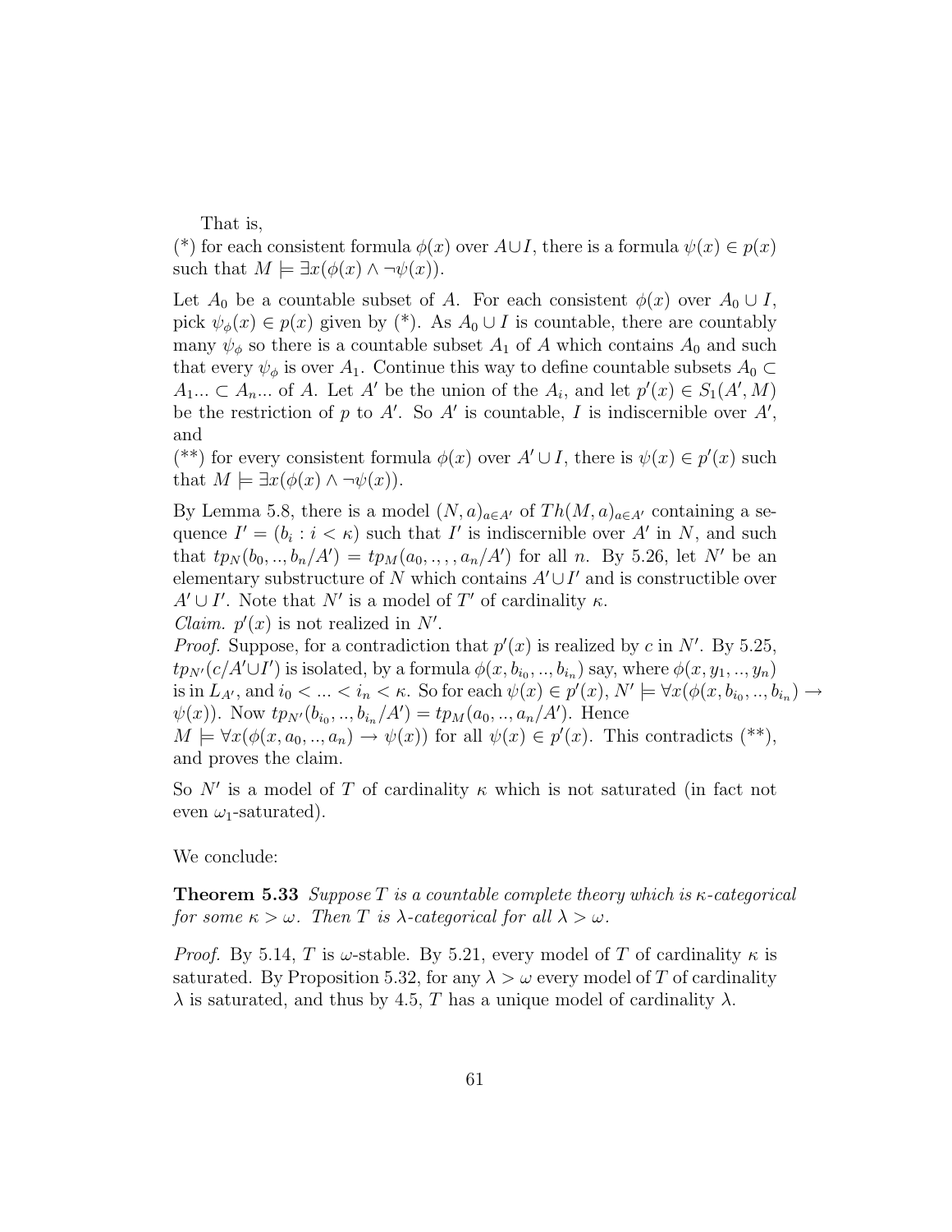That is,

(\*) for each consistent formula $\phi(x)$ over $A \cup I$, there is a formula $\psi(x) \in p(x)$ such that $M \models \exists x(\phi(x) \wedge \neg\psi(x))$.

Let $A_0$ be a countable subset of $A$. For each consistent $\phi(x)$ over $A_0 \cup I$, pick $\psi_\phi(x) \in p(x)$ given by (\*). As $A_0 \cup I$ is countable, there are countably many $\psi_\phi$ so there is a countable subset $A_1$ of $A$ which contains $A_0$ and such that every $\psi_\phi$ is over $A_1$. Continue this way to define countable subsets $A_0 \subset A_1 ... \subset A_n ...$ of $A$. Let $A'$ be the union of the $A_i$, and let $p'(x) \in S_1(A', M)$ be the restriction of $p$ to $A'$. So $A'$ is countable, $I$ is indiscernible over $A'$, and

(\*\*) for every consistent formula $\phi(x)$ over $A' \cup I$, there is $\psi(x) \in p'(x)$ such that $M \models \exists x(\phi(x) \wedge \neg\psi(x))$.

By Lemma 5.8, there is a model $(N, a)_{a \in A'}$ of $Th(M, a)_{a \in A'}$ containing a sequence $I' = (b_i : i < \kappa)$ such that $I'$ is indiscernible over $A'$ in $N$, and such that $tp_N(b_0, .., b_n/A') = tp_M(a_0, .., ., a_n/A')$ for all $n$. By 5.26, let $N'$ be an elementary substructure of $N$ which contains $A' \cup I'$ and is constructible over $A' \cup I'$. Note that $N'$ is a model of $T'$ of cardinality $\kappa$.

*Claim.* $p'(x)$ is not realized in $N'$.

*Proof.* Suppose, for a contradiction that $p'(x)$ is realized by $c$ in $N'$. By 5.25, $tp_{N'}(c/A' \cup I')$ is isolated, by a formula $\phi(x, b_{i_0}, .., b_{i_n})$ say, where $\phi(x, y_1, .., y_n)$ is in $L_{A'}$, and $i_0 < ... < i_n < \kappa$. So for each $\psi(x) \in p'(x)$, $N' \models \forall x(\phi(x, b_{i_0}, .., b_{i_n}) \rightarrow \psi(x))$. Now $tp_{N'}(b_{i_0}, .., b_{i_n}/A') = tp_M(a_0, .., a_n/A')$. Hence $M \models \forall x(\phi(x, a_0, .., a_n) \rightarrow \psi(x))$ for all $\psi(x) \in p'(x)$. This contradicts (\*\*), and proves the claim.

So $N'$ is a model of $T$ of cardinality $\kappa$ which is not saturated (in fact not even $\omega_1$-saturated).

We conclude:

**Theorem 5.33** *Suppose $T$ is a countable complete theory which is $\kappa$-categorical for some $\kappa > \omega$. Then $T$ is $\lambda$-categorical for all $\lambda > \omega$.*

*Proof.* By 5.14, $T$ is $\omega$-stable. By 5.21, every model of $T$ of cardinality $\kappa$ is saturated. By Proposition 5.32, for any $\lambda > \omega$ every model of $T$ of cardinality $\lambda$ is saturated, and thus by 4.5, $T$ has a unique model of cardinality $\lambda$.